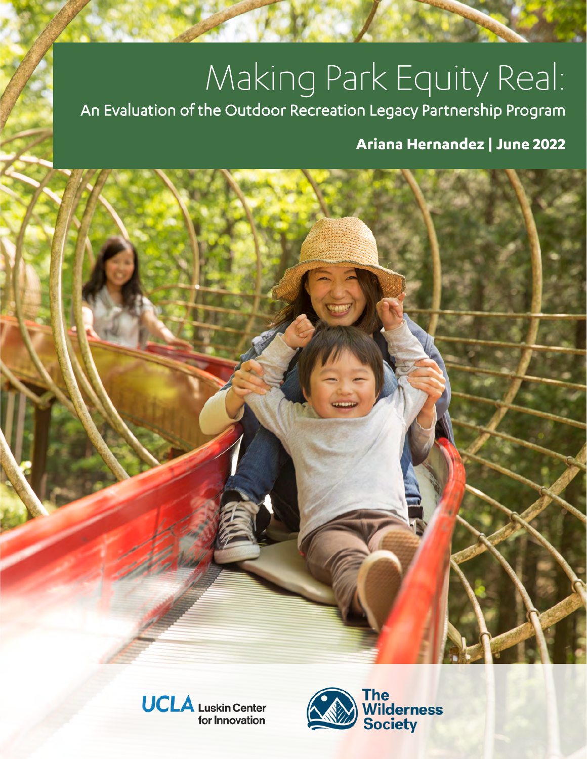# Making Park Equity Real:

## An Evaluation of the Outdoor Recreation Legacy Partnership Program

**Ariana Hernandez | June 2022**

UCLA Luskin Center for Innovation

The Wilderness Society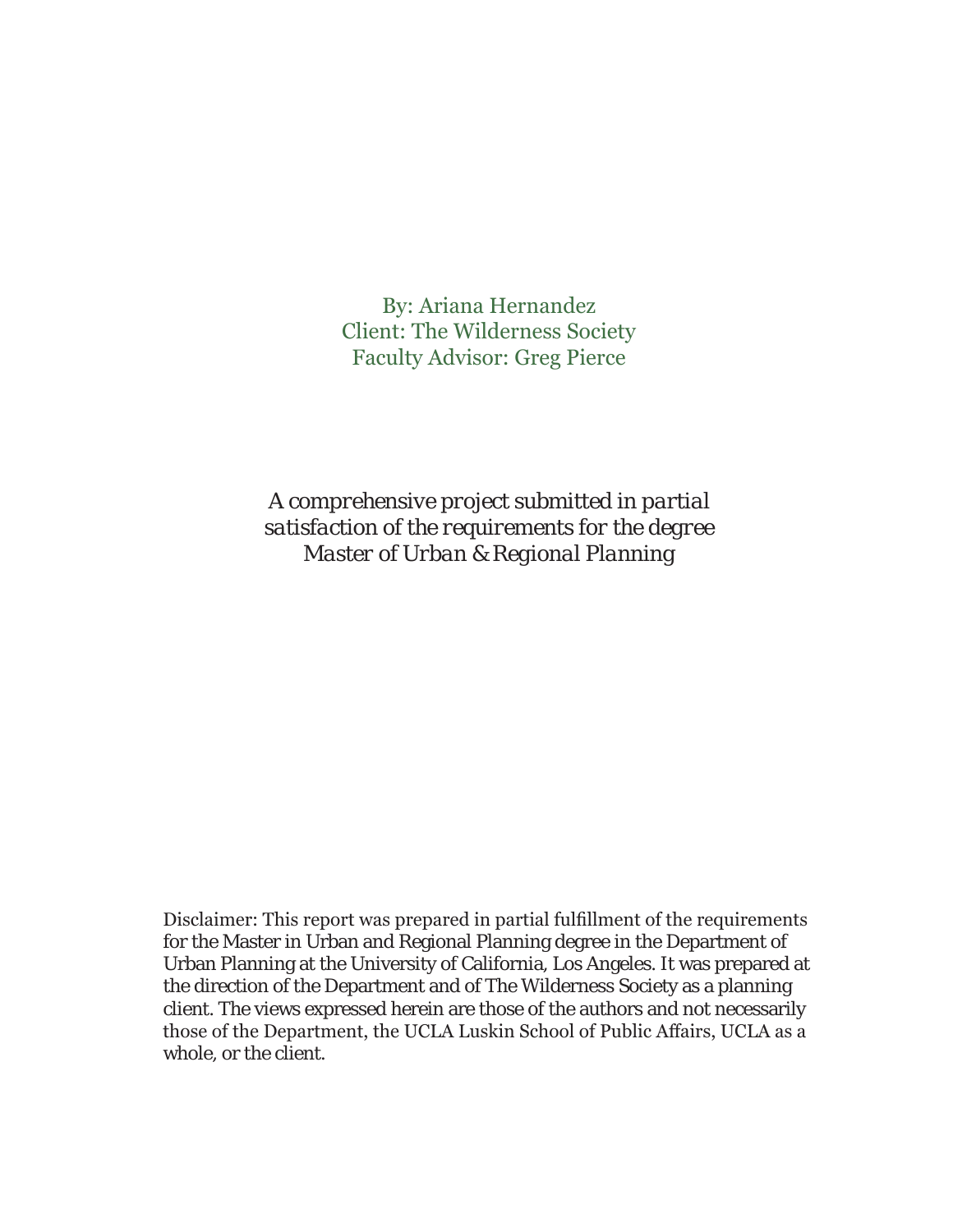By: Ariana Hernandez
Client: The Wilderness Society
Faculty Advisor: Greg Pierce

*A comprehensive project submitted in partial satisfaction of the requirements for the degree Master of Urban & Regional Planning*

Disclaimer: This report was prepared in partial fulfillment of the requirements for the Master in Urban and Regional Planning degree in the Department of Urban Planning at the University of California, Los Angeles. It was prepared at the direction of the Department and of The Wilderness Society as a planning client. The views expressed herein are those of the authors and not necessarily those of the Department, the UCLA Luskin School of Public Affairs, UCLA as a whole, or the client.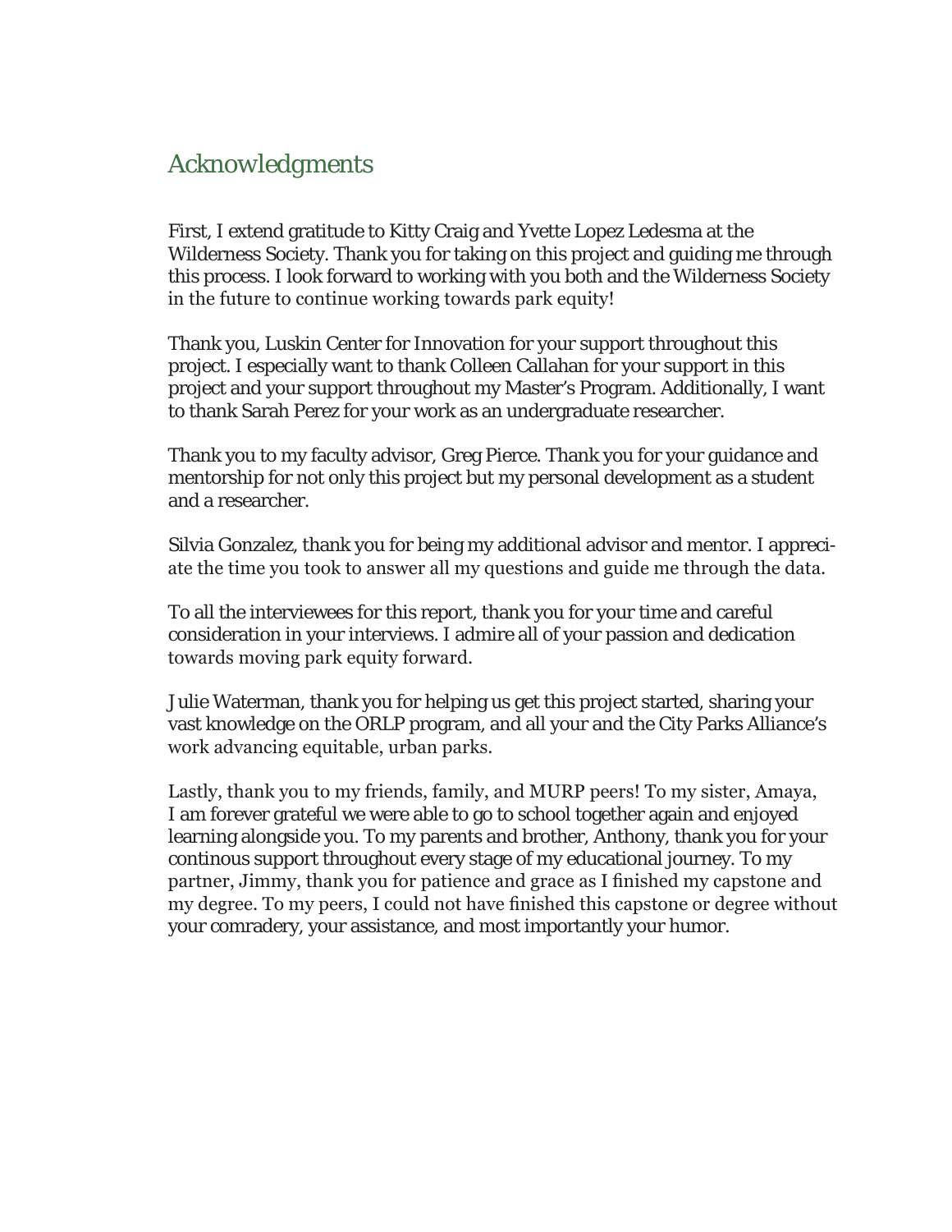## Acknowledgments

First, I extend gratitude to Kitty Craig and Yvette Lopez Ledesma at the Wilderness Society. Thank you for taking on this project and guiding me through this process. I look forward to working with you both and the Wilderness Society in the future to continue working towards park equity!

Thank you, Luskin Center for Innovation for your support throughout this project. I especially want to thank Colleen Callahan for your support in this project and your support throughout my Master's Program. Additionally, I want to thank Sarah Perez for your work as an undergraduate researcher.

Thank you to my faculty advisor, Greg Pierce. Thank you for your guidance and mentorship for not only this project but my personal development as a student and a researcher.

Silvia Gonzalez, thank you for being my additional advisor and mentor. I appreciate the time you took to answer all my questions and guide me through the data.

To all the interviewees for this report, thank you for your time and careful consideration in your interviews. I admire all of your passion and dedication towards moving park equity forward.

Julie Waterman, thank you for helping us get this project started, sharing your vast knowledge on the ORLP program, and all your and the City Parks Alliance's work advancing equitable, urban parks.

Lastly, thank you to my friends, family, and MURP peers! To my sister, Amaya, I am forever grateful we were able to go to school together again and enjoyed learning alongside you. To my parents and brother, Anthony, thank you for your continous support throughout every stage of my educational journey. To my partner, Jimmy, thank you for patience and grace as I finished my capstone and my degree. To my peers, I could not have finished this capstone or degree without your comradery, your assistance, and most importantly your humor.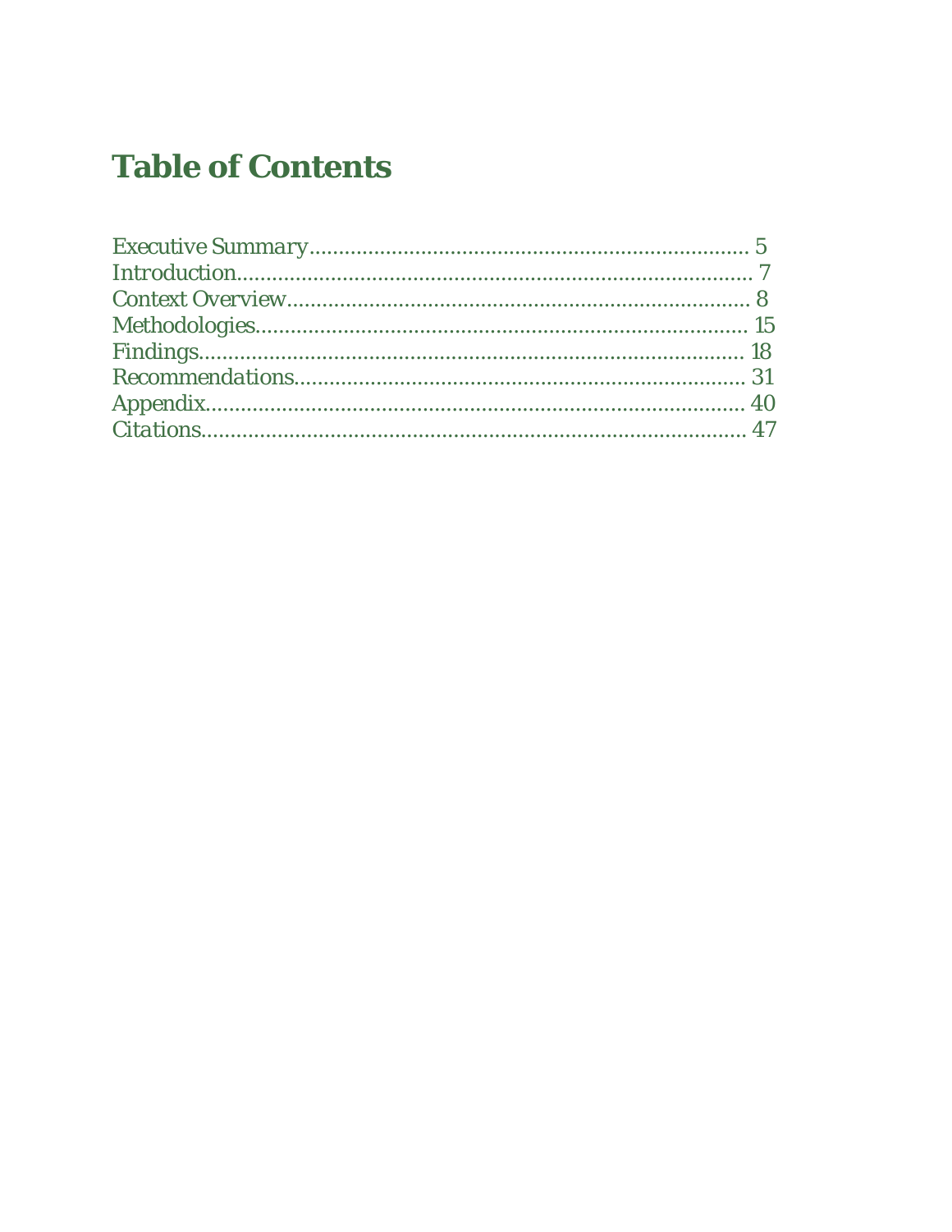# Table of Contents

*Executive Summary*........................................................................ 5
*Introduction*.................................................................................... 7
*Context Overview*.......................................................................... 8
*Methodologies*.............................................................................. 15
*Findings*......................................................................................... 18
*Recommendations*........................................................................ 31
*Appendix*....................................................................................... 40
*Citations*........................................................................................ 47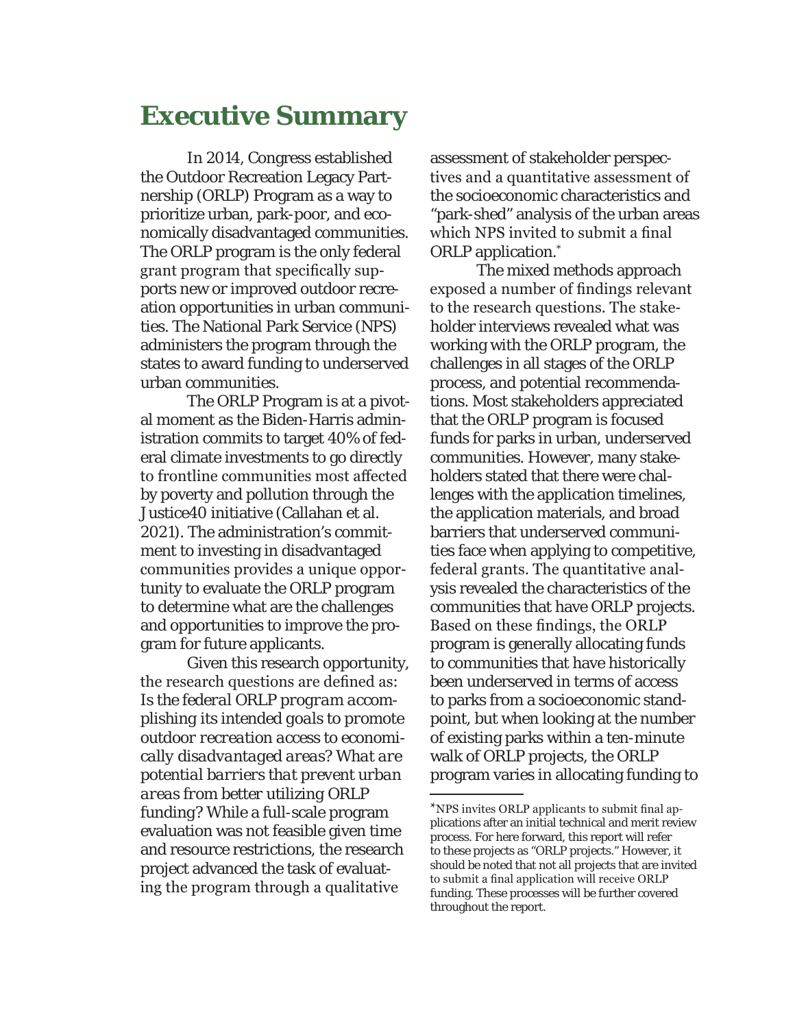# Executive Summary

In 2014, Congress established the Outdoor Recreation Legacy Partnership (ORLP) Program as a way to prioritize urban, park-poor, and economically disadvantaged communities. The ORLP program is the only federal grant program that specifically supports new or improved outdoor recreation opportunities in urban communities. The National Park Service (NPS) administers the program through the states to award funding to underserved urban communities.

The ORLP Program is at a pivotal moment as the Biden-Harris administration commits to target 40% of federal climate investments to go directly to frontline communities most affected by poverty and pollution through the Justice40 initiative (Callahan et al. 2021). The administration's commitment to investing in disadvantaged communities provides a unique opportunity to evaluate the ORLP program to determine what are the challenges and opportunities to improve the program for future applicants.

Given this research opportunity, the research questions are defined as: *Is the federal ORLP program accomplishing its intended goals to promote outdoor recreation access to economically disadvantaged areas? What are potential barriers that prevent urban areas from better utilizing ORLP funding?* While a full-scale program evaluation was not feasible given time and resource restrictions, the research project advanced the task of evaluating the program through a qualitative assessment of stakeholder perspectives and a quantitative assessment of the socioeconomic characteristics and "park-shed" analysis of the urban areas which NPS invited to submit a final ORLP application.*

The mixed methods approach exposed a number of findings relevant to the research questions. The stakeholder interviews revealed what was working with the ORLP program, the challenges in all stages of the ORLP process, and potential recommendations. Most stakeholders appreciated that the ORLP program is focused funds for parks in urban, underserved communities. However, many stakeholders stated that there were challenges with the application timelines, the application materials, and broad barriers that underserved communities face when applying to competitive, federal grants. The quantitative analysis revealed the characteristics of the communities that have ORLP projects. Based on these findings, the ORLP program is generally allocating funds to communities that have historically been underserved in terms of access to parks from a socioeconomic standpoint, but when looking at the number of existing parks within a ten-minute walk of ORLP projects, the ORLP program varies in allocating funding to

*NPS invites ORLP applicants to submit final applications after an initial technical and merit review process. For here forward, this report will refer to these projects as "ORLP projects." However, it should be noted that not all projects that are invited to submit a final application will receive ORLP funding. These processes will be further covered throughout the report.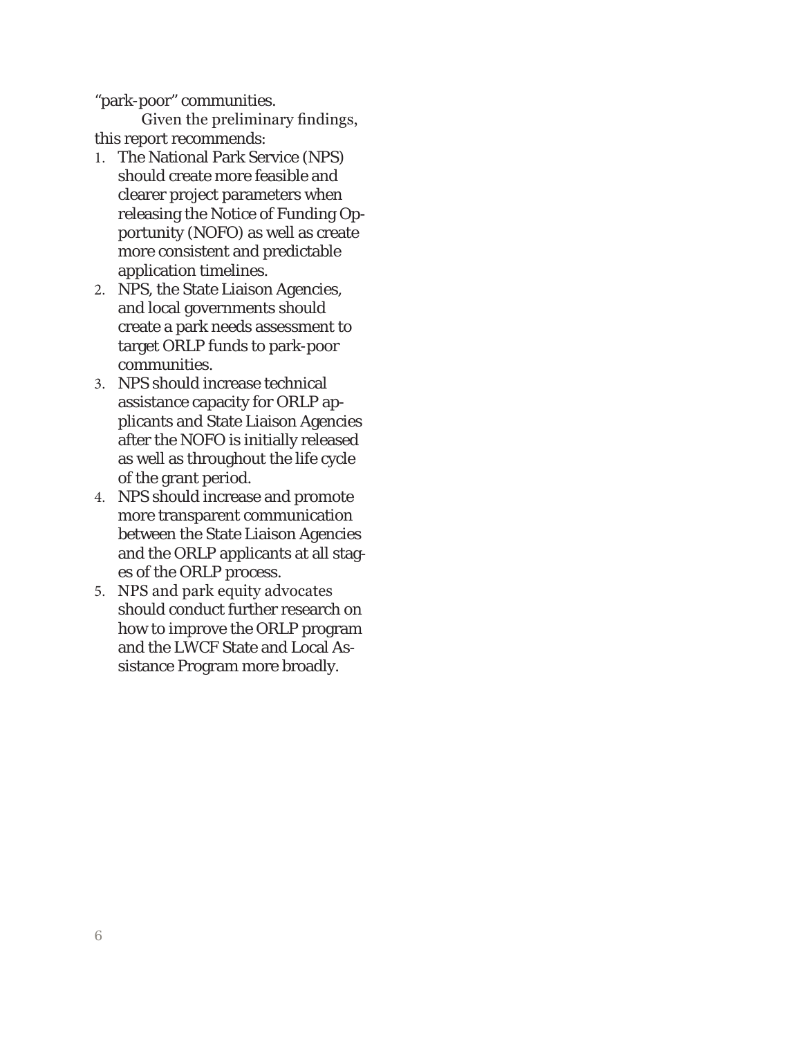"park-poor" communities.

Given the preliminary findings, this report recommends:

1. The National Park Service (NPS) should create more feasible and clearer project parameters when releasing the Notice of Funding Opportunity (NOFO) as well as create more consistent and predictable application timelines.
2. NPS, the State Liaison Agencies, and local governments should create a park needs assessment to target ORLP funds to park-poor communities.
3. NPS should increase technical assistance capacity for ORLP applicants and State Liaison Agencies after the NOFO is initially released as well as throughout the life cycle of the grant period.
4. NPS should increase and promote more transparent communication between the State Liaison Agencies and the ORLP applicants at all stages of the ORLP process.
5. NPS and park equity advocates should conduct further research on how to improve the ORLP program and the LWCF State and Local Assistance Program more broadly.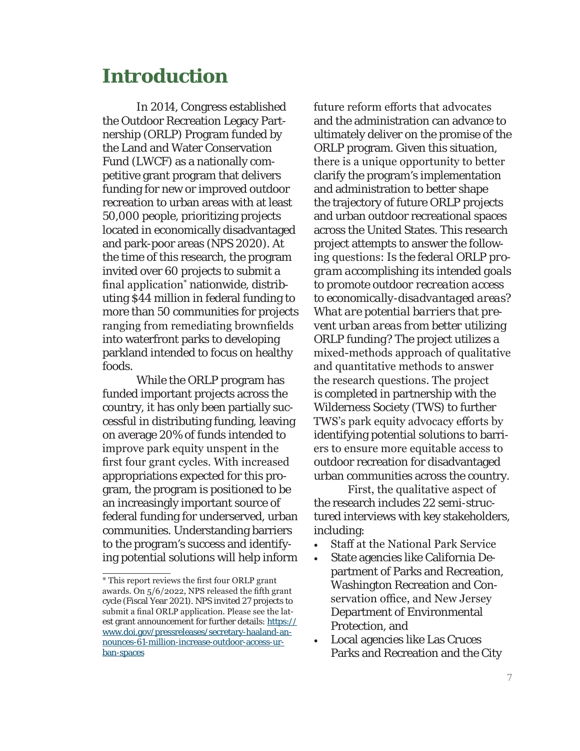# Introduction

In 2014, Congress established the Outdoor Recreation Legacy Partnership (ORLP) Program funded by the Land and Water Conservation Fund (LWCF) as a nationally competitive grant program that delivers funding for new or improved outdoor recreation to urban areas with at least 50,000 people, prioritizing projects located in economically disadvantaged and park-poor areas (NPS 2020). At the time of this research, the program invited over 60 projects to submit a final application* nationwide, distributing $44 million in federal funding to more than 50 communities for projects ranging from remediating brownfields into waterfront parks to developing parkland intended to focus on healthy foods.

While the ORLP program has funded important projects across the country, it has only been partially successful in distributing funding, leaving on average 20% of funds intended to improve park equity unspent in the first four grant cycles. With increased appropriations expected for this program, the program is positioned to be an increasingly important source of federal funding for underserved, urban communities. Understanding barriers to the program's success and identifying potential solutions will help inform future reform efforts that advocates and the administration can advance to ultimately deliver on the promise of the ORLP program. Given this situation, there is a unique opportunity to better clarify the program's implementation and administration to better shape the trajectory of future ORLP projects and urban outdoor recreational spaces across the United States. This research project attempts to answer the following questions: *Is the federal ORLP program accomplishing its intended goals to promote outdoor recreation access to economically-disadvantaged areas? What are potential barriers that prevent urban areas from better utilizing ORLP funding?* The project utilizes a mixed-methods approach of qualitative and quantitative methods to answer the research questions. The project is completed in partnership with the Wilderness Society (TWS) to further TWS's park equity advocacy efforts by identifying potential solutions to barriers to ensure more equitable access to outdoor recreation for disadvantaged urban communities across the country.

First, the qualitative aspect of the research includes 22 semi-structured interviews with key stakeholders, including:

- Staff at the National Park Service
- State agencies like California Department of Parks and Recreation, Washington Recreation and Conservation office, and New Jersey Department of Environmental Protection, and
- Local agencies like Las Cruces Parks and Recreation and the City

* This report reviews the first four ORLP grant awards. On 5/6/2022, NPS released the fifth grant cycle (Fiscal Year 2021). NPS invited 27 projects to submit a final ORLP application. Please see the latest grant announcement for further details: [https://www.doi.gov/pressreleases/secretary-haaland-announces-61-million-increase-outdoor-access-urban-spaces](https://www.doi.gov/pressreleases/secretary-haaland-announces-61-million-increase-outdoor-access-urban-spaces)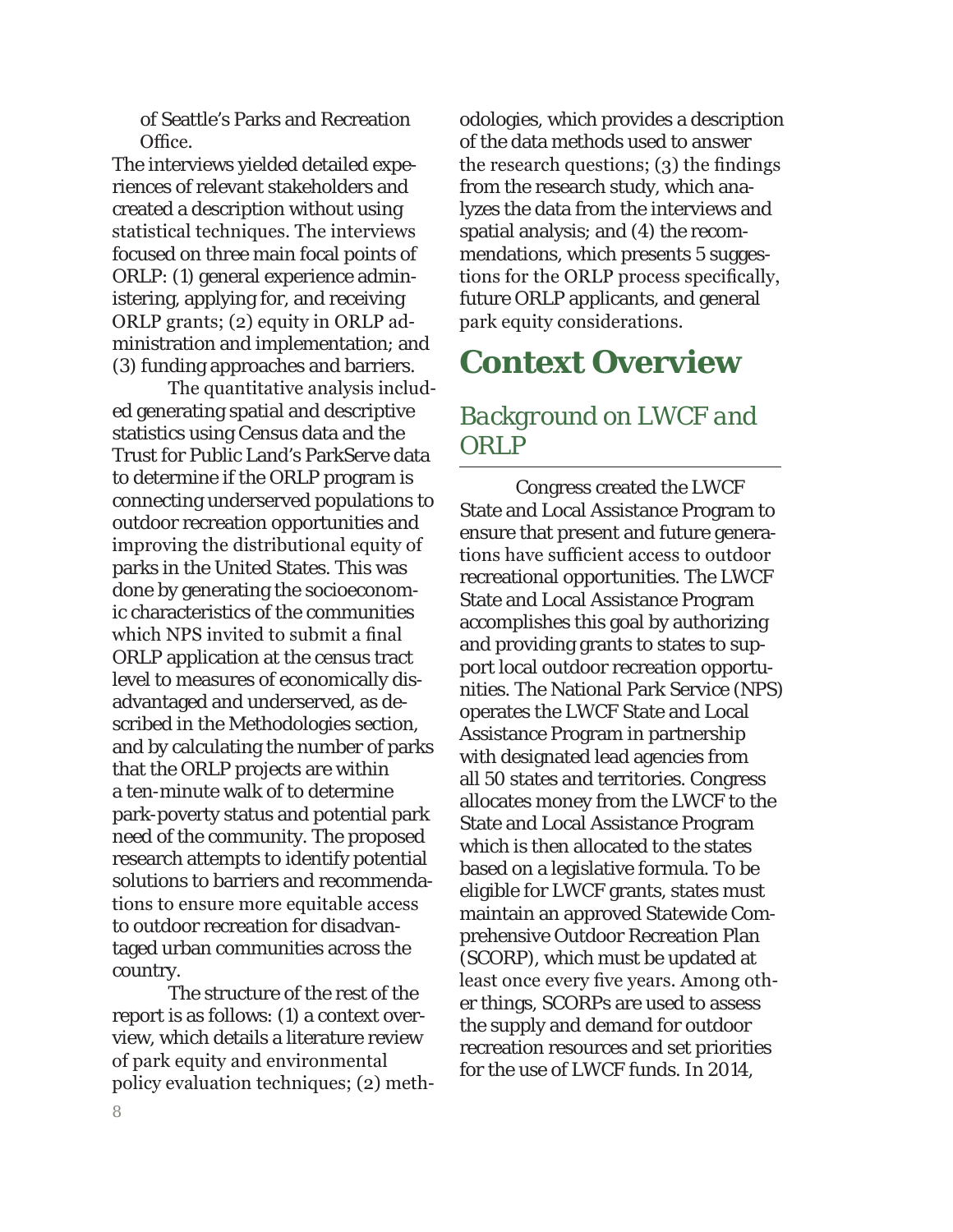of Seattle's Parks and Recreation Office.

The interviews yielded detailed experiences of relevant stakeholders and created a description without using statistical techniques. The interviews focused on three main focal points of ORLP: (1) general experience administering, applying for, and receiving ORLP grants; (2) equity in ORLP administration and implementation; and (3) funding approaches and barriers.

The quantitative analysis included generating spatial and descriptive statistics using Census data and the Trust for Public Land's ParkServe data to determine if the ORLP program is connecting underserved populations to outdoor recreation opportunities and improving the distributional equity of parks in the United States. This was done by generating the socioeconomic characteristics of the communities which NPS invited to submit a final ORLP application at the census tract level to measures of economically disadvantaged and underserved, as described in the Methodologies section, and by calculating the number of parks that the ORLP projects are within a ten-minute walk of to determine park-poverty status and potential park need of the community. The proposed research attempts to identify potential solutions to barriers and recommendations to ensure more equitable access to outdoor recreation for disadvantaged urban communities across the country.

The structure of the rest of the report is as follows: (1) a context overview, which details a literature review of park equity and environmental policy evaluation techniques; (2) methodologies, which provides a description of the data methods used to answer the research questions; (3) the findings from the research study, which analyzes the data from the interviews and spatial analysis; and (4) the recommendations, which presents 5 suggestions for the ORLP process specifically, future ORLP applicants, and general park equity considerations.

# Context Overview

## *Background on LWCF and ORLP*

Congress created the LWCF State and Local Assistance Program to ensure that present and future generations have sufficient access to outdoor recreational opportunities. The LWCF State and Local Assistance Program accomplishes this goal by authorizing and providing grants to states to support local outdoor recreation opportunities. The National Park Service (NPS) operates the LWCF State and Local Assistance Program in partnership with designated lead agencies from all 50 states and territories. Congress allocates money from the LWCF to the State and Local Assistance Program which is then allocated to the states based on a legislative formula. To be eligible for LWCF grants, states must maintain an approved Statewide Comprehensive Outdoor Recreation Plan (SCORP), which must be updated at least once every five years. Among other things, SCORPs are used to assess the supply and demand for outdoor recreation resources and set priorities for the use of LWCF funds. In 2014,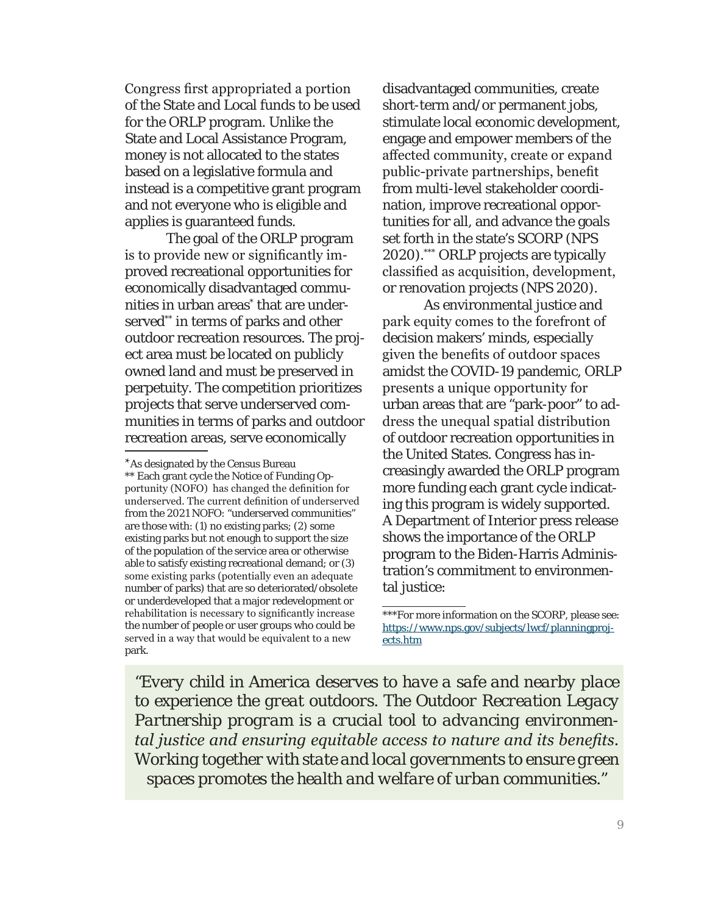Congress first appropriated a portion of the State and Local funds to be used for the ORLP program. Unlike the State and Local Assistance Program, money is not allocated to the states based on a legislative formula and instead is a competitive grant program and not everyone who is eligible and applies is guaranteed funds.

The goal of the ORLP program is to provide new or significantly improved recreational opportunities for economically disadvantaged communities in urban areas* that are underserved** in terms of parks and other outdoor recreation resources. The project area must be located on publicly owned land and must be preserved in perpetuity. The competition prioritizes projects that serve underserved communities in terms of parks and outdoor recreation areas, serve economically disadvantaged communities, create short-term and/or permanent jobs, stimulate local economic development, engage and empower members of the affected community, create or expand public-private partnerships, benefit from multi-level stakeholder coordination, improve recreational opportunities for all, and advance the goals set forth in the state's SCORP (NPS 2020).*** ORLP projects are typically classified as acquisition, development, or renovation projects (NPS 2020).

As environmental justice and park equity comes to the forefront of decision makers' minds, especially given the benefits of outdoor spaces amidst the COVID-19 pandemic, ORLP presents a unique opportunity for urban areas that are "park-poor" to address the unequal spatial distribution of outdoor recreation opportunities in the United States. Congress has increasingly awarded the ORLP program more funding each grant cycle indicating this program is widely supported. A Department of Interior press release shows the importance of the ORLP program to the Biden-Harris Administration's commitment to environmental justice:

*"Every child in America deserves to have a safe and nearby place to experience the great outdoors. The Outdoor Recreation Legacy Partnership program is a crucial tool to advancing environmental justice and ensuring equitable access to nature and its benefits. Working together with state and local governments to ensure green spaces promotes the health and welfare of urban communities."*

---

*As designated by the Census Bureau

** Each grant cycle the Notice of Funding Opportunity (NOFO) has changed the definition for underserved. The current definition of underserved from the 2021 NOFO: "underserved communities" are those with: (1) no existing parks; (2) some existing parks but not enough to support the size of the population of the service area or otherwise able to satisfy existing recreational demand; or (3) some existing parks (potentially even an adequate number of parks) that are so deteriorated/obsolete or underdeveloped that a major redevelopment or rehabilitation is necessary to significantly increase the number of people or user groups who could be served in a way that would be equivalent to a new park.

***For more information on the SCORP, please see: https://www.nps.gov/subjects/lwcf/planningprojects.htm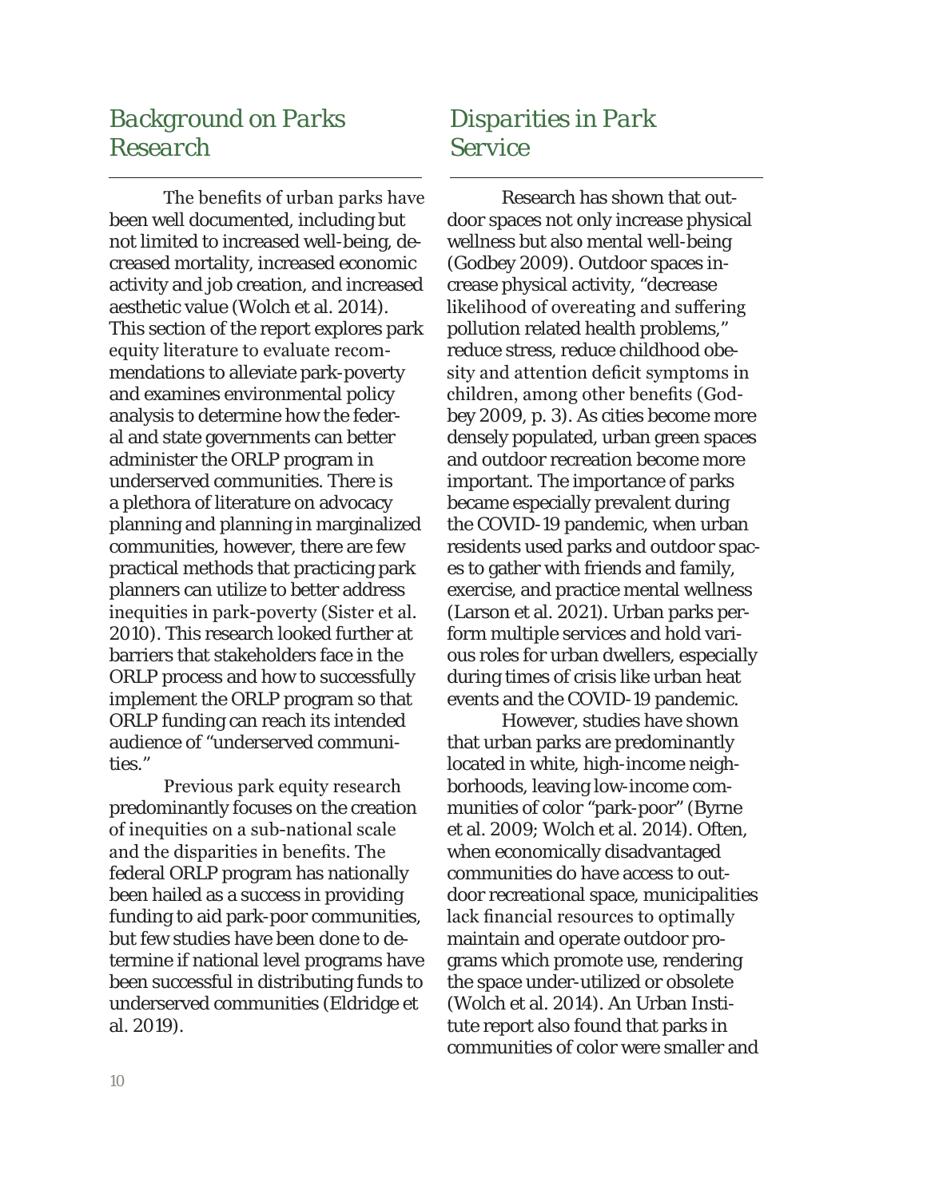## Background on Parks Research

The benefits of urban parks have been well documented, including but not limited to increased well-being, decreased mortality, increased economic activity and job creation, and increased aesthetic value (Wolch et al. 2014). This section of the report explores park equity literature to evaluate recommendations to alleviate park-poverty and examines environmental policy analysis to determine how the federal and state governments can better administer the ORLP program in underserved communities. There is a plethora of literature on advocacy planning and planning in marginalized communities, however, there are few practical methods that practicing park planners can utilize to better address inequities in park-poverty (Sister et al. 2010). This research looked further at barriers that stakeholders face in the ORLP process and how to successfully implement the ORLP program so that ORLP funding can reach its intended audience of "underserved communities."

Previous park equity research predominantly focuses on the creation of inequities on a sub-national scale and the disparities in benefits. The federal ORLP program has nationally been hailed as a success in providing funding to aid park-poor communities, but few studies have been done to determine if national level programs have been successful in distributing funds to underserved communities (Eldridge et al. 2019).

## Disparities in Park Service

Research has shown that outdoor spaces not only increase physical wellness but also mental well-being (Godbey 2009). Outdoor spaces increase physical activity, "decrease likelihood of overeating and suffering pollution related health problems," reduce stress, reduce childhood obesity and attention deficit symptoms in children, among other benefits (Godbey 2009, p. 3). As cities become more densely populated, urban green spaces and outdoor recreation become more important. The importance of parks became especially prevalent during the COVID-19 pandemic, when urban residents used parks and outdoor spaces to gather with friends and family, exercise, and practice mental wellness (Larson et al. 2021). Urban parks perform multiple services and hold various roles for urban dwellers, especially during times of crisis like urban heat events and the COVID-19 pandemic.

However, studies have shown that urban parks are predominantly located in white, high-income neighborhoods, leaving low-income communities of color "park-poor" (Byrne et al. 2009; Wolch et al. 2014). Often, when economically disadvantaged communities do have access to outdoor recreational space, municipalities lack financial resources to optimally maintain and operate outdoor programs which promote use, rendering the space under-utilized or obsolete (Wolch et al. 2014). An Urban Institute report also found that parks in communities of color were smaller and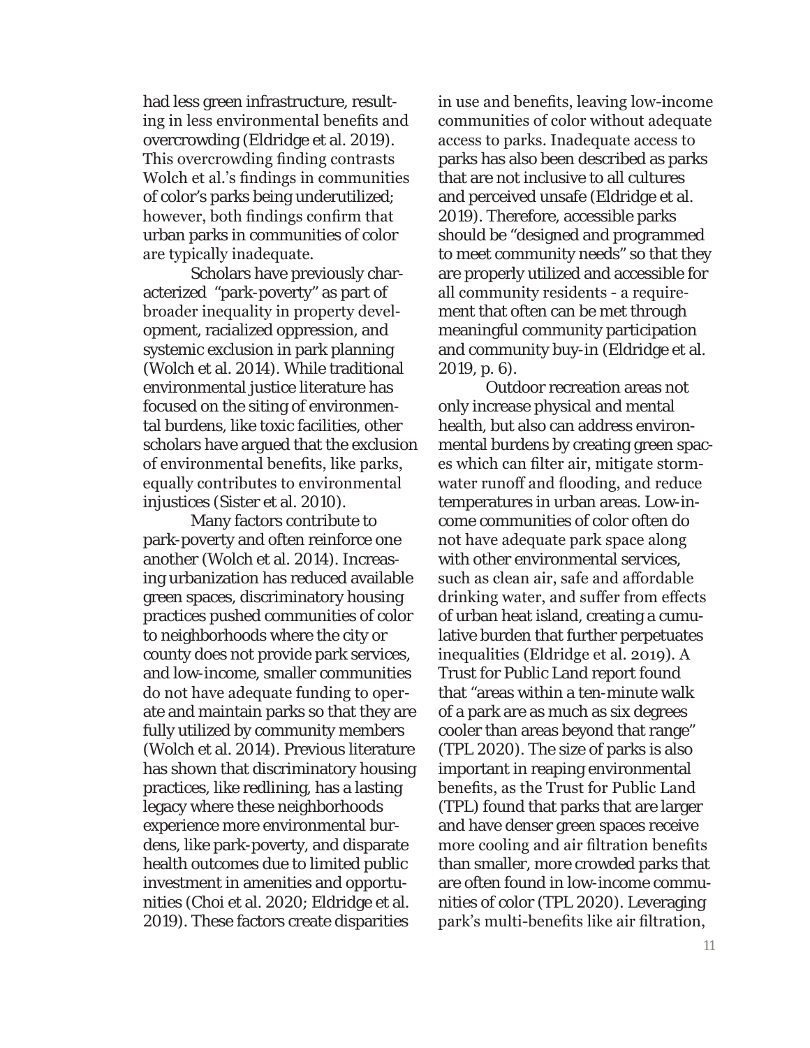had less green infrastructure, resulting in less environmental benefits and overcrowding (Eldridge et al. 2019). This overcrowding finding contrasts Wolch et al.'s findings in communities of color's parks being underutilized; however, both findings confirm that urban parks in communities of color are typically inadequate.

Scholars have previously characterized "park-poverty" as part of broader inequality in property development, racialized oppression, and systemic exclusion in park planning (Wolch et al. 2014). While traditional environmental justice literature has focused on the siting of environmental burdens, like toxic facilities, other scholars have argued that the exclusion of environmental benefits, like parks, equally contributes to environmental injustices (Sister et al. 2010).

Many factors contribute to park-poverty and often reinforce one another (Wolch et al. 2014). Increasing urbanization has reduced available green spaces, discriminatory housing practices pushed communities of color to neighborhoods where the city or county does not provide park services, and low-income, smaller communities do not have adequate funding to operate and maintain parks so that they are fully utilized by community members (Wolch et al. 2014). Previous literature has shown that discriminatory housing practices, like redlining, has a lasting legacy where these neighborhoods experience more environmental burdens, like park-poverty, and disparate health outcomes due to limited public investment in amenities and opportunities (Choi et al. 2020; Eldridge et al. 2019). These factors create disparities in use and benefits, leaving low-income communities of color without adequate access to parks. Inadequate access to parks has also been described as parks that are not inclusive to all cultures and perceived unsafe (Eldridge et al. 2019). Therefore, accessible parks should be "designed and programmed to meet community needs" so that they are properly utilized and accessible for all community residents - a requirement that often can be met through meaningful community participation and community buy-in (Eldridge et al. 2019, p. 6).

Outdoor recreation areas not only increase physical and mental health, but also can address environmental burdens by creating green spaces which can filter air, mitigate stormwater runoff and flooding, and reduce temperatures in urban areas. Low-income communities of color often do not have adequate park space along with other environmental services, such as clean air, safe and affordable drinking water, and suffer from effects of urban heat island, creating a cumulative burden that further perpetuates inequalities (Eldridge et al. 2019). A Trust for Public Land report found that "areas within a ten-minute walk of a park are as much as six degrees cooler than areas beyond that range" (TPL 2020). The size of parks is also important in reaping environmental benefits, as the Trust for Public Land (TPL) found that parks that are larger and have denser green spaces receive more cooling and air filtration benefits than smaller, more crowded parks that are often found in low-income communities of color (TPL 2020). Leveraging park's multi-benefits like air filtration,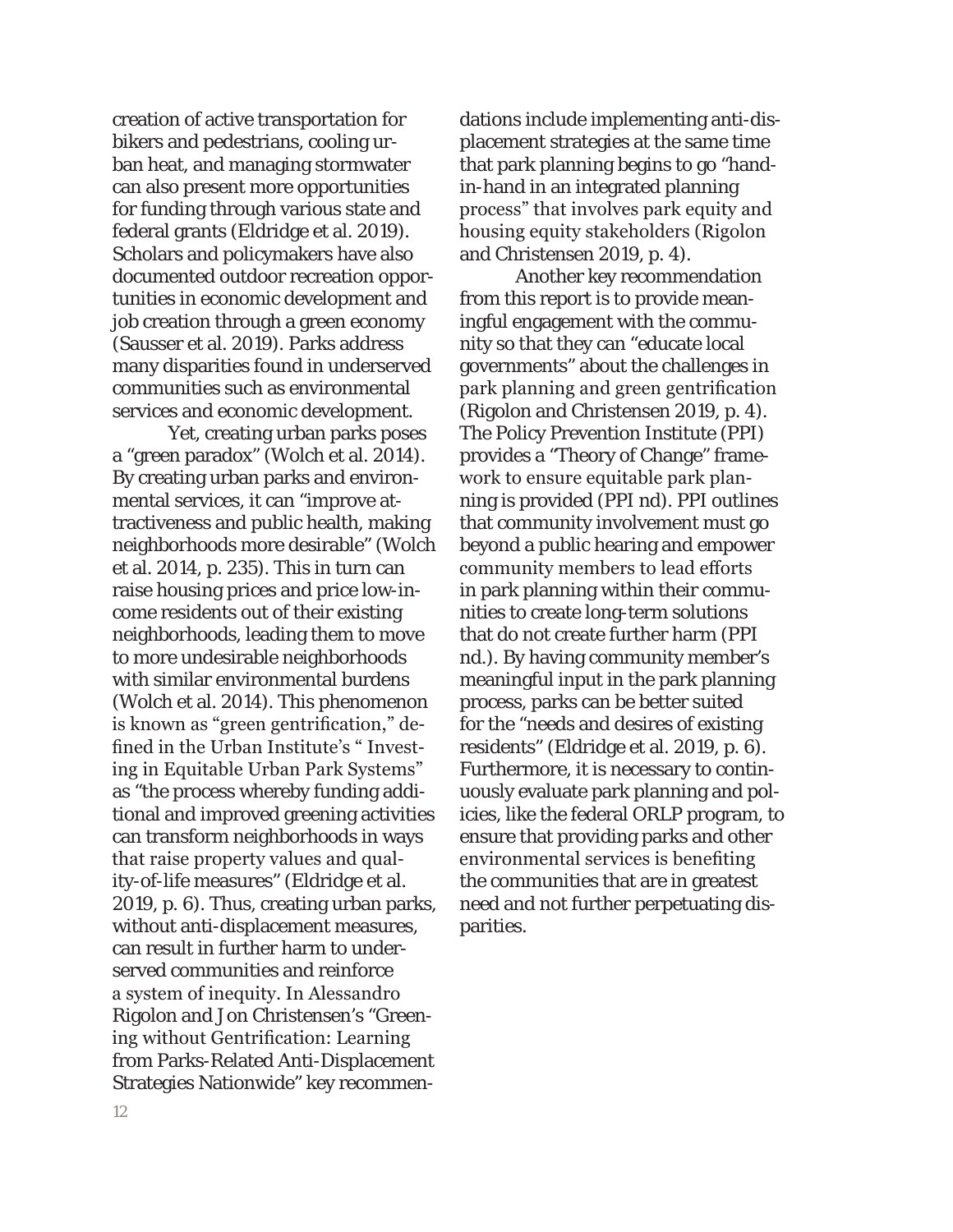creation of active transportation for bikers and pedestrians, cooling urban heat, and managing stormwater can also present more opportunities for funding through various state and federal grants (Eldridge et al. 2019). Scholars and policymakers have also documented outdoor recreation opportunities in economic development and job creation through a green economy (Sausser et al. 2019). Parks address many disparities found in underserved communities such as environmental services and economic development.

Yet, creating urban parks poses a "green paradox" (Wolch et al. 2014). By creating urban parks and environmental services, it can "improve attractiveness and public health, making neighborhoods more desirable" (Wolch et al. 2014, p. 235). This in turn can raise housing prices and price low-income residents out of their existing neighborhoods, leading them to move to more undesirable neighborhoods with similar environmental burdens (Wolch et al. 2014). This phenomenon is known as "green gentrification," defined in the Urban Institute's " Investing in Equitable Urban Park Systems" as "the process whereby funding additional and improved greening activities can transform neighborhoods in ways that raise property values and quality-of-life measures" (Eldridge et al. 2019, p. 6). Thus, creating urban parks, without anti-displacement measures, can result in further harm to underserved communities and reinforce a system of inequity. In Alessandro Rigolon and Jon Christensen's "Greening without Gentrification: Learning from Parks-Related Anti-Displacement Strategies Nationwide" key recommendations include implementing anti-displacement strategies at the same time that park planning begins to go "hand-in-hand in an integrated planning process" that involves park equity and housing equity stakeholders (Rigolon and Christensen 2019, p. 4).

Another key recommendation from this report is to provide meaningful engagement with the community so that they can "educate local governments" about the challenges in park planning and green gentrification (Rigolon and Christensen 2019, p. 4). The Policy Prevention Institute (PPI) provides a "Theory of Change" framework to ensure equitable park planning is provided (PPI nd). PPI outlines that community involvement must go beyond a public hearing and empower community members to lead efforts in park planning within their communities to create long-term solutions that do not create further harm (PPI nd.). By having community member's meaningful input in the park planning process, parks can be better suited for the "needs and desires of existing residents" (Eldridge et al. 2019, p. 6). Furthermore, it is necessary to continuously evaluate park planning and policies, like the federal ORLP program, to ensure that providing parks and other environmental services is benefiting the communities that are in greatest need and not further perpetuating disparities.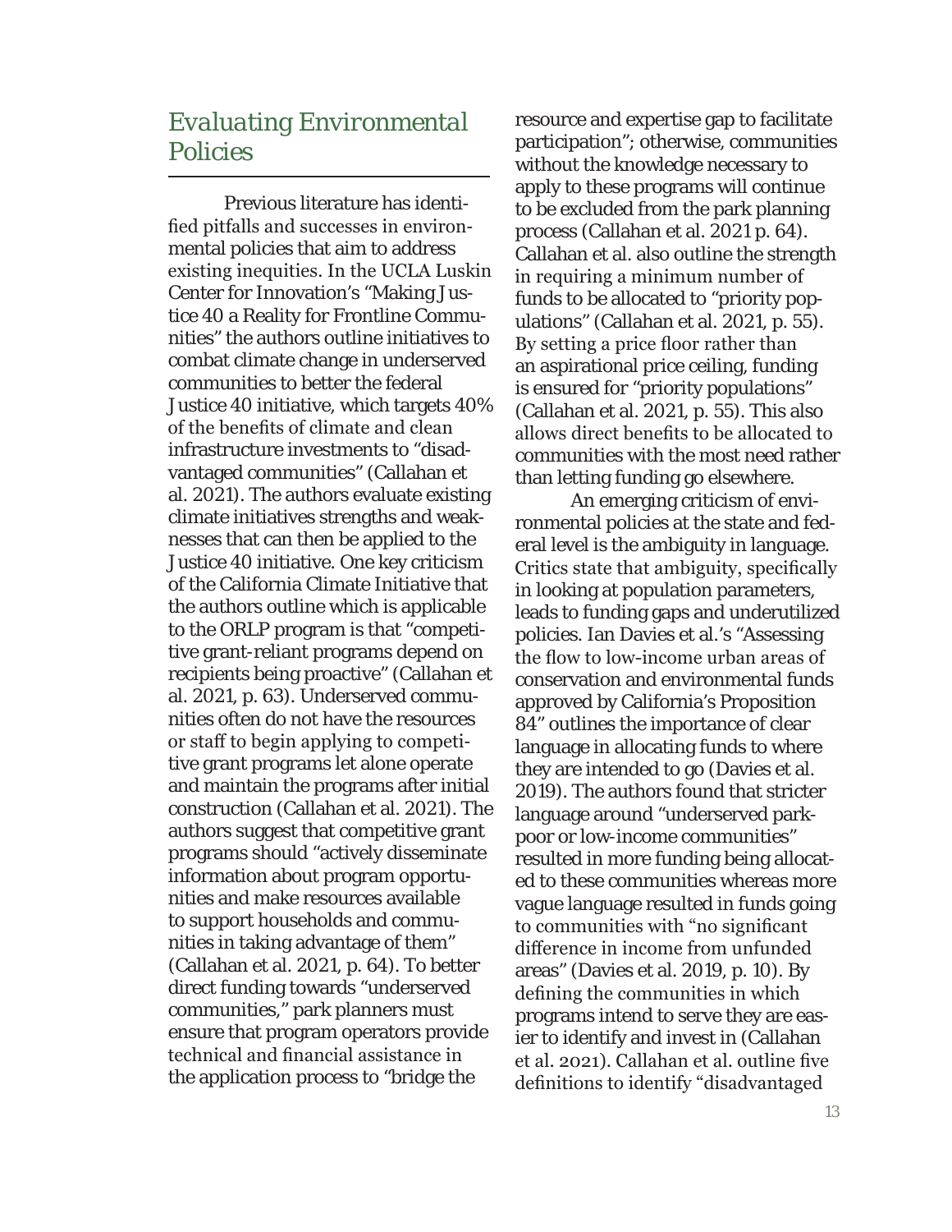## Evaluating Environmental Policies

Previous literature has identified pitfalls and successes in environmental policies that aim to address existing inequities. In the UCLA Luskin Center for Innovation's "Making Justice 40 a Reality for Frontline Communities" the authors outline initiatives to combat climate change in underserved communities to better the federal Justice 40 initiative, which targets 40% of the benefits of climate and clean infrastructure investments to "disadvantaged communities" (Callahan et al. 2021). The authors evaluate existing climate initiatives strengths and weaknesses that can then be applied to the Justice 40 initiative. One key criticism of the California Climate Initiative that the authors outline which is applicable to the ORLP program is that "competitive grant-reliant programs depend on recipients being proactive" (Callahan et al. 2021, p. 63). Underserved communities often do not have the resources or staff to begin applying to competitive grant programs let alone operate and maintain the programs after initial construction (Callahan et al. 2021). The authors suggest that competitive grant programs should "actively disseminate information about program opportunities and make resources available to support households and communities in taking advantage of them" (Callahan et al. 2021, p. 64). To better direct funding towards "underserved communities," park planners must ensure that program operators provide technical and financial assistance in the application process to "bridge the resource and expertise gap to facilitate participation"; otherwise, communities without the knowledge necessary to apply to these programs will continue to be excluded from the park planning process (Callahan et al. 2021 p. 64). Callahan et al. also outline the strength in requiring a minimum number of funds to be allocated to "priority populations" (Callahan et al. 2021, p. 55). By setting a price floor rather than an aspirational price ceiling, funding is ensured for "priority populations" (Callahan et al. 2021, p. 55). This also allows direct benefits to be allocated to communities with the most need rather than letting funding go elsewhere.

An emerging criticism of environmental policies at the state and federal level is the ambiguity in language. Critics state that ambiguity, specifically in looking at population parameters, leads to funding gaps and underutilized policies. Ian Davies et al.'s "Assessing the flow to low-income urban areas of conservation and environmental funds approved by California's Proposition 84" outlines the importance of clear language in allocating funds to where they are intended to go (Davies et al. 2019). The authors found that stricter language around "underserved park-poor or low-income communities" resulted in more funding being allocated to these communities whereas more vague language resulted in funds going to communities with "no significant difference in income from unfunded areas" (Davies et al. 2019, p. 10). By defining the communities in which programs intend to serve they are easier to identify and invest in (Callahan et al. 2021). Callahan et al. outline five definitions to identify "disadvantaged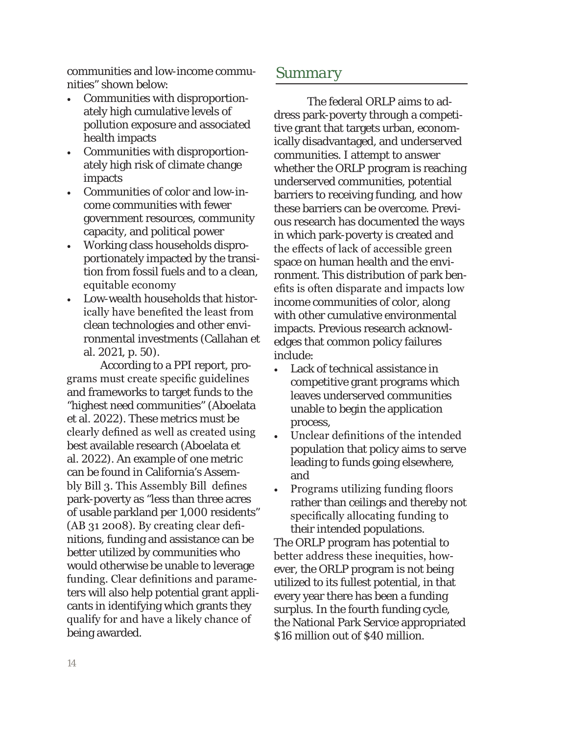communities and low-income communities" shown below:

- Communities with disproportionately high cumulative levels of pollution exposure and associated health impacts
- Communities with disproportionately high risk of climate change impacts
- Communities of color and low-income communities with fewer government resources, community capacity, and political power
- Working class households disproportionately impacted by the transition from fossil fuels and to a clean, equitable economy
- Low-wealth households that historically have benefited the least from clean technologies and other environmental investments (Callahan et al. 2021, p. 50).

According to a PPI report, programs must create specific guidelines and frameworks to target funds to the "highest need communities" (Aboelata et al. 2022). These metrics must be clearly defined as well as created using best available research (Aboelata et al. 2022). An example of one metric can be found in California's Assembly Bill 3. This Assembly Bill defines park-poverty as "less than three acres of usable parkland per 1,000 residents" (AB 31 2008). By creating clear definitions, funding and assistance can be better utilized by communities who would otherwise be unable to leverage funding. Clear definitions and parameters will also help potential grant applicants in identifying which grants they qualify for and have a likely chance of being awarded.

## Summary

The federal ORLP aims to address park-poverty through a competitive grant that targets urban, economically disadvantaged, and underserved communities. I attempt to answer whether the ORLP program is reaching underserved communities, potential barriers to receiving funding, and how these barriers can be overcome. Previous research has documented the ways in which park-poverty is created and the effects of lack of accessible green space on human health and the environment. This distribution of park benefits is often disparate and impacts low income communities of color, along with other cumulative environmental impacts. Previous research acknowledges that common policy failures include:

- Lack of technical assistance in competitive grant programs which leaves underserved communities unable to begin the application process,
- Unclear definitions of the intended population that policy aims to serve leading to funds going elsewhere, and
- Programs utilizing funding floors rather than ceilings and thereby not specifically allocating funding to their intended populations.

The ORLP program has potential to better address these inequities, however, the ORLP program is not being utilized to its fullest potential, in that every year there has been a funding surplus. In the fourth funding cycle, the National Park Service appropriated $16 million out of $40 million.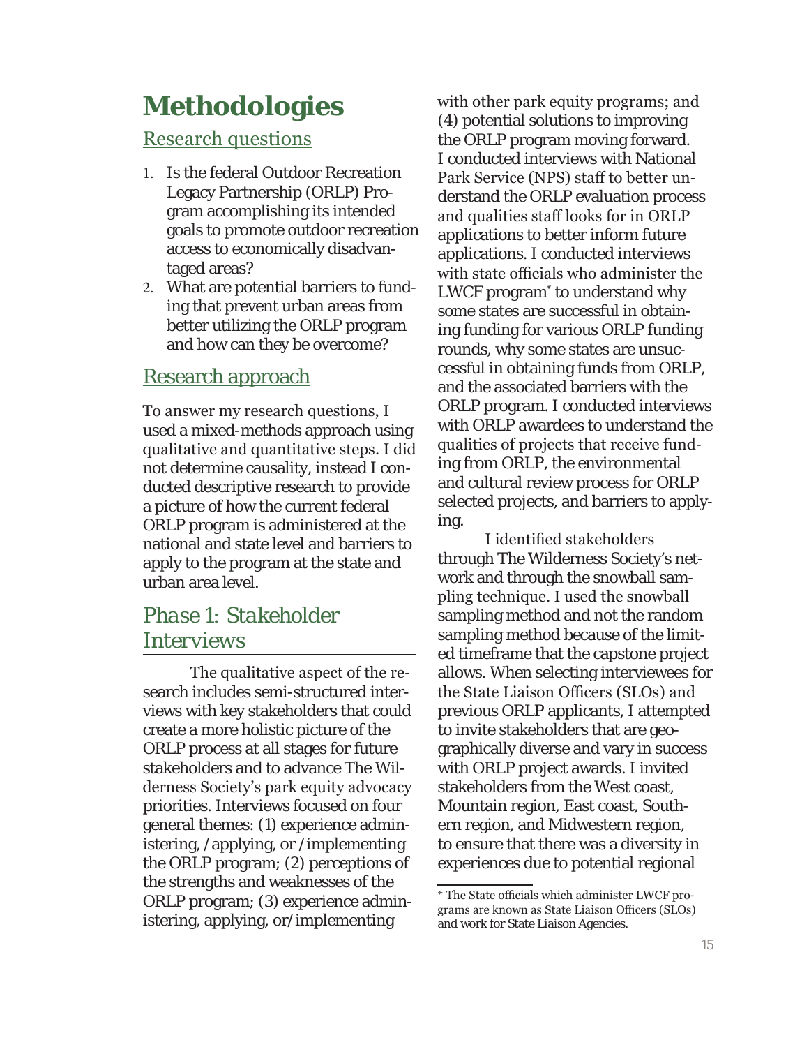# Methodologies

## Research questions

1. Is the federal Outdoor Recreation Legacy Partnership (ORLP) Program accomplishing its intended goals to promote outdoor recreation access to economically disadvantaged areas?
2. What are potential barriers to funding that prevent urban areas from better utilizing the ORLP program and how can they be overcome?

## Research approach

To answer my research questions, I used a mixed-methods approach using qualitative and quantitative steps. I did not determine causality, instead I conducted descriptive research to provide a picture of how the current federal ORLP program is administered at the national and state level and barriers to apply to the program at the state and urban area level.

## *Phase 1: Stakeholder Interviews*

The qualitative aspect of the research includes semi-structured interviews with key stakeholders that could create a more holistic picture of the ORLP process at all stages for future stakeholders and to advance The Wilderness Society's park equity advocacy priorities. Interviews focused on four general themes: (1) experience administering, /applying, or /implementing the ORLP program; (2) perceptions of the strengths and weaknesses of the ORLP program; (3) experience administering, applying, or/implementing with other park equity programs; and (4) potential solutions to improving the ORLP program moving forward. I conducted interviews with National Park Service (NPS) staff to better understand the ORLP evaluation process and qualities staff looks for in ORLP applications to better inform future applications. I conducted interviews with state officials who administer the LWCF program* to understand why some states are successful in obtaining funding for various ORLP funding rounds, why some states are unsuccessful in obtaining funds from ORLP, and the associated barriers with the ORLP program. I conducted interviews with ORLP awardees to understand the qualities of projects that receive funding from ORLP, the environmental and cultural review process for ORLP selected projects, and barriers to applying.

I identified stakeholders through The Wilderness Society's network and through the snowball sampling technique. I used the snowball sampling method and not the random sampling method because of the limited timeframe that the capstone project allows. When selecting interviewees for the State Liaison Officers (SLOs) and previous ORLP applicants, I attempted to invite stakeholders that are geographically diverse and vary in success with ORLP project awards. I invited stakeholders from the West coast, Mountain region, East coast, Southern region, and Midwestern region, to ensure that there was a diversity in experiences due to potential regional

* The State officials which administer LWCF programs are known as State Liaison Officers (SLOs) and work for State Liaison Agencies.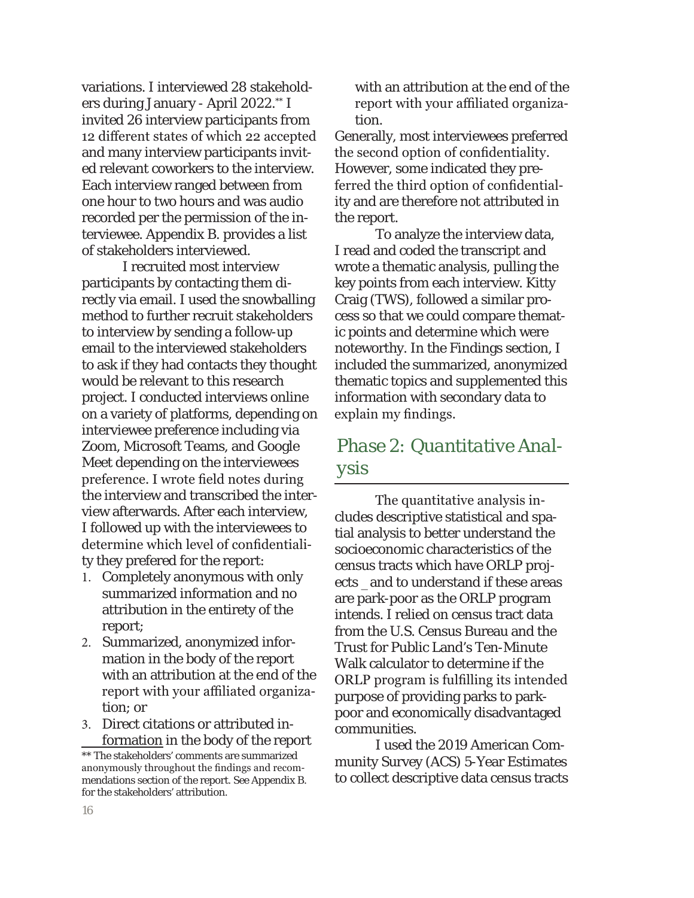variations. I interviewed 28 stakeholders during January - April 2022.** I invited 26 interview participants from 12 different states of which 22 accepted and many interview participants invited relevant coworkers to the interview. Each interview ranged between from one hour to two hours and was audio recorded per the permission of the interviewee. Appendix B. provides a list of stakeholders interviewed.

I recruited most interview participants by contacting them directly via email. I used the snowballing method to further recruit stakeholders to interview by sending a follow-up email to the interviewed stakeholders to ask if they had contacts they thought would be relevant to this research project. I conducted interviews online on a variety of platforms, depending on interviewee preference including via Zoom, Microsoft Teams, and Google Meet depending on the interviewees preference. I wrote field notes during the interview and transcribed the interview afterwards. After each interview, I followed up with the interviewees to determine which level of confidentiality they prefered for the report:

1. Completely anonymous with only summarized information and no attribution in the entirety of the report;
2. Summarized, anonymized information in the body of the report with an attribution at the end of the report with your affiliated organization; or
3. Direct citations or attributed information in the body of the report with an attribution at the end of the report with your affiliated organization.

Generally, most interviewees preferred the second option of confidentiality. However, some indicated they preferred the third option of confidentiality and are therefore not attributed in the report.

To analyze the interview data, I read and coded the transcript and wrote a thematic analysis, pulling the key points from each interview. Kitty Craig (TWS), followed a similar process so that we could compare thematic points and determine which were noteworthy. In the Findings section, I included the summarized, anonymized thematic topics and supplemented this information with secondary data to explain my findings.

** The stakeholders' comments are summarized anonymously throughout the findings and recommendations section of the report. See Appendix B. for the stakeholders' attribution.

## *Phase 2: Quantitative Analysis*

The quantitative analysis includes descriptive statistical and spatial analysis to better understand the socioeconomic characteristics of the census tracts which have ORLP projects _ and to understand if these areas are park-poor as the ORLP program intends. I relied on census tract data from the U.S. Census Bureau and the Trust for Public Land's Ten-Minute Walk calculator to determine if the ORLP program is fulfilling its intended purpose of providing parks to park-poor and economically disadvantaged communities.

I used the 2019 American Community Survey (ACS) 5-Year Estimates to collect descriptive data census tracts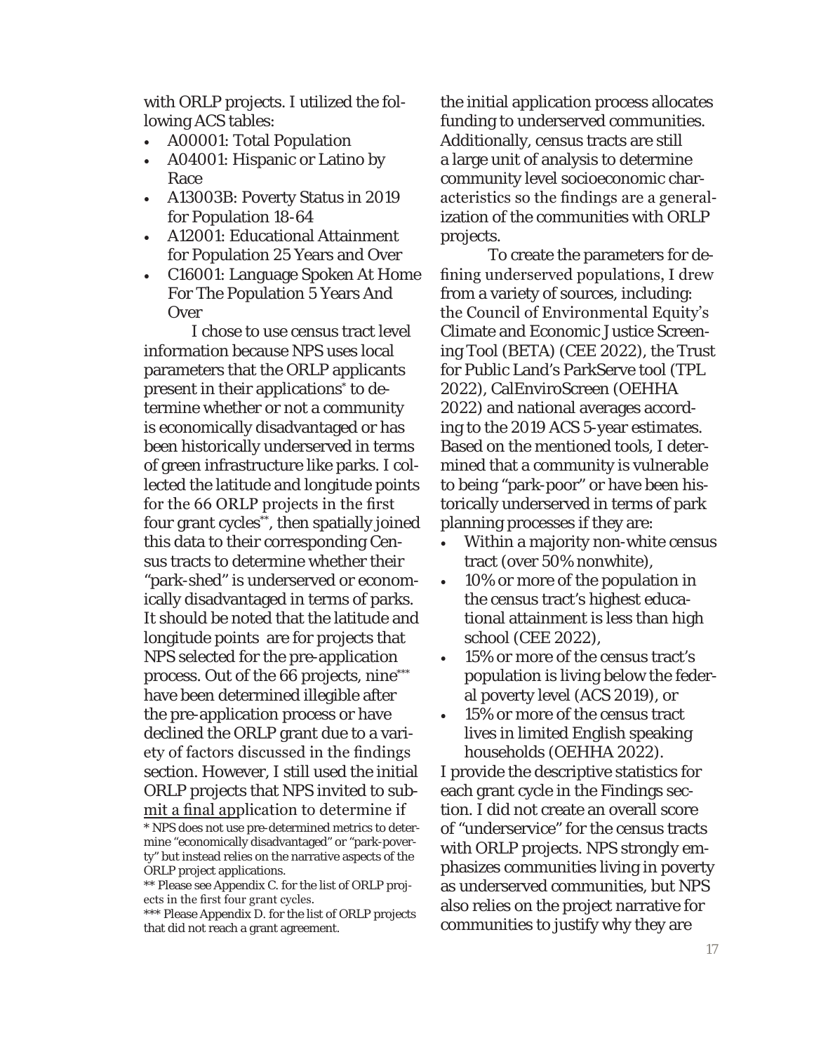with ORLP projects. I utilized the following ACS tables:

- A00001: Total Population
- A04001: Hispanic or Latino by Race
- A13003B: Poverty Status in 2019 for Population 18-64
- A12001: Educational Attainment for Population 25 Years and Over
- C16001: Language Spoken At Home For The Population 5 Years And Over

I chose to use census tract level information because NPS uses local parameters that the ORLP applicants present in their applications* to determine whether or not a community is economically disadvantaged or has been historically underserved in terms of green infrastructure like parks. I collected the latitude and longitude points for the 66 ORLP projects in the first four grant cycles**, then spatially joined this data to their corresponding Census tracts to determine whether their "park-shed" is underserved or economically disadvantaged in terms of parks. It should be noted that the latitude and longitude points are for projects that NPS selected for the pre-application process. Out of the 66 projects, nine*** have been determined illegible after the pre-application process or have declined the ORLP grant due to a variety of factors discussed in the findings section. However, I still used the initial ORLP projects that NPS invited to submit a final application to determine if the initial application process allocates funding to underserved communities. Additionally, census tracts are still a large unit of analysis to determine community level socioeconomic characteristics so the findings are a generalization of the communities with ORLP projects.

To create the parameters for defining underserved populations, I drew from a variety of sources, including: the Council of Environmental Equity's Climate and Economic Justice Screening Tool (BETA) (CEE 2022), the Trust for Public Land's ParkServe tool (TPL 2022), CalEnviroScreen (OEHHA 2022) and national averages according to the 2019 ACS 5-year estimates. Based on the mentioned tools, I determined that a community is vulnerable to being "park-poor" or have been historically underserved in terms of park planning processes if they are:

- Within a majority non-white census tract (over 50% nonwhite),
- 10% or more of the population in the census tract's highest educational attainment is less than high school (CEE 2022),
- 15% or more of the census tract's population is living below the federal poverty level (ACS 2019), or
- 15% or more of the census tract lives in limited English speaking households (OEHHA 2022).

I provide the descriptive statistics for each grant cycle in the Findings section. I did not create an overall score of "underservice" for the census tracts with ORLP projects. NPS strongly emphasizes communities living in poverty as underserved communities, but NPS also relies on the project narrative for communities to justify why they are

\* NPS does not use pre-determined metrics to determine "economically disadvantaged" or "park-poverty" but instead relies on the narrative aspects of the ORLP project applications.

\*\* Please see Appendix C. for the list of ORLP projects in the first four grant cycles.

\*\*\* Please Appendix D. for the list of ORLP projects that did not reach a grant agreement.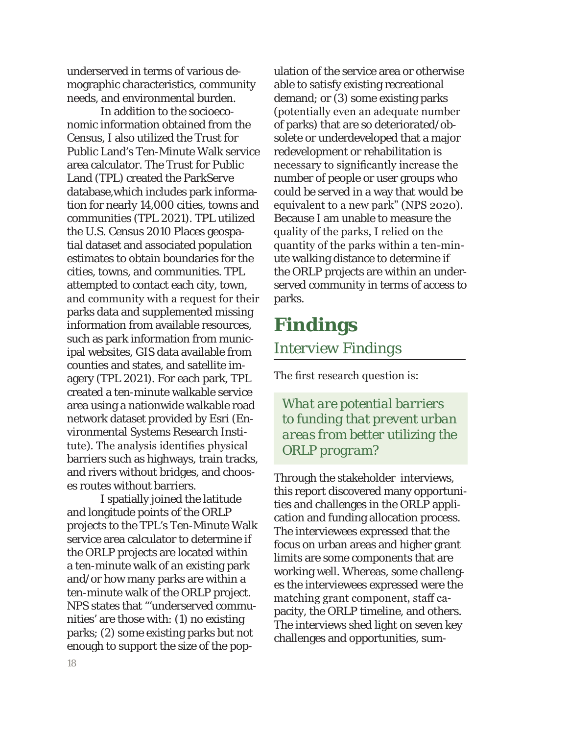underserved in terms of various demographic characteristics, community needs, and environmental burden.

In addition to the socioeconomic information obtained from the Census, I also utilized the Trust for Public Land's Ten-Minute Walk service area calculator. The Trust for Public Land (TPL) created the ParkServe database,which includes park information for nearly 14,000 cities, towns and communities (TPL 2021). TPL utilized the U.S. Census 2010 Places geospatial dataset and associated population estimates to obtain boundaries for the cities, towns, and communities. TPL attempted to contact each city, town, and community with a request for their parks data and supplemented missing information from available resources, such as park information from municipal websites, GIS data available from counties and states, and satellite imagery (TPL 2021). For each park, TPL created a ten-minute walkable service area using a nationwide walkable road network dataset provided by Esri (Environmental Systems Research Institute). The analysis identifies physical barriers such as highways, train tracks, and rivers without bridges, and chooses routes without barriers.

I spatially joined the latitude and longitude points of the ORLP projects to the TPL's Ten-Minute Walk service area calculator to determine if the ORLP projects are located within a ten-minute walk of an existing park and/or how many parks are within a ten-minute walk of the ORLP project. NPS states that "'underserved communities' are those with: (1) no existing parks; (2) some existing parks but not enough to support the size of the population of the service area or otherwise able to satisfy existing recreational demand; or (3) some existing parks (potentially even an adequate number of parks) that are so deteriorated/obsolete or underdeveloped that a major redevelopment or rehabilitation is necessary to significantly increase the number of people or user groups who could be served in a way that would be equivalent to a new park" (NPS 2020). Because I am unable to measure the quality of the parks, I relied on the quantity of the parks within a ten-minute walking distance to determine if the ORLP projects are within an underserved community in terms of access to parks.

# Findings

## Interview Findings

The first research question is:

*What are potential barriers to funding that prevent urban areas from better utilizing the ORLP program?*

Through the stakeholder interviews, this report discovered many opportunities and challenges in the ORLP application and funding allocation process. The interviewees expressed that the focus on urban areas and higher grant limits are some components that are working well. Whereas, some challenges the interviewees expressed were the matching grant component, staff capacity, the ORLP timeline, and others. The interviews shed light on seven key challenges and opportunities, sum-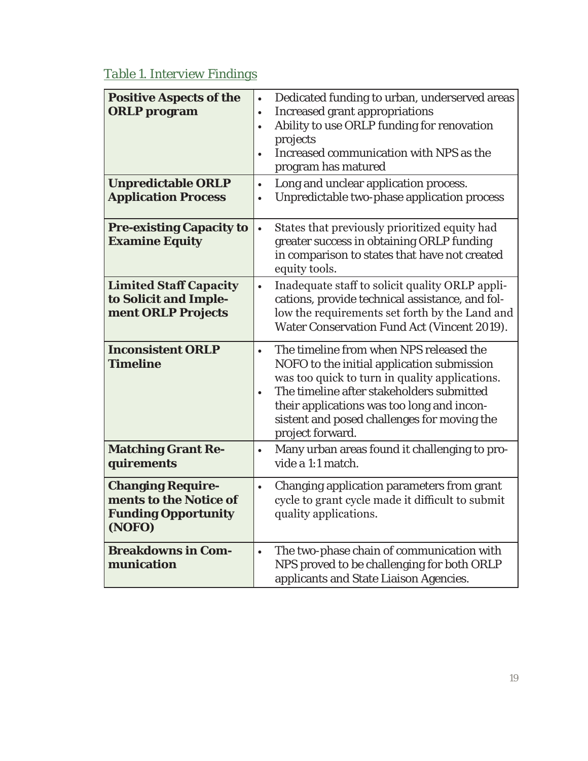Table 1. Interview Findings

| | |
|---|---|
| **Positive Aspects of the ORLP program** | • Dedicated funding to urban, underserved areas<br>• Increased grant appropriations<br>• Ability to use ORLP funding for renovation projects<br>• Increased communication with NPS as the program has matured |
| **Unpredictable ORLP Application Process** | • Long and unclear application process.<br>• Unpredictable two-phase application process |
| **Pre-existing Capacity to Examine Equity** | • States that previously prioritized equity had greater success in obtaining ORLP funding in comparison to states that have not created equity tools. |
| **Limited Staff Capacity to Solicit and Implement ORLP Projects** | • Inadequate staff to solicit quality ORLP applications, provide technical assistance, and follow the requirements set forth by the Land and Water Conservation Fund Act (Vincent 2019). |
| **Inconsistent ORLP Timeline** | • The timeline from when NPS released the NOFO to the initial application submission was too quick to turn in quality applications.<br>• The timeline after stakeholders submitted their applications was too long and inconsistent and posed challenges for moving the project forward. |
| **Matching Grant Requirements** | • Many urban areas found it challenging to provide a 1:1 match. |
| **Changing Requirements to the Notice of Funding Opportunity (NOFO)** | • Changing application parameters from grant cycle to grant cycle made it difficult to submit quality applications. |
| **Breakdowns in Communication** | • The two-phase chain of communication with NPS proved to be challenging for both ORLP applicants and State Liaison Agencies. |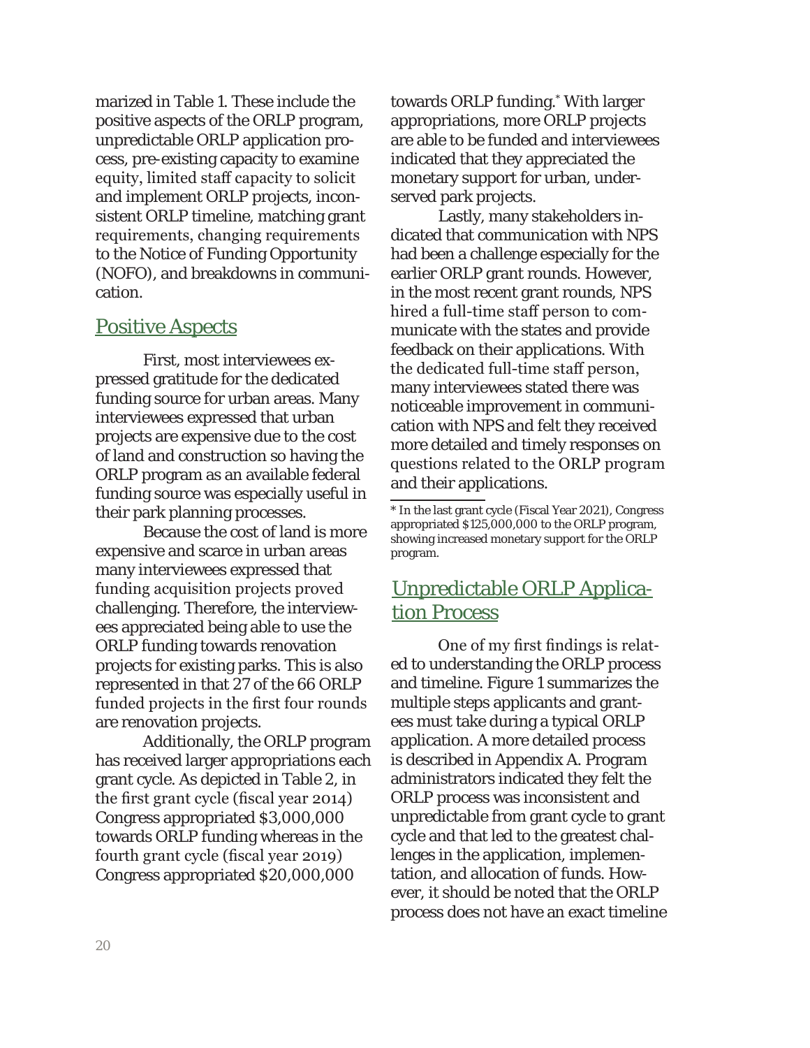marized in Table 1. These include the positive aspects of the ORLP program, unpredictable ORLP application process, pre-existing capacity to examine equity, limited staff capacity to solicit and implement ORLP projects, inconsistent ORLP timeline, matching grant requirements, changing requirements to the Notice of Funding Opportunity (NOFO), and breakdowns in communication.

## Positive Aspects

First, most interviewees expressed gratitude for the dedicated funding source for urban areas. Many interviewees expressed that urban projects are expensive due to the cost of land and construction so having the ORLP program as an available federal funding source was especially useful in their park planning processes.

Because the cost of land is more expensive and scarce in urban areas many interviewees expressed that funding acquisition projects proved challenging. Therefore, the interviewees appreciated being able to use the ORLP funding towards renovation projects for existing parks. This is also represented in that 27 of the 66 ORLP funded projects in the first four rounds are renovation projects.

Additionally, the ORLP program has received larger appropriations each grant cycle. As depicted in Table 2, in the first grant cycle (fiscal year 2014) Congress appropriated $3,000,000 towards ORLP funding whereas in the fourth grant cycle (fiscal year 2019) Congress appropriated $20,000,000 towards ORLP funding.* With larger appropriations, more ORLP projects are able to be funded and interviewees indicated that they appreciated the monetary support for urban, underserved park projects.

Lastly, many stakeholders indicated that communication with NPS had been a challenge especially for the earlier ORLP grant rounds. However, in the most recent grant rounds, NPS hired a full-time staff person to communicate with the states and provide feedback on their applications. With the dedicated full-time staff person, many interviewees stated there was noticeable improvement in communication with NPS and felt they received more detailed and timely responses on questions related to the ORLP program and their applications.

* In the last grant cycle (Fiscal Year 2021), Congress appropriated $125,000,000 to the ORLP program, showing increased monetary support for the ORLP program.

## Unpredictable ORLP Application Process

One of my first findings is related to understanding the ORLP process and timeline. Figure 1 summarizes the multiple steps applicants and grantees must take during a typical ORLP application. A more detailed process is described in Appendix A. Program administrators indicated they felt the ORLP process was inconsistent and unpredictable from grant cycle to grant cycle and that led to the greatest challenges in the application, implementation, and allocation of funds. However, it should be noted that the ORLP process does not have an exact timeline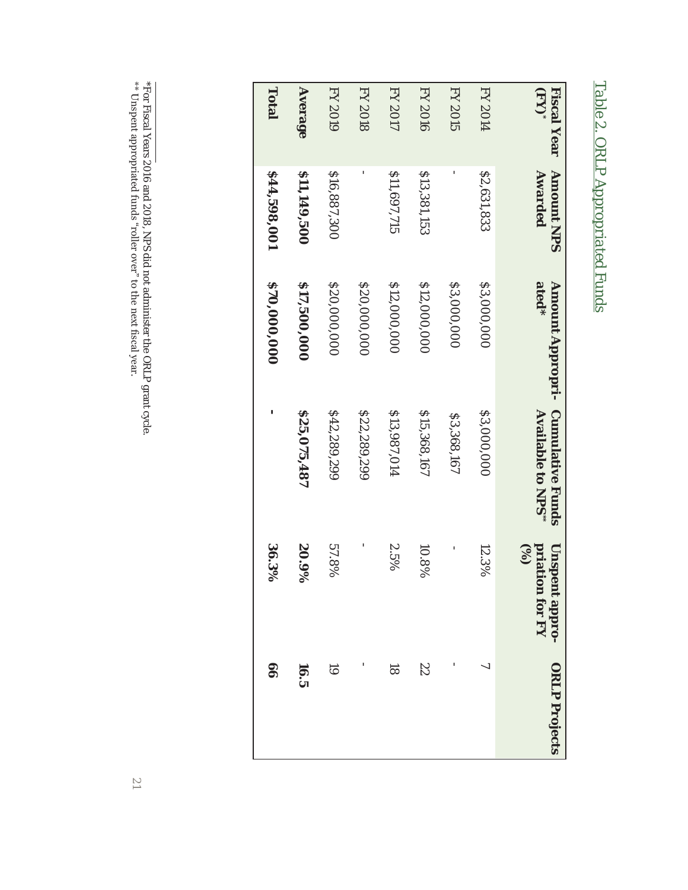Table 2. ORLP Appropriated Funds

| Fiscal Year (FY)* | Amount NPS Awarded | Amount Appropriated* | Cumulative Funds Available to NPS** | Unspent appropriation for FY (%) | ORLP Projects |
|---|---|---|---|---|---|
| FY 2014 | $2,631,833 | $3,000,000 | $3,000,000 | 12.3% | 7 |
| FY 2015 | - | $3,000,000 | $3,368,167 | - | - |
| FY 2016 | $13,381,153 | $12,000,000 | $15,368,167 | 10.8% | 22 |
| FY 2017 | $11,697,715 | $12,000,000 | $13,987,014 | 2.5% | 18 |
| FY 2018 | - | $20,000,000 | $22,289,299 | - | - |
| FY 2019 | $16,887,300 | $20,000,000 | $42,289,299 | 57.8% | 19 |
| **Average** | **$11,149,500** | **$17,500,000** | **$25,075,487** | **20.9%** | **16.5** |
| **Total** | **$44,598,001** | **$70,000,000** | **-** | **36.3%** | **66** |

*For Fiscal Years 2016 and 2018, NPS did not administer the ORLP grant cycle.
** Unspent appropriated funds "roller over" to the next fiscal year.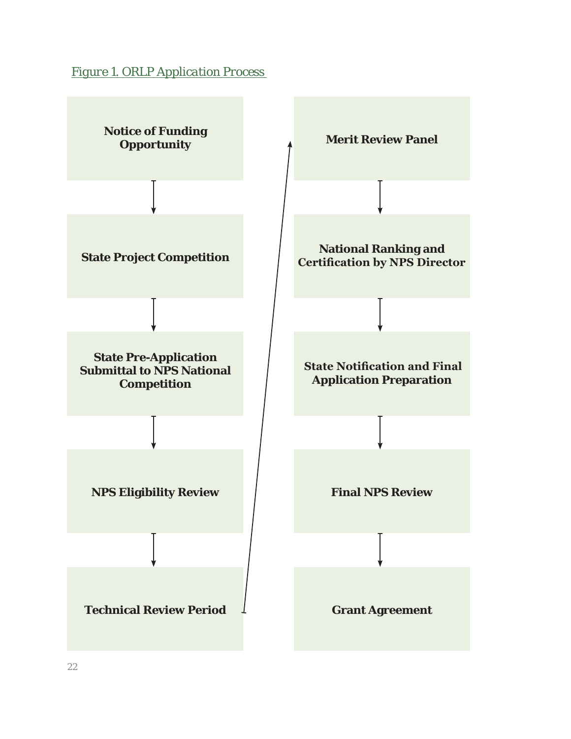Figure 1. ORLP Application Process

Notice of Funding Opportunity

State Project Competition

State Pre-Application Submittal to NPS National Competition

NPS Eligibility Review

Technical Review Period

Merit Review Panel

National Ranking and Certification by NPS Director

State Notification and Final Application Preparation

Final NPS Review

Grant Agreement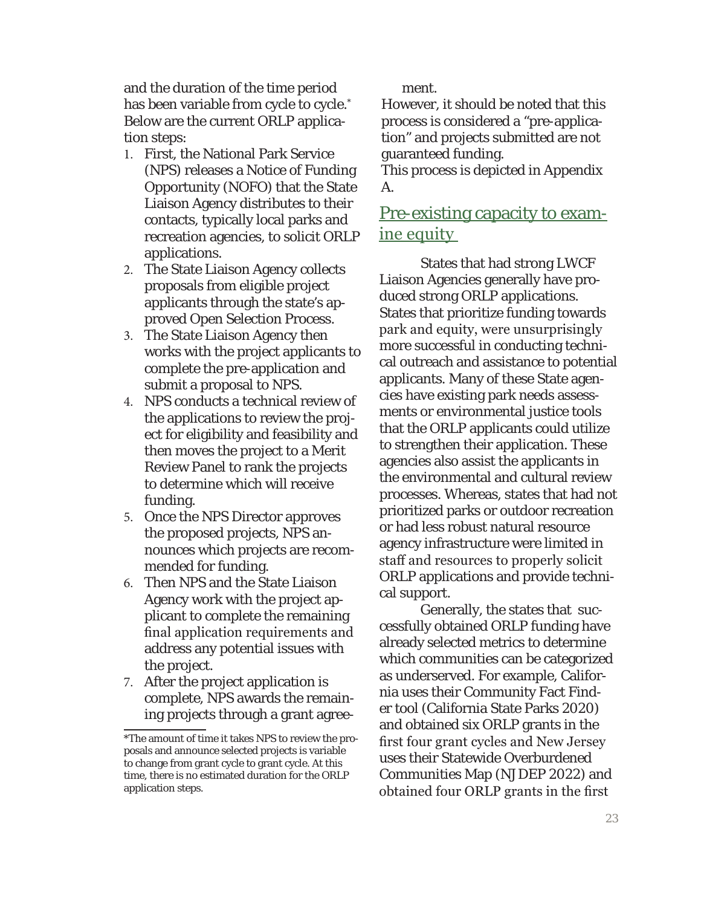and the duration of the time period has been variable from cycle to cycle.* Below are the current ORLP application steps:

1. First, the National Park Service (NPS) releases a Notice of Funding Opportunity (NOFO) that the State Liaison Agency distributes to their contacts, typically local parks and recreation agencies, to solicit ORLP applications.
2. The State Liaison Agency collects proposals from eligible project applicants through the state's approved Open Selection Process.
3. The State Liaison Agency then works with the project applicants to complete the pre-application and submit a proposal to NPS.
4. NPS conducts a technical review of the applications to review the project for eligibility and feasibility and then moves the project to a Merit Review Panel to rank the projects to determine which will receive funding.
5. Once the NPS Director approves the proposed projects, NPS announces which projects are recommended for funding.
6. Then NPS and the State Liaison Agency work with the project applicant to complete the remaining final application requirements and address any potential issues with the project.
7. After the project application is complete, NPS awards the remaining projects through a grant agreement.

However, it should be noted that this process is considered a "pre-application" and projects submitted are not guaranteed funding.

This process is depicted in Appendix A.

*The amount of time it takes NPS to review the proposals and announce selected projects is variable to change from grant cycle to grant cycle. At this time, there is no estimated duration for the ORLP application steps.

## Pre-existing capacity to examine equity

States that had strong LWCF Liaison Agencies generally have produced strong ORLP applications. States that prioritize funding towards park and equity, were unsurprisingly more successful in conducting technical outreach and assistance to potential applicants. Many of these State agencies have existing park needs assessments or environmental justice tools that the ORLP applicants could utilize to strengthen their application. These agencies also assist the applicants in the environmental and cultural review processes. Whereas, states that had not prioritized parks or outdoor recreation or had less robust natural resource agency infrastructure were limited in staff and resources to properly solicit ORLP applications and provide technical support.

Generally, the states that successfully obtained ORLP funding have already selected metrics to determine which communities can be categorized as underserved. For example, California uses their Community Fact Finder tool (California State Parks 2020) and obtained six ORLP grants in the first four grant cycles and New Jersey uses their Statewide Overburdened Communities Map (NJ DEP 2022) and obtained four ORLP grants in the first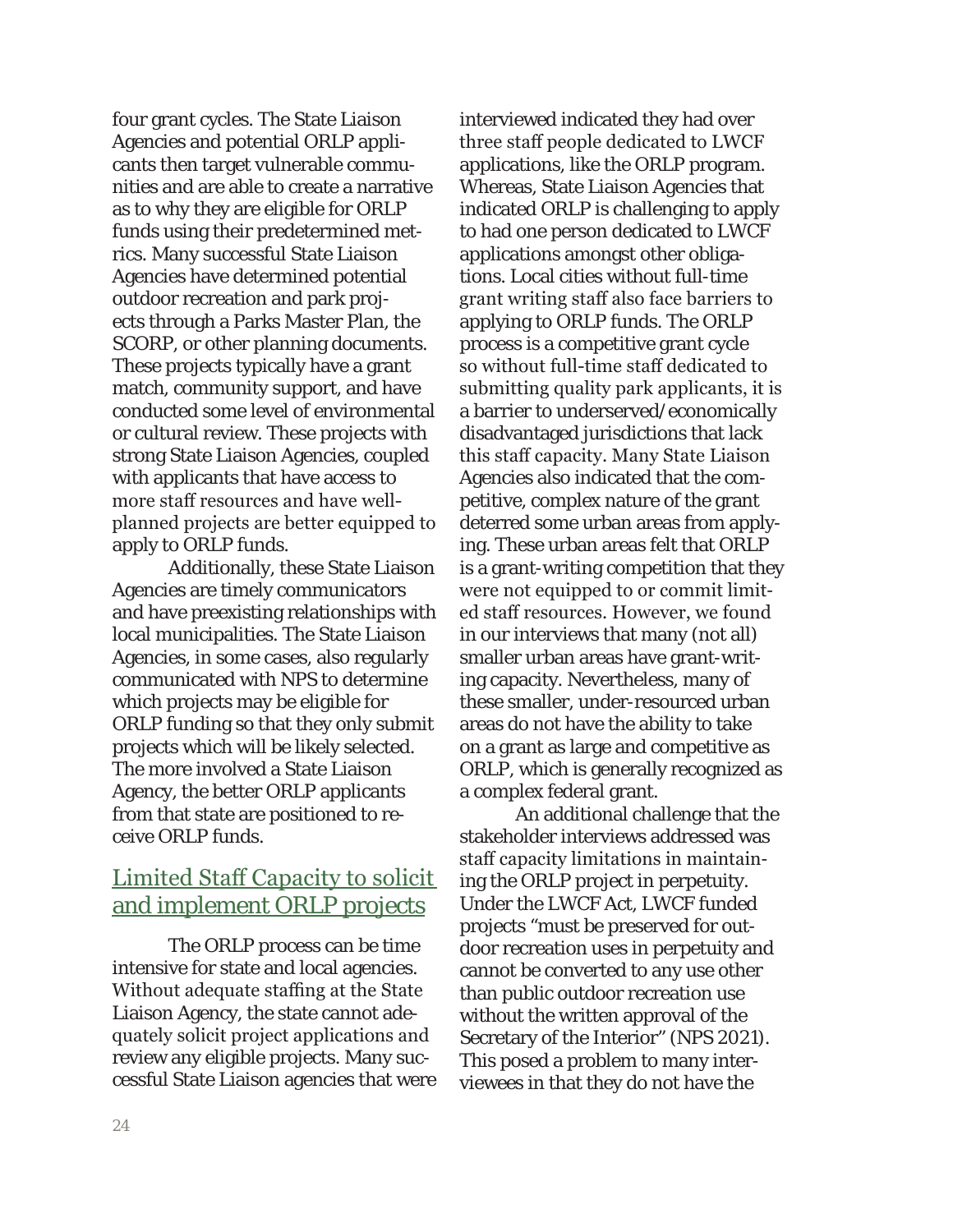four grant cycles. The State Liaison Agencies and potential ORLP applicants then target vulnerable communities and are able to create a narrative as to why they are eligible for ORLP funds using their predetermined metrics. Many successful State Liaison Agencies have determined potential outdoor recreation and park projects through a Parks Master Plan, the SCORP, or other planning documents. These projects typically have a grant match, community support, and have conducted some level of environmental or cultural review. These projects with strong State Liaison Agencies, coupled with applicants that have access to more staff resources and have well-planned projects are better equipped to apply to ORLP funds.

Additionally, these State Liaison Agencies are timely communicators and have preexisting relationships with local municipalities. The State Liaison Agencies, in some cases, also regularly communicated with NPS to determine which projects may be eligible for ORLP funding so that they only submit projects which will be likely selected. The more involved a State Liaison Agency, the better ORLP applicants from that state are positioned to receive ORLP funds.

## Limited Staff Capacity to solicit and implement ORLP projects

The ORLP process can be time intensive for state and local agencies. Without adequate staffing at the State Liaison Agency, the state cannot adequately solicit project applications and review any eligible projects. Many successful State Liaison agencies that were interviewed indicated they had over three staff people dedicated to LWCF applications, like the ORLP program. Whereas, State Liaison Agencies that indicated ORLP is challenging to apply to had one person dedicated to LWCF applications amongst other obligations. Local cities without full-time grant writing staff also face barriers to applying to ORLP funds. The ORLP process is a competitive grant cycle so without full-time staff dedicated to submitting quality park applicants, it is a barrier to underserved/economically disadvantaged jurisdictions that lack this staff capacity. Many State Liaison Agencies also indicated that the competitive, complex nature of the grant deterred some urban areas from applying. These urban areas felt that ORLP is a grant-writing competition that they were not equipped to or commit limited staff resources. However, we found in our interviews that many (not all) smaller urban areas have grant-writing capacity. Nevertheless, many of these smaller, under-resourced urban areas do not have the ability to take on a grant as large and competitive as ORLP, which is generally recognized as a complex federal grant.

An additional challenge that the stakeholder interviews addressed was staff capacity limitations in maintaining the ORLP project in perpetuity. Under the LWCF Act, LWCF funded projects "must be preserved for outdoor recreation uses in perpetuity and cannot be converted to any use other than public outdoor recreation use without the written approval of the Secretary of the Interior" (NPS 2021). This posed a problem to many interviewees in that they do not have the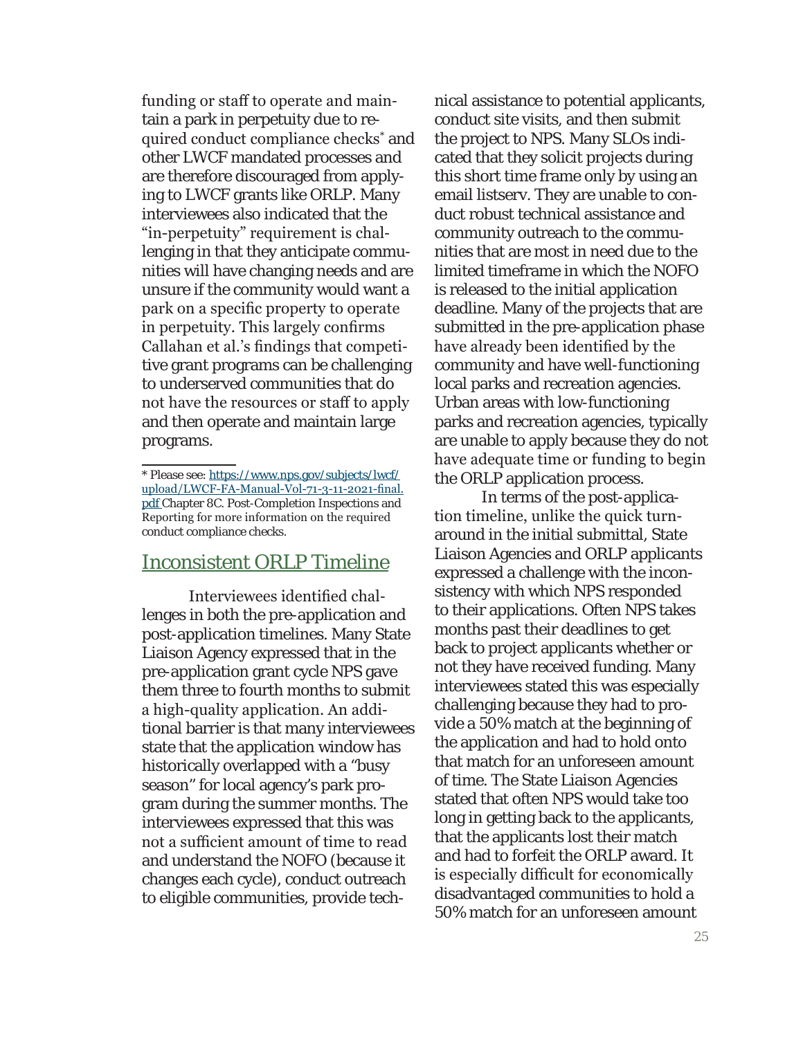funding or staff to operate and maintain a park in perpetuity due to required conduct compliance checks* and other LWCF mandated processes and are therefore discouraged from applying to LWCF grants like ORLP. Many interviewees also indicated that the "in-perpetuity" requirement is challenging in that they anticipate communities will have changing needs and are unsure if the community would want a park on a specific property to operate in perpetuity. This largely confirms Callahan et al.'s findings that competitive grant programs can be challenging to underserved communities that do not have the resources or staff to apply and then operate and maintain large programs.

* Please see: https://www.nps.gov/subjects/lwcf/upload/LWCF-FA-Manual-Vol-71-3-11-2021-final.pdf Chapter 8C. Post-Completion Inspections and Reporting for more information on the required conduct compliance checks.

## Inconsistent ORLP Timeline

Interviewees identified challenges in both the pre-application and post-application timelines. Many State Liaison Agency expressed that in the pre-application grant cycle NPS gave them three to fourth months to submit a high-quality application. An additional barrier is that many interviewees state that the application window has historically overlapped with a "busy season" for local agency's park program during the summer months. The interviewees expressed that this was not a sufficient amount of time to read and understand the NOFO (because it changes each cycle), conduct outreach to eligible communities, provide technical assistance to potential applicants, conduct site visits, and then submit the project to NPS. Many SLOs indicated that they solicit projects during this short time frame only by using an email listserv. They are unable to conduct robust technical assistance and community outreach to the communities that are most in need due to the limited timeframe in which the NOFO is released to the initial application deadline. Many of the projects that are submitted in the pre-application phase have already been identified by the community and have well-functioning local parks and recreation agencies. Urban areas with low-functioning parks and recreation agencies, typically are unable to apply because they do not have adequate time or funding to begin the ORLP application process.

In terms of the post-application timeline, unlike the quick turnaround in the initial submittal, State Liaison Agencies and ORLP applicants expressed a challenge with the inconsistency with which NPS responded to their applications. Often NPS takes months past their deadlines to get back to project applicants whether or not they have received funding. Many interviewees stated this was especially challenging because they had to provide a 50% match at the beginning of the application and had to hold onto that match for an unforeseen amount of time. The State Liaison Agencies stated that often NPS would take too long in getting back to the applicants, that the applicants lost their match and had to forfeit the ORLP award. It is especially difficult for economically disadvantaged communities to hold a 50% match for an unforeseen amount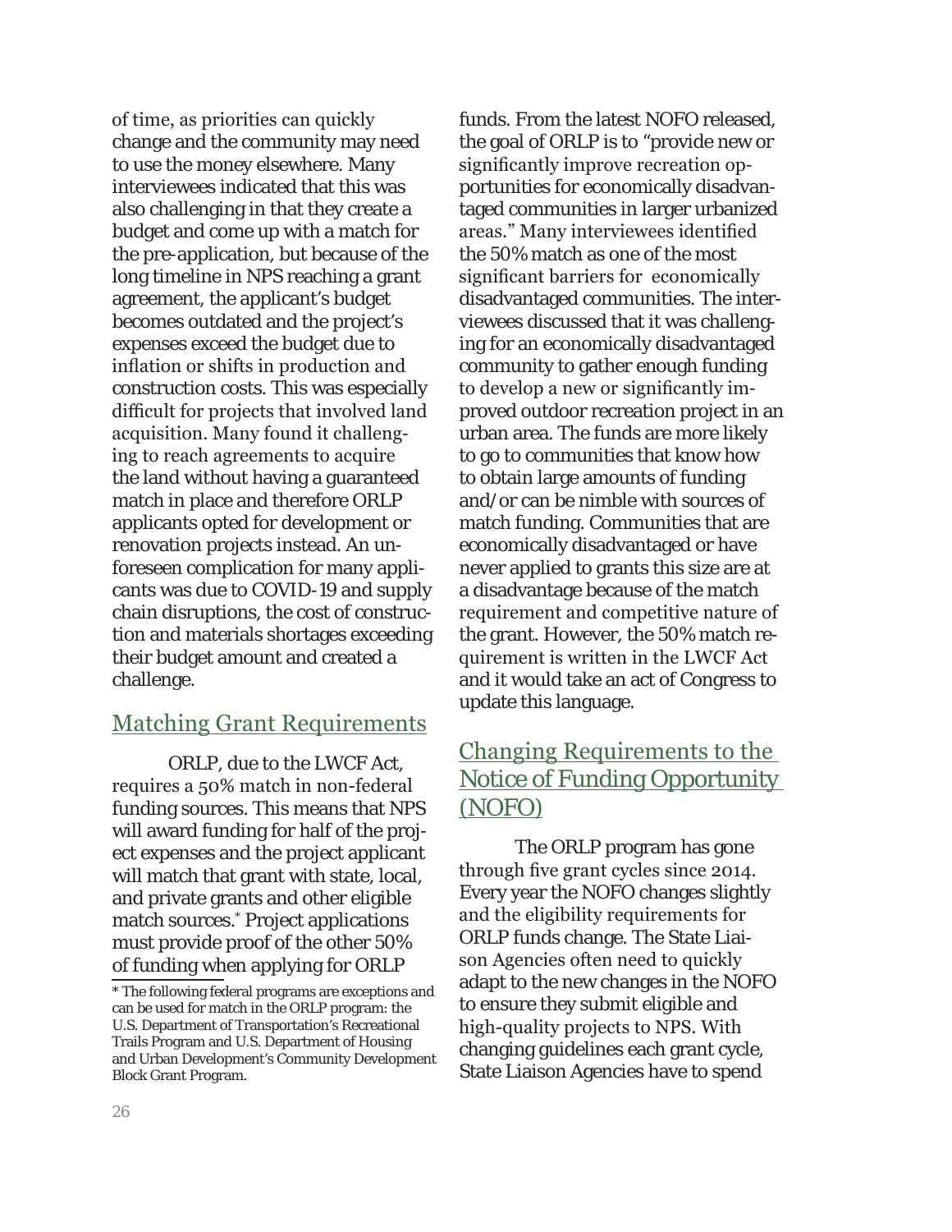of time, as priorities can quickly change and the community may need to use the money elsewhere. Many interviewees indicated that this was also challenging in that they create a budget and come up with a match for the pre-application, but because of the long timeline in NPS reaching a grant agreement, the applicant's budget becomes outdated and the project's expenses exceed the budget due to inflation or shifts in production and construction costs. This was especially difficult for projects that involved land acquisition. Many found it challenging to reach agreements to acquire the land without having a guaranteed match in place and therefore ORLP applicants opted for development or renovation projects instead. An unforeseen complication for many applicants was due to COVID-19 and supply chain disruptions, the cost of construction and materials shortages exceeding their budget amount and created a challenge.

## Matching Grant Requirements

ORLP, due to the LWCF Act, requires a 50% match in non-federal funding sources. This means that NPS will award funding for half of the project expenses and the project applicant will match that grant with state, local, and private grants and other eligible match sources.* Project applications must provide proof of the other 50% of funding when applying for ORLP funds. From the latest NOFO released, the goal of ORLP is to "provide new or significantly improve recreation opportunities for economically disadvantaged communities in larger urbanized areas." Many interviewees identified the 50% match as one of the most significant barriers for economically disadvantaged communities. The interviewees discussed that it was challenging for an economically disadvantaged community to gather enough funding to develop a new or significantly improved outdoor recreation project in an urban area. The funds are more likely to go to communities that know how to obtain large amounts of funding and/or can be nimble with sources of match funding. Communities that are economically disadvantaged or have never applied to grants this size are at a disadvantage because of the match requirement and competitive nature of the grant. However, the 50% match requirement is written in the LWCF Act and it would take an act of Congress to update this language.

## Changing Requirements to the Notice of Funding Opportunity (NOFO)

The ORLP program has gone through five grant cycles since 2014. Every year the NOFO changes slightly and the eligibility requirements for ORLP funds change. The State Liaison Agencies often need to quickly adapt to the new changes in the NOFO to ensure they submit eligible and high-quality projects to NPS. With changing guidelines each grant cycle, State Liaison Agencies have to spend

* The following federal programs are exceptions and can be used for match in the ORLP program: the U.S. Department of Transportation's Recreational Trails Program and U.S. Department of Housing and Urban Development's Community Development Block Grant Program.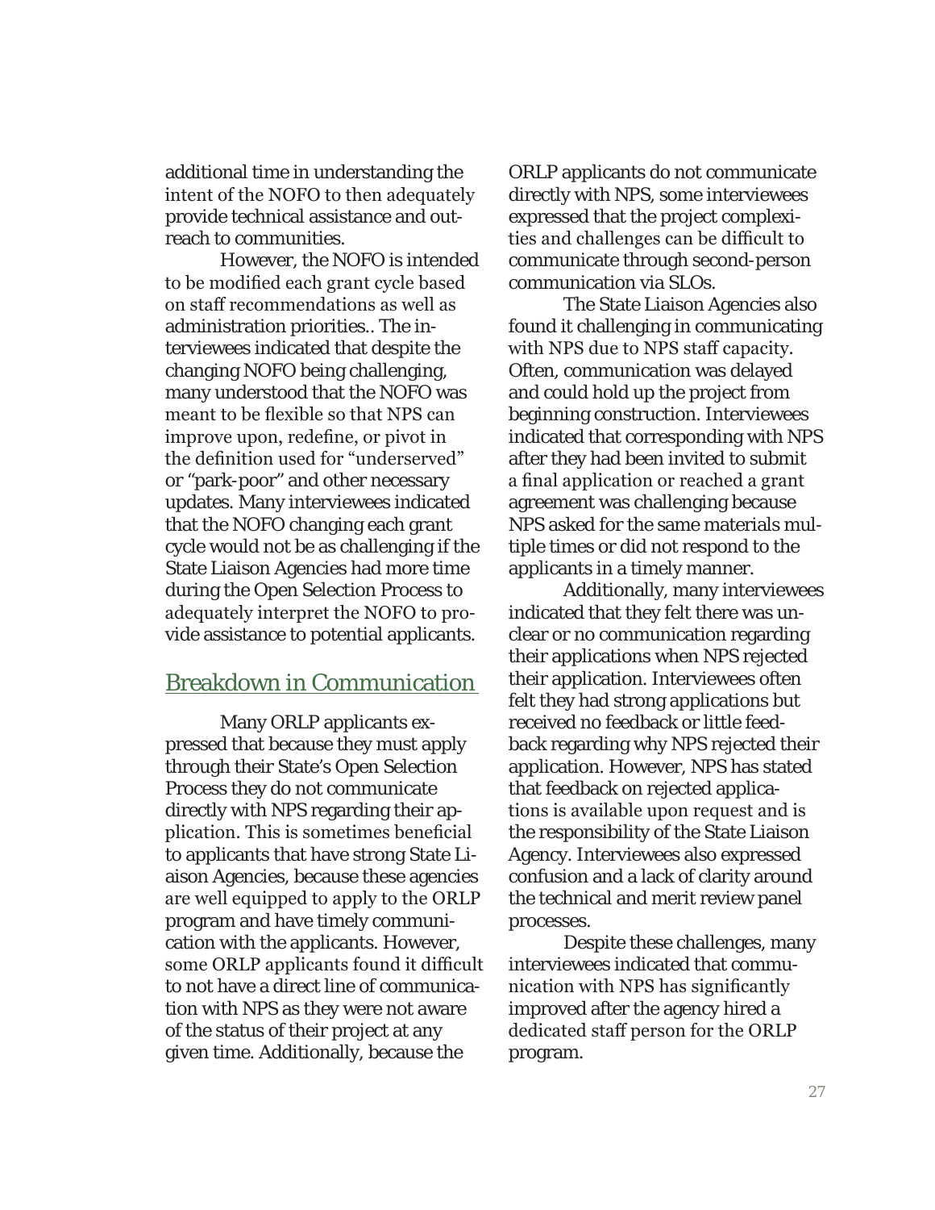additional time in understanding the intent of the NOFO to then adequately provide technical assistance and outreach to communities.

However, the NOFO is intended to be modified each grant cycle based on staff recommendations as well as administration priorities.. The interviewees indicated that despite the changing NOFO being challenging, many understood that the NOFO was meant to be flexible so that NPS can improve upon, redefine, or pivot in the definition used for "underserved" or "park-poor" and other necessary updates. Many interviewees indicated that the NOFO changing each grant cycle would not be as challenging if the State Liaison Agencies had more time during the Open Selection Process to adequately interpret the NOFO to provide assistance to potential applicants.

## Breakdown in Communication

Many ORLP applicants expressed that because they must apply through their State's Open Selection Process they do not communicate directly with NPS regarding their application. This is sometimes beneficial to applicants that have strong State Liaison Agencies, because these agencies are well equipped to apply to the ORLP program and have timely communication with the applicants. However, some ORLP applicants found it difficult to not have a direct line of communication with NPS as they were not aware of the status of their project at any given time. Additionally, because the ORLP applicants do not communicate directly with NPS, some interviewees expressed that the project complexities and challenges can be difficult to communicate through second-person communication via SLOs.

The State Liaison Agencies also found it challenging in communicating with NPS due to NPS staff capacity. Often, communication was delayed and could hold up the project from beginning construction. Interviewees indicated that corresponding with NPS after they had been invited to submit a final application or reached a grant agreement was challenging because NPS asked for the same materials multiple times or did not respond to the applicants in a timely manner.

Additionally, many interviewees indicated that they felt there was unclear or no communication regarding their applications when NPS rejected their application. Interviewees often felt they had strong applications but received no feedback or little feedback regarding why NPS rejected their application. However, NPS has stated that feedback on rejected applications is available upon request and is the responsibility of the State Liaison Agency. Interviewees also expressed confusion and a lack of clarity around the technical and merit review panel processes.

Despite these challenges, many interviewees indicated that communication with NPS has significantly improved after the agency hired a dedicated staff person for the ORLP program.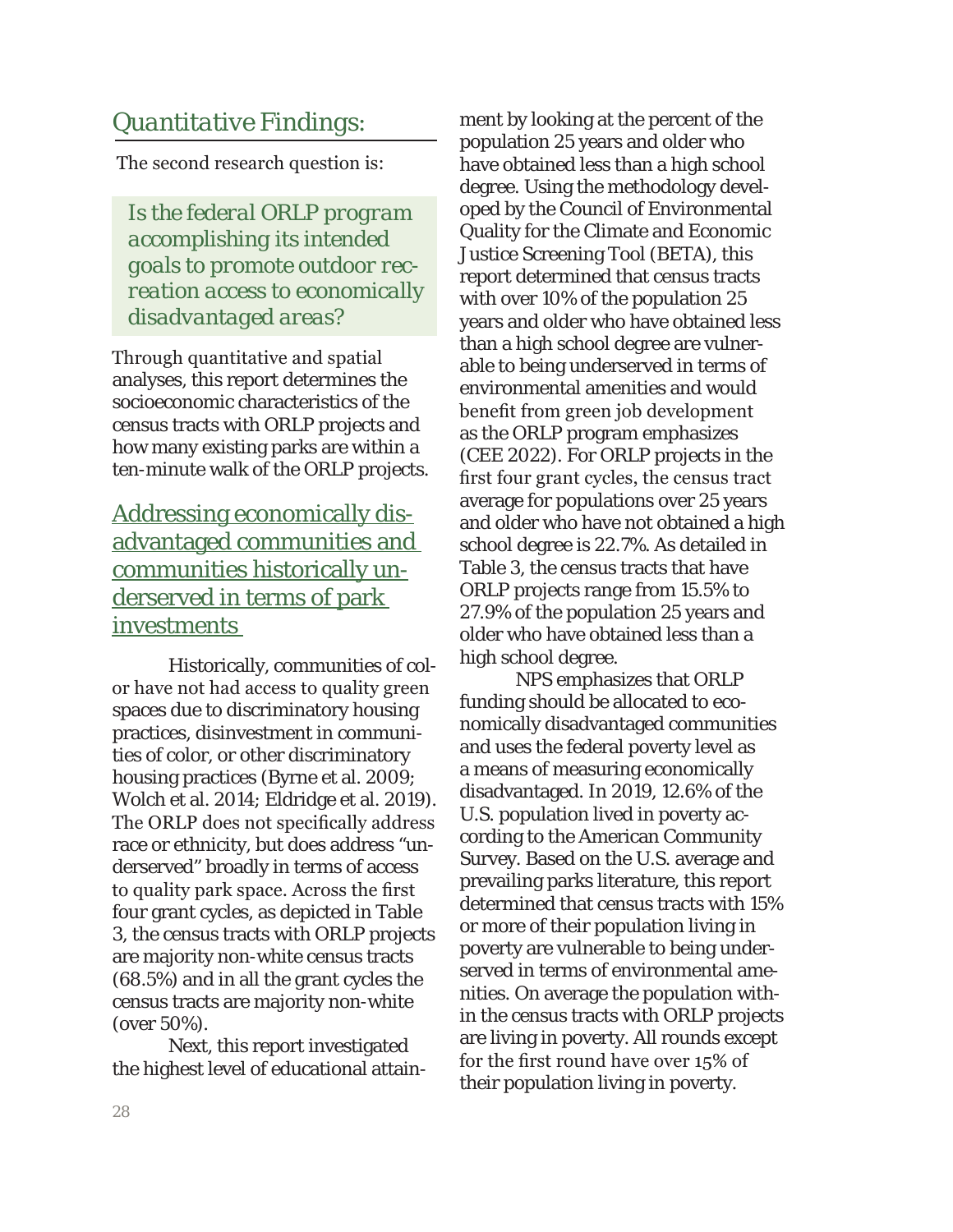## Quantitative Findings:

The second research question is:

*Is the federal ORLP program accomplishing its intended goals to promote outdoor recreation access to economically disadvantaged areas?*

Through quantitative and spatial analyses, this report determines the socioeconomic characteristics of the census tracts with ORLP projects and how many existing parks are within a ten-minute walk of the ORLP projects.

### Addressing economically disadvantaged communities and communities historically underserved in terms of park investments

Historically, communities of color have not had access to quality green spaces due to discriminatory housing practices, disinvestment in communities of color, or other discriminatory housing practices (Byrne et al. 2009; Wolch et al. 2014; Eldridge et al. 2019). The ORLP does not specifically address race or ethnicity, but does address "underserved" broadly in terms of access to quality park space. Across the first four grant cycles, as depicted in Table 3, the census tracts with ORLP projects are majority non-white census tracts (68.5%) and in all the grant cycles the census tracts are majority non-white (over 50%).

Next, this report investigated the highest level of educational attainment by looking at the percent of the population 25 years and older who have obtained less than a high school degree. Using the methodology developed by the Council of Environmental Quality for the Climate and Economic Justice Screening Tool (BETA), this report determined that census tracts with over 10% of the population 25 years and older who have obtained less than a high school degree are vulnerable to being underserved in terms of environmental amenities and would benefit from green job development as the ORLP program emphasizes (CEE 2022). For ORLP projects in the first four grant cycles, the census tract average for populations over 25 years and older who have not obtained a high school degree is 22.7%. As detailed in Table 3, the census tracts that have ORLP projects range from 15.5% to 27.9% of the population 25 years and older who have obtained less than a high school degree.

NPS emphasizes that ORLP funding should be allocated to economically disadvantaged communities and uses the federal poverty level as a means of measuring economically disadvantaged. In 2019, 12.6% of the U.S. population lived in poverty according to the American Community Survey. Based on the U.S. average and prevailing parks literature, this report determined that census tracts with 15% or more of their population living in poverty are vulnerable to being underserved in terms of environmental amenities. On average the population within the census tracts with ORLP projects are living in poverty. All rounds except for the first round have over 15% of their population living in poverty.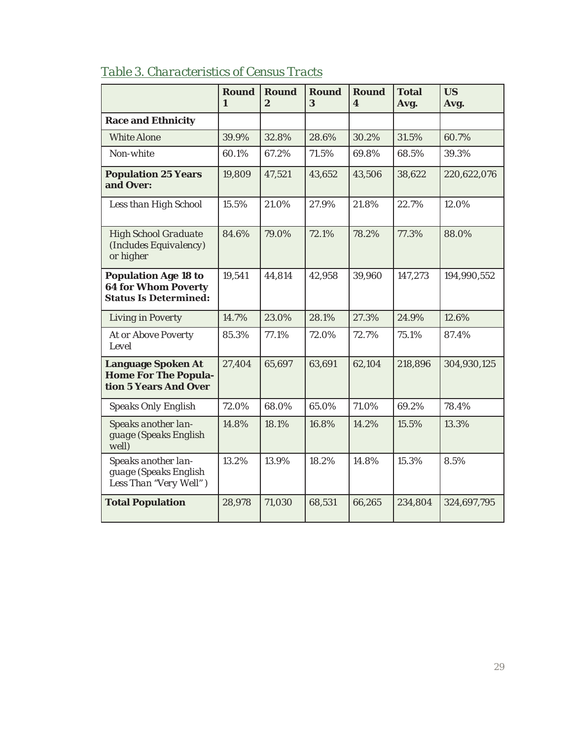*Table 3. Characteristics of Census Tracts*

| | Round 1 | Round 2 | Round 3 | Round 4 | Total Avg. | US Avg. |
|---|---|---|---|---|---|---|
| **Race and Ethnicity** | | | | | | |
| White Alone | 39.9% | 32.8% | 28.6% | 30.2% | 31.5% | 60.7% |
| Non-white | 60.1% | 67.2% | 71.5% | 69.8% | 68.5% | 39.3% |
| **Population 25 Years and Over:** | 19,809 | 47,521 | 43,652 | 43,506 | 38,622 | 220,622,076 |
| Less than High School | 15.5% | 21.0% | 27.9% | 21.8% | 22.7% | 12.0% |
| High School Graduate (Includes Equivalency) or higher | 84.6% | 79.0% | 72.1% | 78.2% | 77.3% | 88.0% |
| **Population Age 18 to 64 for Whom Poverty Status Is Determined:** | 19,541 | 44,814 | 42,958 | 39,960 | 147,273 | 194,990,552 |
| Living in Poverty | 14.7% | 23.0% | 28.1% | 27.3% | 24.9% | 12.6% |
| At or Above Poverty Level | 85.3% | 77.1% | 72.0% | 72.7% | 75.1% | 87.4% |
| **Language Spoken At Home For The Population 5 Years And Over** | 27,404 | 65,697 | 63,691 | 62,104 | 218,896 | 304,930,125 |
| Speaks Only English | 72.0% | 68.0% | 65.0% | 71.0% | 69.2% | 78.4% |
| Speaks another language (Speaks English well) | 14.8% | 18.1% | 16.8% | 14.2% | 15.5% | 13.3% |
| Speaks another language (Speaks English Less Than "Very Well") | 13.2% | 13.9% | 18.2% | 14.8% | 15.3% | 8.5% |
| **Total Population** | 28,978 | 71,030 | 68,531 | 66,265 | 234,804 | 324,697,795 |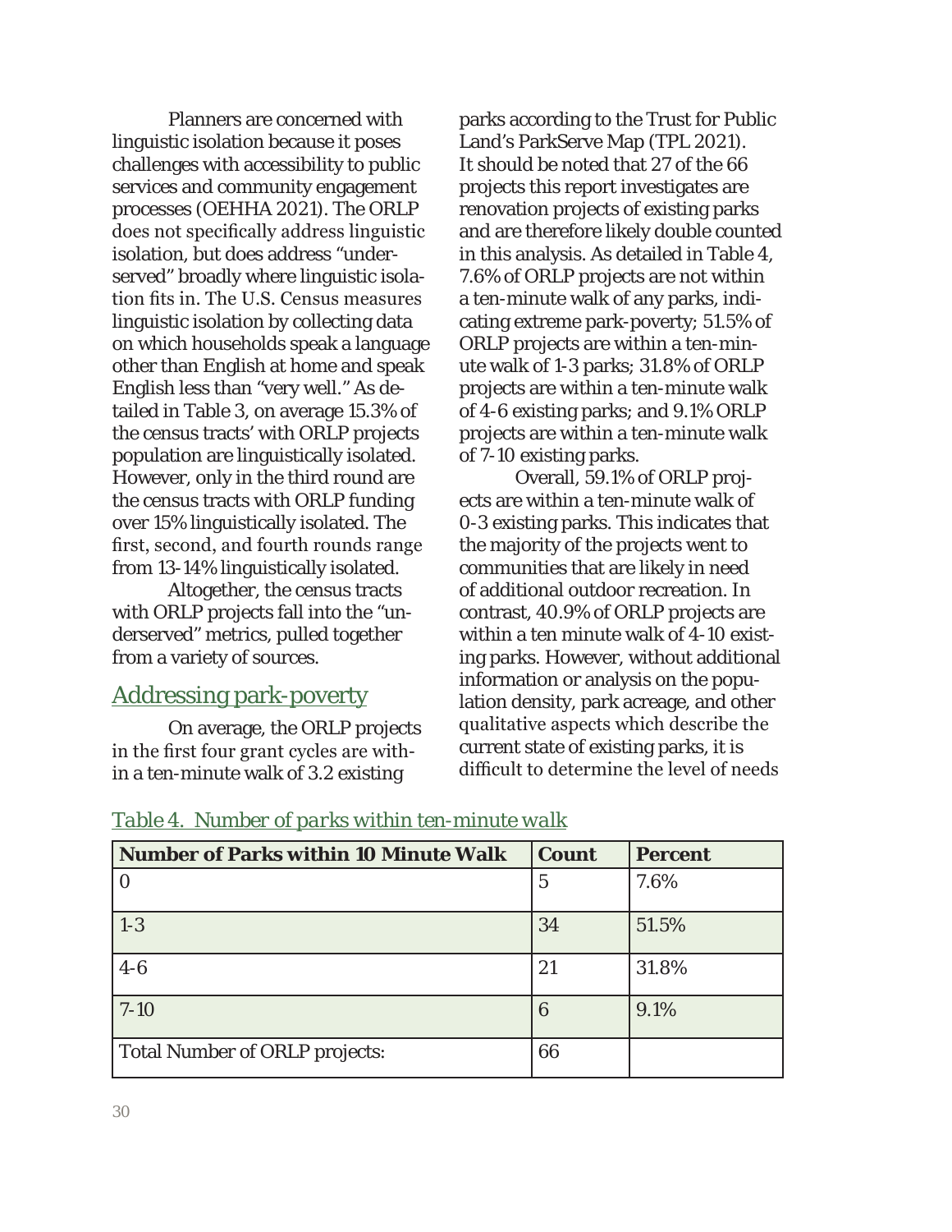Planners are concerned with linguistic isolation because it poses challenges with accessibility to public services and community engagement processes (OEHHA 2021). The ORLP does not specifically address linguistic isolation, but does address "underserved" broadly where linguistic isolation fits in. The U.S. Census measures linguistic isolation by collecting data on which households speak a language other than English at home and speak English less than "very well." As detailed in Table 3, on average 15.3% of the census tracts' with ORLP projects population are linguistically isolated. However, only in the third round are the census tracts with ORLP funding over 15% linguistically isolated. The first, second, and fourth rounds range from 13-14% linguistically isolated.

Altogether, the census tracts with ORLP projects fall into the "underserved" metrics, pulled together from a variety of sources.

## Addressing park-poverty

On average, the ORLP projects in the first four grant cycles are within a ten-minute walk of 3.2 existing parks according to the Trust for Public Land's ParkServe Map (TPL 2021). It should be noted that 27 of the 66 projects this report investigates are renovation projects of existing parks and are therefore likely double counted in this analysis. As detailed in Table 4, 7.6% of ORLP projects are not within a ten-minute walk of any parks, indicating extreme park-poverty; 51.5% of ORLP projects are within a ten-minute walk of 1-3 parks; 31.8% of ORLP projects are within a ten-minute walk of 4-6 existing parks; and 9.1% ORLP projects are within a ten-minute walk of 7-10 existing parks.

Overall, 59.1% of ORLP projects are within a ten-minute walk of 0-3 existing parks. This indicates that the majority of the projects went to communities that are likely in need of additional outdoor recreation. In contrast, 40.9% of ORLP projects are within a ten minute walk of 4-10 existing parks. However, without additional information or analysis on the population density, park acreage, and other qualitative aspects which describe the current state of existing parks, it is difficult to determine the level of needs

*Table 4. Number of parks within ten-minute walk*

| Number of Parks within 10 Minute Walk | Count | Percent |
|---|---|---|
| 0 | 5 | 7.6% |
| 1-3 | 34 | 51.5% |
| 4-6 | 21 | 31.8% |
| 7-10 | 6 | 9.1% |
| Total Number of ORLP projects: | 66 | |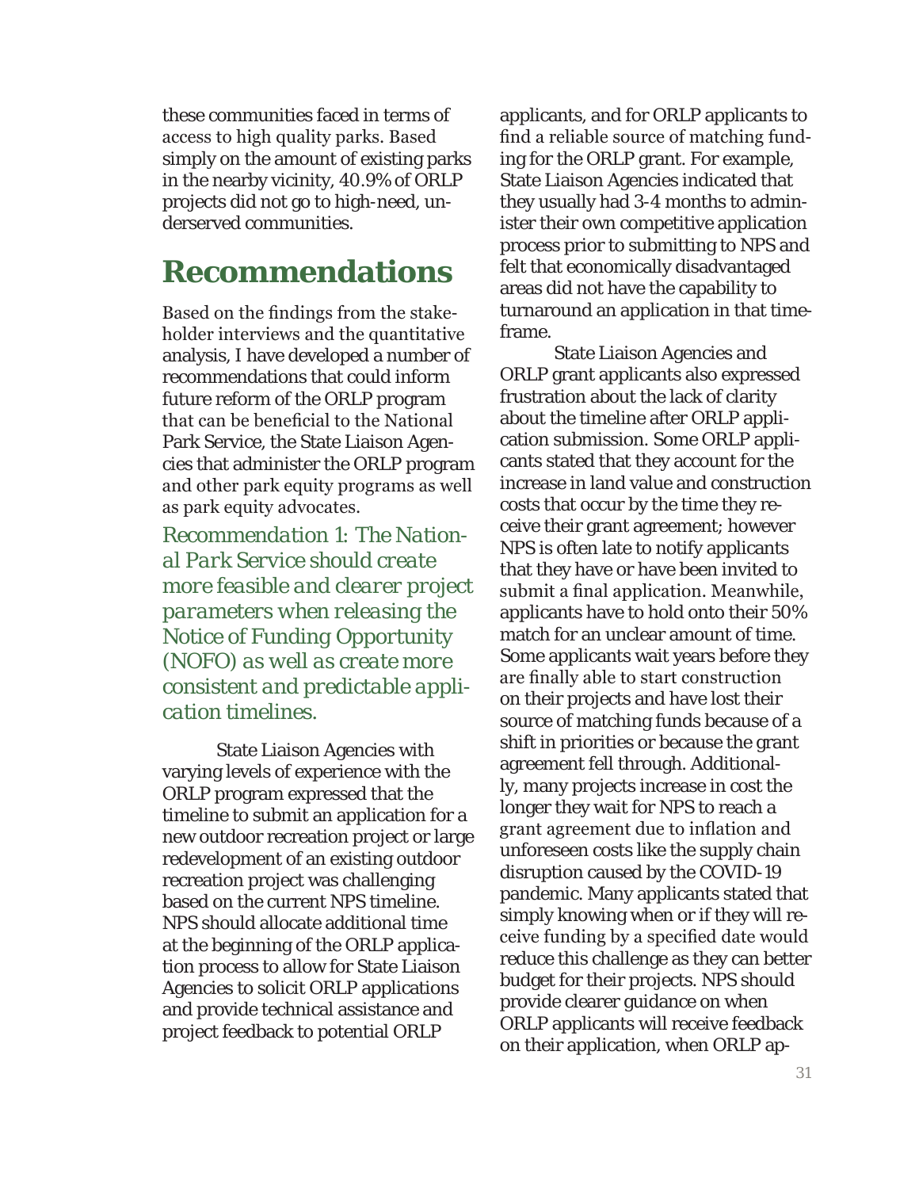these communities faced in terms of access to high quality parks. Based simply on the amount of existing parks in the nearby vicinity, 40.9% of ORLP projects did not go to high-need, underserved communities.

## Recommendations

Based on the findings from the stakeholder interviews and the quantitative analysis, I have developed a number of recommendations that could inform future reform of the ORLP program that can be beneficial to the National Park Service, the State Liaison Agencies that administer the ORLP program and other park equity programs as well as park equity advocates.

### *Recommendation 1: The National Park Service should create more feasible and clearer project parameters when releasing the Notice of Funding Opportunity (NOFO) as well as create more consistent and predictable application timelines.*

State Liaison Agencies with varying levels of experience with the ORLP program expressed that the timeline to submit an application for a new outdoor recreation project or large redevelopment of an existing outdoor recreation project was challenging based on the current NPS timeline. NPS should allocate additional time at the beginning of the ORLP application process to allow for State Liaison Agencies to solicit ORLP applications and provide technical assistance and project feedback to potential ORLP applicants, and for ORLP applicants to find a reliable source of matching funding for the ORLP grant. For example, State Liaison Agencies indicated that they usually had 3-4 months to administer their own competitive application process prior to submitting to NPS and felt that economically disadvantaged areas did not have the capability to turnaround an application in that timeframe.

State Liaison Agencies and ORLP grant applicants also expressed frustration about the lack of clarity about the timeline after ORLP application submission. Some ORLP applicants stated that they account for the increase in land value and construction costs that occur by the time they receive their grant agreement; however NPS is often late to notify applicants that they have or have been invited to submit a final application. Meanwhile, applicants have to hold onto their 50% match for an unclear amount of time. Some applicants wait years before they are finally able to start construction on their projects and have lost their source of matching funds because of a shift in priorities or because the grant agreement fell through. Additionally, many projects increase in cost the longer they wait for NPS to reach a grant agreement due to inflation and unforeseen costs like the supply chain disruption caused by the COVID-19 pandemic. Many applicants stated that simply knowing when or if they will receive funding by a specified date would reduce this challenge as they can better budget for their projects. NPS should provide clearer guidance on when ORLP applicants will receive feedback on their application, when ORLP ap-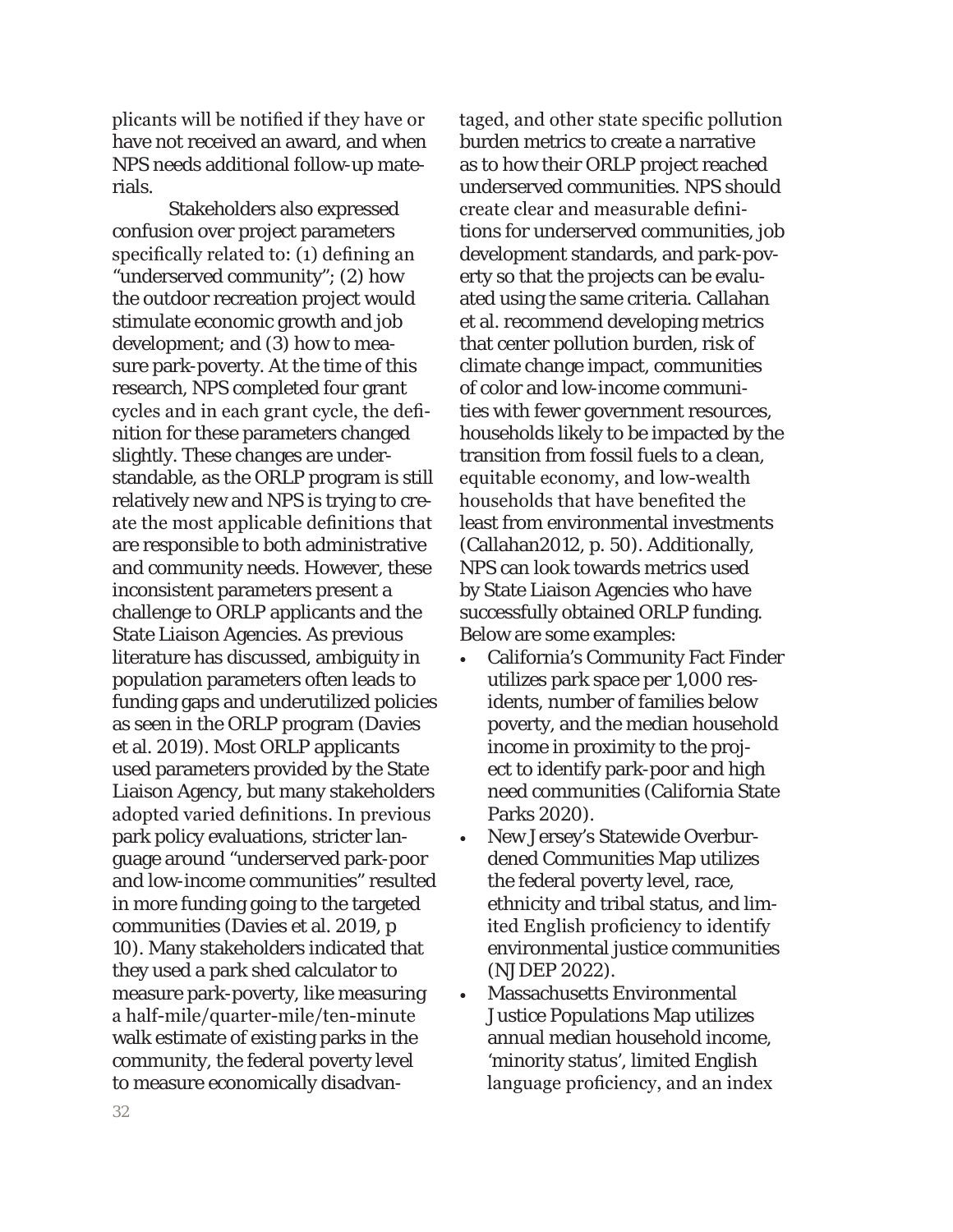plicants will be notified if they have or have not received an award, and when NPS needs additional follow-up materials.

Stakeholders also expressed confusion over project parameters specifically related to: (1) defining an "underserved community"; (2) how the outdoor recreation project would stimulate economic growth and job development; and (3) how to measure park-poverty. At the time of this research, NPS completed four grant cycles and in each grant cycle, the definition for these parameters changed slightly. These changes are understandable, as the ORLP program is still relatively new and NPS is trying to create the most applicable definitions that are responsible to both administrative and community needs. However, these inconsistent parameters present a challenge to ORLP applicants and the State Liaison Agencies. As previous literature has discussed, ambiguity in population parameters often leads to funding gaps and underutilized policies as seen in the ORLP program (Davies et al. 2019). Most ORLP applicants used parameters provided by the State Liaison Agency, but many stakeholders adopted varied definitions. In previous park policy evaluations, stricter language around "underserved park-poor and low-income communities" resulted in more funding going to the targeted communities (Davies et al. 2019, p 10). Many stakeholders indicated that they used a park shed calculator to measure park-poverty, like measuring a half-mile/quarter-mile/ten-minute walk estimate of existing parks in the community, the federal poverty level to measure economically disadvantaged, and other state specific pollution burden metrics to create a narrative as to how their ORLP project reached underserved communities. NPS should create clear and measurable definitions for underserved communities, job development standards, and park-poverty so that the projects can be evaluated using the same criteria. Callahan et al. recommend developing metrics that center pollution burden, risk of climate change impact, communities of color and low-income communities with fewer government resources, households likely to be impacted by the transition from fossil fuels to a clean, equitable economy, and low-wealth households that have benefited the least from environmental investments (Callahan2012, p. 50). Additionally, NPS can look towards metrics used by State Liaison Agencies who have successfully obtained ORLP funding. Below are some examples:

- California's Community Fact Finder utilizes park space per 1,000 residents, number of families below poverty, and the median household income in proximity to the project to identify park-poor and high need communities (California State Parks 2020).
- New Jersey's Statewide Overburdened Communities Map utilizes the federal poverty level, race, ethnicity and tribal status, and limited English proficiency to identify environmental justice communities (NJ DEP 2022).
- Massachusetts Environmental Justice Populations Map utilizes annual median household income, 'minority status', limited English language proficiency, and an index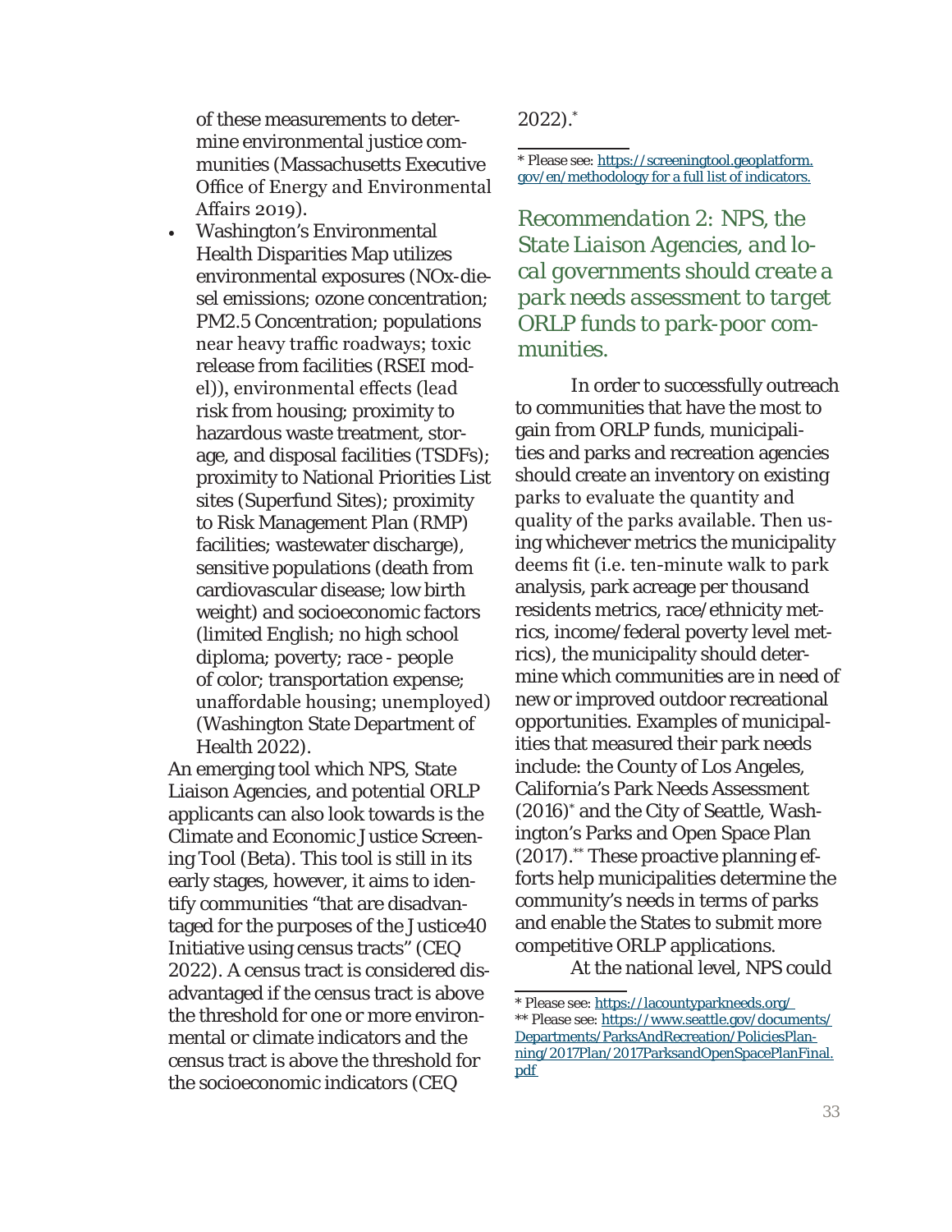of these measurements to determine environmental justice communities (Massachusetts Executive Office of Energy and Environmental Affairs 2019).

- Washington's Environmental Health Disparities Map utilizes environmental exposures (NOx-diesel emissions; ozone concentration; PM2.5 Concentration; populations near heavy traffic roadways; toxic release from facilities (RSEI model)), environmental effects (lead risk from housing; proximity to hazardous waste treatment, storage, and disposal facilities (TSDFs); proximity to National Priorities List sites (Superfund Sites); proximity to Risk Management Plan (RMP) facilities; wastewater discharge), sensitive populations (death from cardiovascular disease; low birth weight) and socioeconomic factors (limited English; no high school diploma; poverty; race - people of color; transportation expense; unaffordable housing; unemployed) (Washington State Department of Health 2022).

An emerging tool which NPS, State Liaison Agencies, and potential ORLP applicants can also look towards is the Climate and Economic Justice Screening Tool (Beta). This tool is still in its early stages, however, it aims to identify communities "that are disadvantaged for the purposes of the Justice40 Initiative using census tracts" (CEQ 2022). A census tract is considered disadvantaged if the census tract is above the threshold for one or more environmental or climate indicators and the census tract is above the threshold for the socioeconomic indicators (CEQ 2022).*

\* Please see: https://screeningtool.geoplatform.gov/en/methodology for a full list of indicators.

## *Recommendation 2: NPS, the State Liaison Agencies, and local governments should create a park needs assessment to target ORLP funds to park-poor communities.*

In order to successfully outreach to communities that have the most to gain from ORLP funds, municipalities and parks and recreation agencies should create an inventory on existing parks to evaluate the quantity and quality of the parks available. Then using whichever metrics the municipality deems fit (i.e. ten-minute walk to park analysis, park acreage per thousand residents metrics, race/ethnicity metrics, income/federal poverty level metrics), the municipality should determine which communities are in need of new or improved outdoor recreational opportunities. Examples of municipalities that measured their park needs include: the County of Los Angeles, California's Park Needs Assessment (2016)* and the City of Seattle, Washington's Parks and Open Space Plan (2017).** These proactive planning efforts help municipalities determine the community's needs in terms of parks and enable the States to submit more competitive ORLP applications.

At the national level, NPS could

\* Please see: https://lacountyparkneeds.org/
\*\* Please see: https://www.seattle.gov/documents/Departments/ParksAndRecreation/PoliciesPlanning/2017Plan/2017ParksandOpenSpacePlanFinal.pdf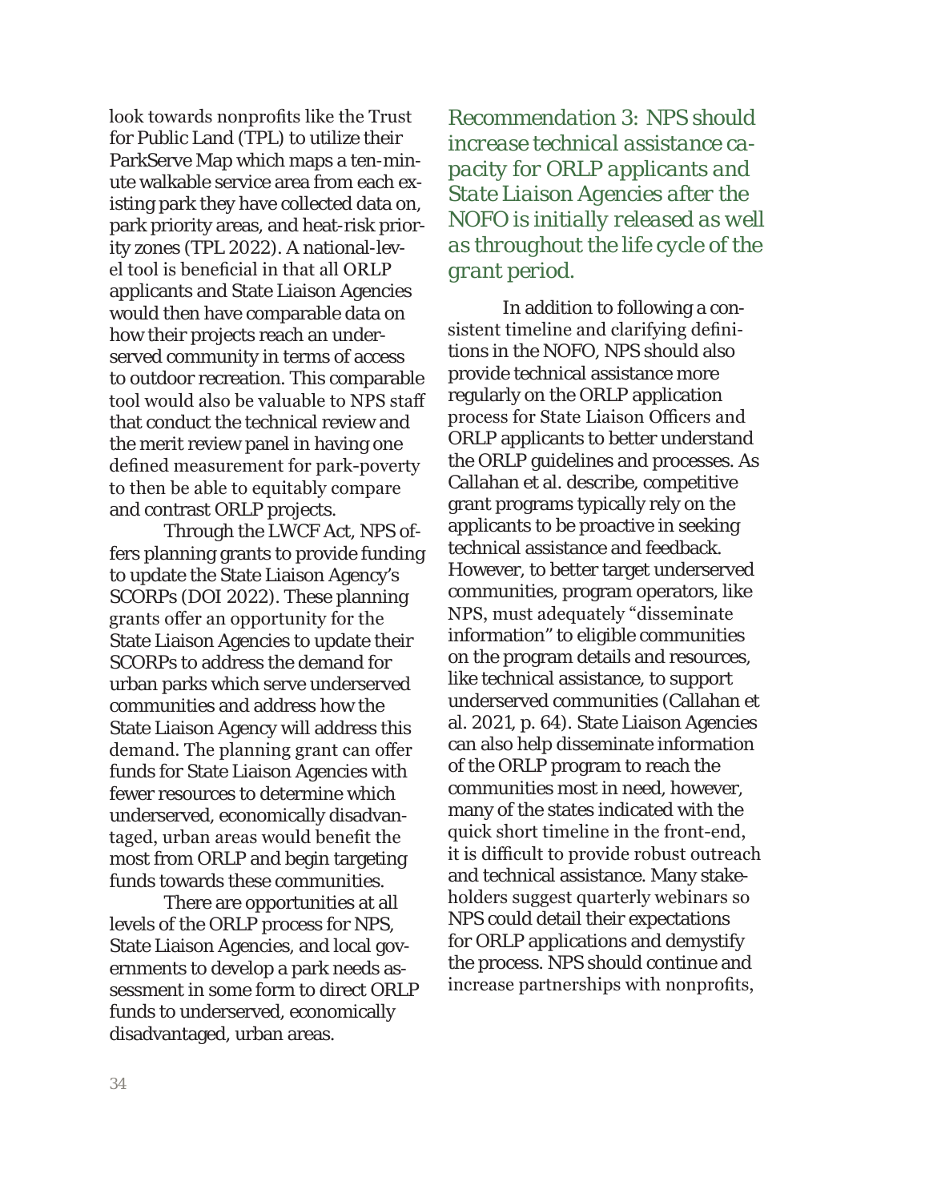look towards nonprofits like the Trust for Public Land (TPL) to utilize their ParkServe Map which maps a ten-minute walkable service area from each existing park they have collected data on, park priority areas, and heat-risk priority zones (TPL 2022). A national-level tool is beneficial in that all ORLP applicants and State Liaison Agencies would then have comparable data on how their projects reach an underserved community in terms of access to outdoor recreation. This comparable tool would also be valuable to NPS staff that conduct the technical review and the merit review panel in having one defined measurement for park-poverty to then be able to equitably compare and contrast ORLP projects.

Through the LWCF Act, NPS offers planning grants to provide funding to update the State Liaison Agency's SCORPs (DOI 2022). These planning grants offer an opportunity for the State Liaison Agencies to update their SCORPs to address the demand for urban parks which serve underserved communities and address how the State Liaison Agency will address this demand. The planning grant can offer funds for State Liaison Agencies with fewer resources to determine which underserved, economically disadvantaged, urban areas would benefit the most from ORLP and begin targeting funds towards these communities.

There are opportunities at all levels of the ORLP process for NPS, State Liaison Agencies, and local governments to develop a park needs assessment in some form to direct ORLP funds to underserved, economically disadvantaged, urban areas.

### *Recommendation 3: NPS should increase technical assistance capacity for ORLP applicants and State Liaison Agencies after the NOFO is initially released as well as throughout the life cycle of the grant period.*

In addition to following a consistent timeline and clarifying definitions in the NOFO, NPS should also provide technical assistance more regularly on the ORLP application process for State Liaison Officers and ORLP applicants to better understand the ORLP guidelines and processes. As Callahan et al. describe, competitive grant programs typically rely on the applicants to be proactive in seeking technical assistance and feedback. However, to better target underserved communities, program operators, like NPS, must adequately "disseminate information" to eligible communities on the program details and resources, like technical assistance, to support underserved communities (Callahan et al. 2021, p. 64). State Liaison Agencies can also help disseminate information of the ORLP program to reach the communities most in need, however, many of the states indicated with the quick short timeline in the front-end, it is difficult to provide robust outreach and technical assistance. Many stakeholders suggest quarterly webinars so NPS could detail their expectations for ORLP applications and demystify the process. NPS should continue and increase partnerships with nonprofits,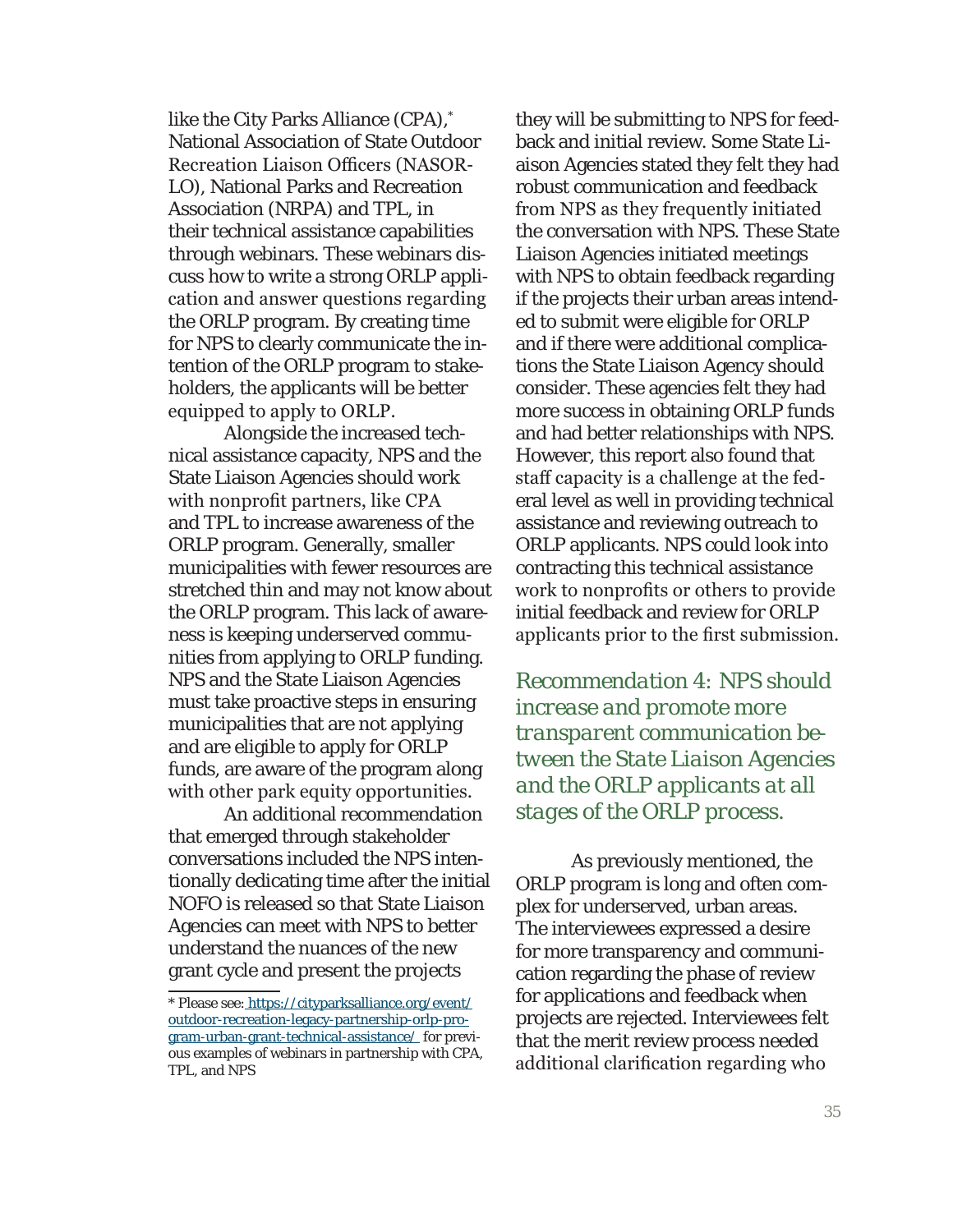like the City Parks Alliance (CPA),* National Association of State Outdoor Recreation Liaison Officers (NASORLO), National Parks and Recreation Association (NRPA) and TPL, in their technical assistance capabilities through webinars. These webinars discuss how to write a strong ORLP application and answer questions regarding the ORLP program. By creating time for NPS to clearly communicate the intention of the ORLP program to stakeholders, the applicants will be better equipped to apply to ORLP.

Alongside the increased technical assistance capacity, NPS and the State Liaison Agencies should work with nonprofit partners, like CPA and TPL to increase awareness of the ORLP program. Generally, smaller municipalities with fewer resources are stretched thin and may not know about the ORLP program. This lack of awareness is keeping underserved communities from applying to ORLP funding. NPS and the State Liaison Agencies must take proactive steps in ensuring municipalities that are not applying and are eligible to apply for ORLP funds, are aware of the program along with other park equity opportunities.

An additional recommendation that emerged through stakeholder conversations included the NPS intentionally dedicating time after the initial NOFO is released so that State Liaison Agencies can meet with NPS to better understand the nuances of the new grant cycle and present the projects they will be submitting to NPS for feedback and initial review. Some State Liaison Agencies stated they felt they had robust communication and feedback from NPS as they frequently initiated the conversation with NPS. These State Liaison Agencies initiated meetings with NPS to obtain feedback regarding if the projects their urban areas intended to submit were eligible for ORLP and if there were additional complications the State Liaison Agency should consider. These agencies felt they had more success in obtaining ORLP funds and had better relationships with NPS. However, this report also found that staff capacity is a challenge at the federal level as well in providing technical assistance and reviewing outreach to ORLP applicants. NPS could look into contracting this technical assistance work to nonprofits or others to provide initial feedback and review for ORLP applicants prior to the first submission.

### *Recommendation 4: NPS should increase and promote more transparent communication between the State Liaison Agencies and the ORLP applicants at all stages of the ORLP process.*

As previously mentioned, the ORLP program is long and often complex for underserved, urban areas. The interviewees expressed a desire for more transparency and communication regarding the phase of review for applications and feedback when projects are rejected. Interviewees felt that the merit review process needed additional clarification regarding who

\* Please see: https://cityparksalliance.org/event/outdoor-recreation-legacy-partnership-orlp-program-urban-grant-technical-assistance/ for previous examples of webinars in partnership with CPA, TPL, and NPS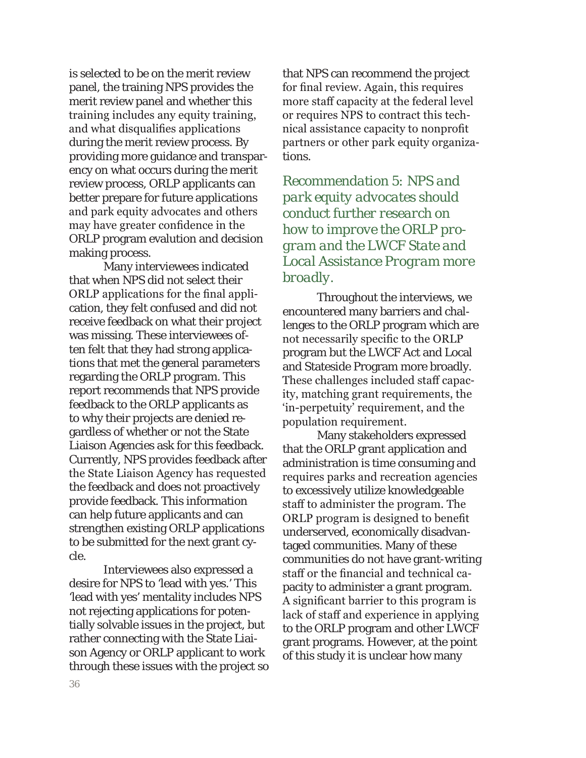is selected to be on the merit review panel, the training NPS provides the merit review panel and whether this training includes any equity training, and what disqualifies applications during the merit review process. By providing more guidance and transparency on what occurs during the merit review process, ORLP applicants can better prepare for future applications and park equity advocates and others may have greater confidence in the ORLP program evalution and decision making process.

Many interviewees indicated that when NPS did not select their ORLP applications for the final application, they felt confused and did not receive feedback on what their project was missing. These interviewees often felt that they had strong applications that met the general parameters regarding the ORLP program. This report recommends that NPS provide feedback to the ORLP applicants as to why their projects are denied regardless of whether or not the State Liaison Agencies ask for this feedback. Currently, NPS provides feedback after the State Liaison Agency has requested the feedback and does not proactively provide feedback. This information can help future applicants and can strengthen existing ORLP applications to be submitted for the next grant cycle.

Interviewees also expressed a desire for NPS to 'lead with yes.' This 'lead with yes' mentality includes NPS not rejecting applications for potentially solvable issues in the project, but rather connecting with the State Liaison Agency or ORLP applicant to work through these issues with the project so that NPS can recommend the project for final review. Again, this requires more staff capacity at the federal level or requires NPS to contract this technical assistance capacity to nonprofit partners or other park equity organizations.

### *Recommendation 5: NPS and park equity advocates should conduct further research on how to improve the ORLP program and the LWCF State and Local Assistance Program more broadly.*

Throughout the interviews, we encountered many barriers and challenges to the ORLP program which are not necessarily specific to the ORLP program but the LWCF Act and Local and Stateside Program more broadly. These challenges included staff capacity, matching grant requirements, the 'in-perpetuity' requirement, and the population requirement.

Many stakeholders expressed that the ORLP grant application and administration is time consuming and requires parks and recreation agencies to excessively utilize knowledgeable staff to administer the program. The ORLP program is designed to benefit underserved, economically disadvantaged communities. Many of these communities do not have grant-writing staff or the financial and technical capacity to administer a grant program. A significant barrier to this program is lack of staff and experience in applying to the ORLP program and other LWCF grant programs. However, at the point of this study it is unclear how many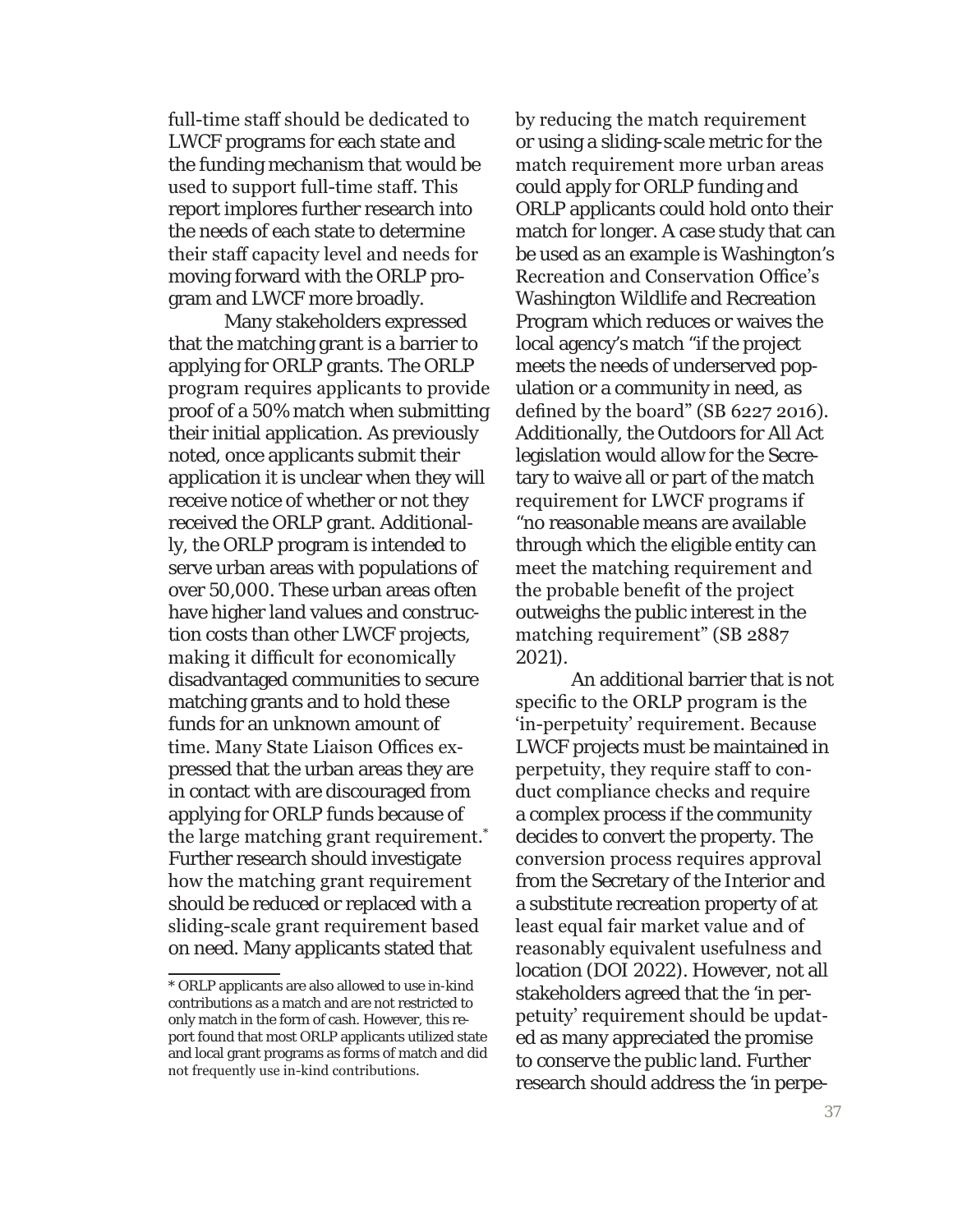full-time staff should be dedicated to LWCF programs for each state and the funding mechanism that would be used to support full-time staff. This report implores further research into the needs of each state to determine their staff capacity level and needs for moving forward with the ORLP program and LWCF more broadly.

Many stakeholders expressed that the matching grant is a barrier to applying for ORLP grants. The ORLP program requires applicants to provide proof of a 50% match when submitting their initial application. As previously noted, once applicants submit their application it is unclear when they will receive notice of whether or not they received the ORLP grant. Additionally, the ORLP program is intended to serve urban areas with populations of over 50,000. These urban areas often have higher land values and construction costs than other LWCF projects, making it difficult for economically disadvantaged communities to secure matching grants and to hold these funds for an unknown amount of time. Many State Liaison Offices expressed that the urban areas they are in contact with are discouraged from applying for ORLP funds because of the large matching grant requirement.* Further research should investigate how the matching grant requirement should be reduced or replaced with a sliding-scale grant requirement based on need. Many applicants stated that by reducing the match requirement or using a sliding-scale metric for the match requirement more urban areas could apply for ORLP funding and ORLP applicants could hold onto their match for longer. A case study that can be used as an example is Washington's Recreation and Conservation Office's Washington Wildlife and Recreation Program which reduces or waives the local agency's match "if the project meets the needs of underserved population or a community in need, as defined by the board" (SB 6227 2016). Additionally, the Outdoors for All Act legislation would allow for the Secretary to waive all or part of the match requirement for LWCF programs if "no reasonable means are available through which the eligible entity can meet the matching requirement and the probable benefit of the project outweighs the public interest in the matching requirement" (SB 2887 2021).

An additional barrier that is not specific to the ORLP program is the 'in-perpetuity' requirement. Because LWCF projects must be maintained in perpetuity, they require staff to conduct compliance checks and require a complex process if the community decides to convert the property. The conversion process requires approval from the Secretary of the Interior and a substitute recreation property of at least equal fair market value and of reasonably equivalent usefulness and location (DOI 2022). However, not all stakeholders agreed that the 'in perpetuity' requirement should be updated as many appreciated the promise to conserve the public land. Further research should address the 'in perpe-

* ORLP applicants are also allowed to use in-kind contributions as a match and are not restricted to only match in the form of cash. However, this report found that most ORLP applicants utilized state and local grant programs as forms of match and did not frequently use in-kind contributions.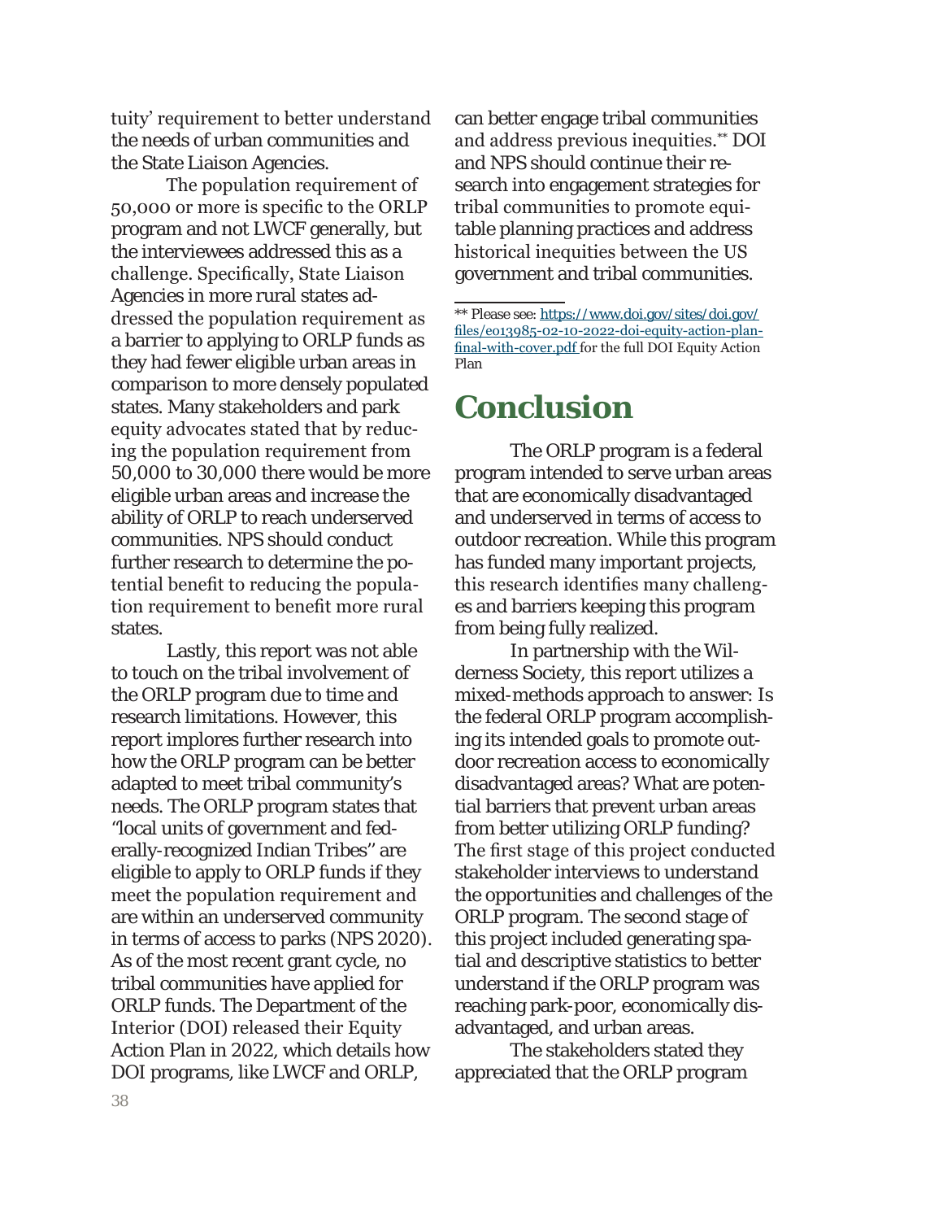tuity' requirement to better understand the needs of urban communities and the State Liaison Agencies.

The population requirement of 50,000 or more is specific to the ORLP program and not LWCF generally, but the interviewees addressed this as a challenge. Specifically, State Liaison Agencies in more rural states addressed the population requirement as a barrier to applying to ORLP funds as they had fewer eligible urban areas in comparison to more densely populated states. Many stakeholders and park equity advocates stated that by reducing the population requirement from 50,000 to 30,000 there would be more eligible urban areas and increase the ability of ORLP to reach underserved communities. NPS should conduct further research to determine the potential benefit to reducing the population requirement to benefit more rural states.

Lastly, this report was not able to touch on the tribal involvement of the ORLP program due to time and research limitations. However, this report implores further research into how the ORLP program can be better adapted to meet tribal community's needs. The ORLP program states that "local units of government and federally-recognized Indian Tribes" are eligible to apply to ORLP funds if they meet the population requirement and are within an underserved community in terms of access to parks (NPS 2020). As of the most recent grant cycle, no tribal communities have applied for ORLP funds. The Department of the Interior (DOI) released their Equity Action Plan in 2022, which details how DOI programs, like LWCF and ORLP, can better engage tribal communities and address previous inequities.** DOI and NPS should continue their research into engagement strategies for tribal communities to promote equitable planning practices and address historical inequities between the US government and tribal communities.

** Please see: https://www.doi.gov/sites/doi.gov/files/e013985-02-10-2022-doi-equity-action-plan-final-with-cover.pdf for the full DOI Equity Action Plan

# Conclusion

The ORLP program is a federal program intended to serve urban areas that are economically disadvantaged and underserved in terms of access to outdoor recreation. While this program has funded many important projects, this research identifies many challenges and barriers keeping this program from being fully realized.

In partnership with the Wilderness Society, this report utilizes a mixed-methods approach to answer: Is the federal ORLP program accomplishing its intended goals to promote outdoor recreation access to economically disadvantaged areas? What are potential barriers that prevent urban areas from better utilizing ORLP funding? The first stage of this project conducted stakeholder interviews to understand the opportunities and challenges of the ORLP program. The second stage of this project included generating spatial and descriptive statistics to better understand if the ORLP program was reaching park-poor, economically disadvantaged, and urban areas.

The stakeholders stated they appreciated that the ORLP program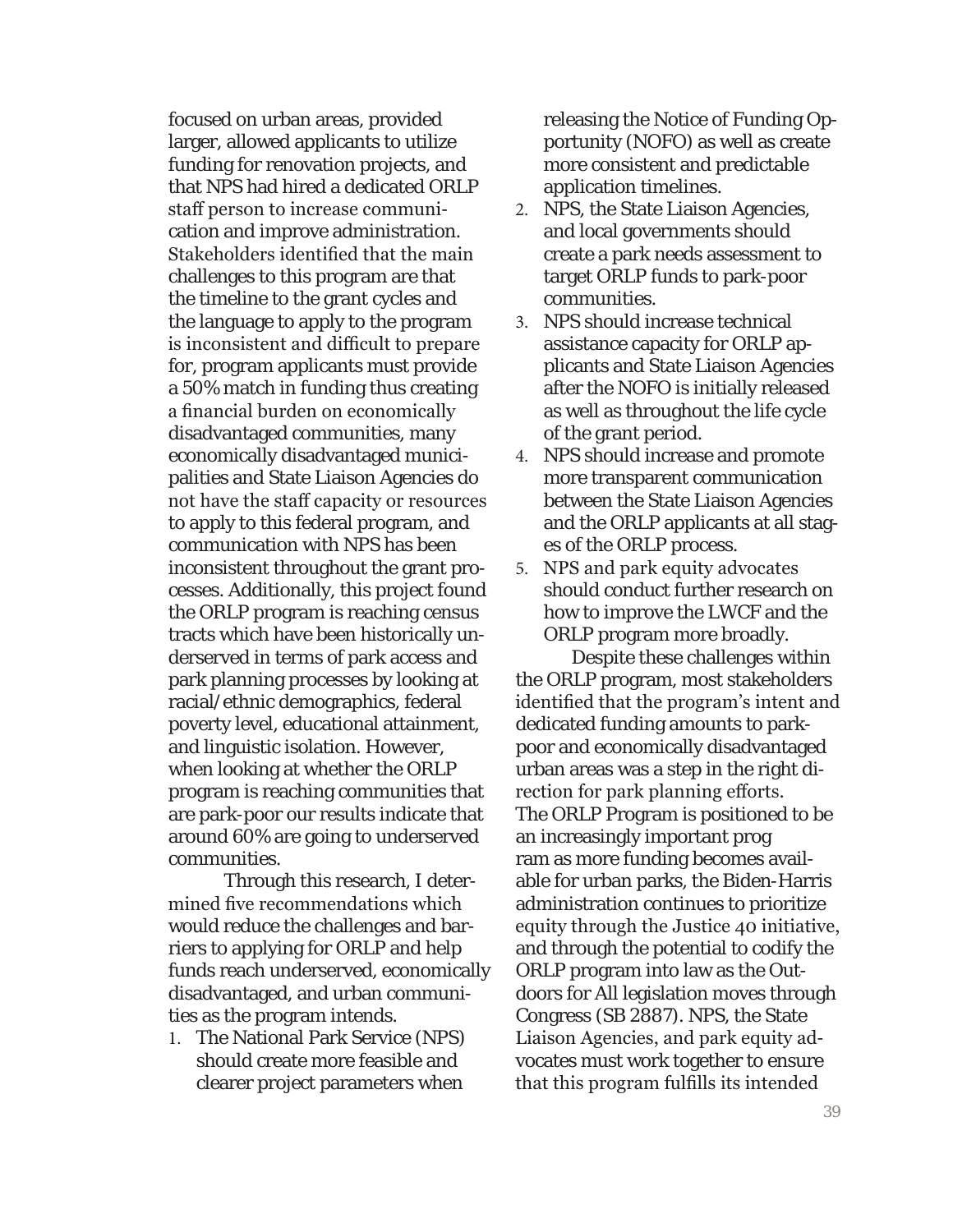focused on urban areas, provided larger, allowed applicants to utilize funding for renovation projects, and that NPS had hired a dedicated ORLP staff person to increase communication and improve administration. Stakeholders identified that the main challenges to this program are that the timeline to the grant cycles and the language to apply to the program is inconsistent and difficult to prepare for, program applicants must provide a 50% match in funding thus creating a financial burden on economically disadvantaged communities, many economically disadvantaged municipalities and State Liaison Agencies do not have the staff capacity or resources to apply to this federal program, and communication with NPS has been inconsistent throughout the grant processes. Additionally, this project found the ORLP program is reaching census tracts which have been historically underserved in terms of park access and park planning processes by looking at racial/ethnic demographics, federal poverty level, educational attainment, and linguistic isolation. However, when looking at whether the ORLP program is reaching communities that are park-poor our results indicate that around 60% are going to underserved communities.

Through this research, I determined five recommendations which would reduce the challenges and barriers to applying for ORLP and help funds reach underserved, economically disadvantaged, and urban communities as the program intends.

1. The National Park Service (NPS) should create more feasible and clearer project parameters when releasing the Notice of Funding Opportunity (NOFO) as well as create more consistent and predictable application timelines.
2. NPS, the State Liaison Agencies, and local governments should create a park needs assessment to target ORLP funds to park-poor communities.
3. NPS should increase technical assistance capacity for ORLP applicants and State Liaison Agencies after the NOFO is initially released as well as throughout the life cycle of the grant period.
4. NPS should increase and promote more transparent communication between the State Liaison Agencies and the ORLP applicants at all stages of the ORLP process.
5. NPS and park equity advocates should conduct further research on how to improve the LWCF and the ORLP program more broadly.

Despite these challenges within the ORLP program, most stakeholders identified that the program's intent and dedicated funding amounts to park-poor and economically disadvantaged urban areas was a step in the right direction for park planning efforts. The ORLP Program is positioned to be an increasingly important prog ram as more funding becomes available for urban parks, the Biden-Harris administration continues to prioritize equity through the Justice 40 initiative, and through the potential to codify the ORLP program into law as the Outdoors for All legislation moves through Congress (SB 2887). NPS, the State Liaison Agencies, and park equity advocates must work together to ensure that this program fulfills its intended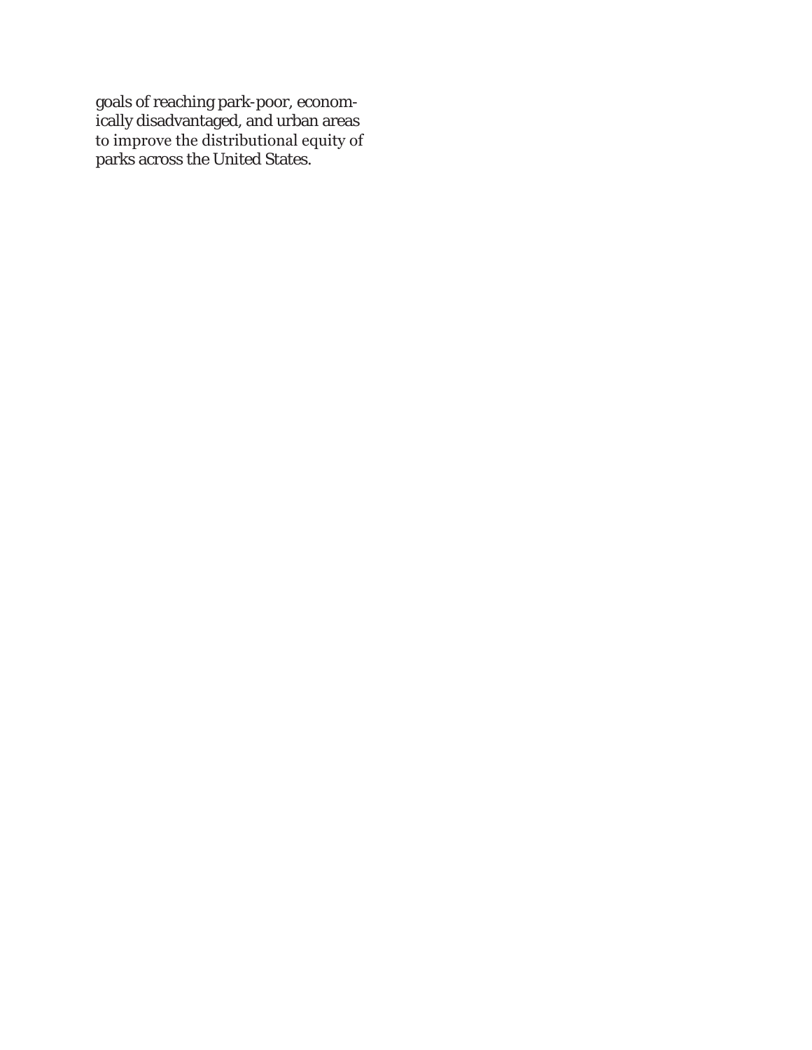goals of reaching park-poor, economically disadvantaged, and urban areas to improve the distributional equity of parks across the United States.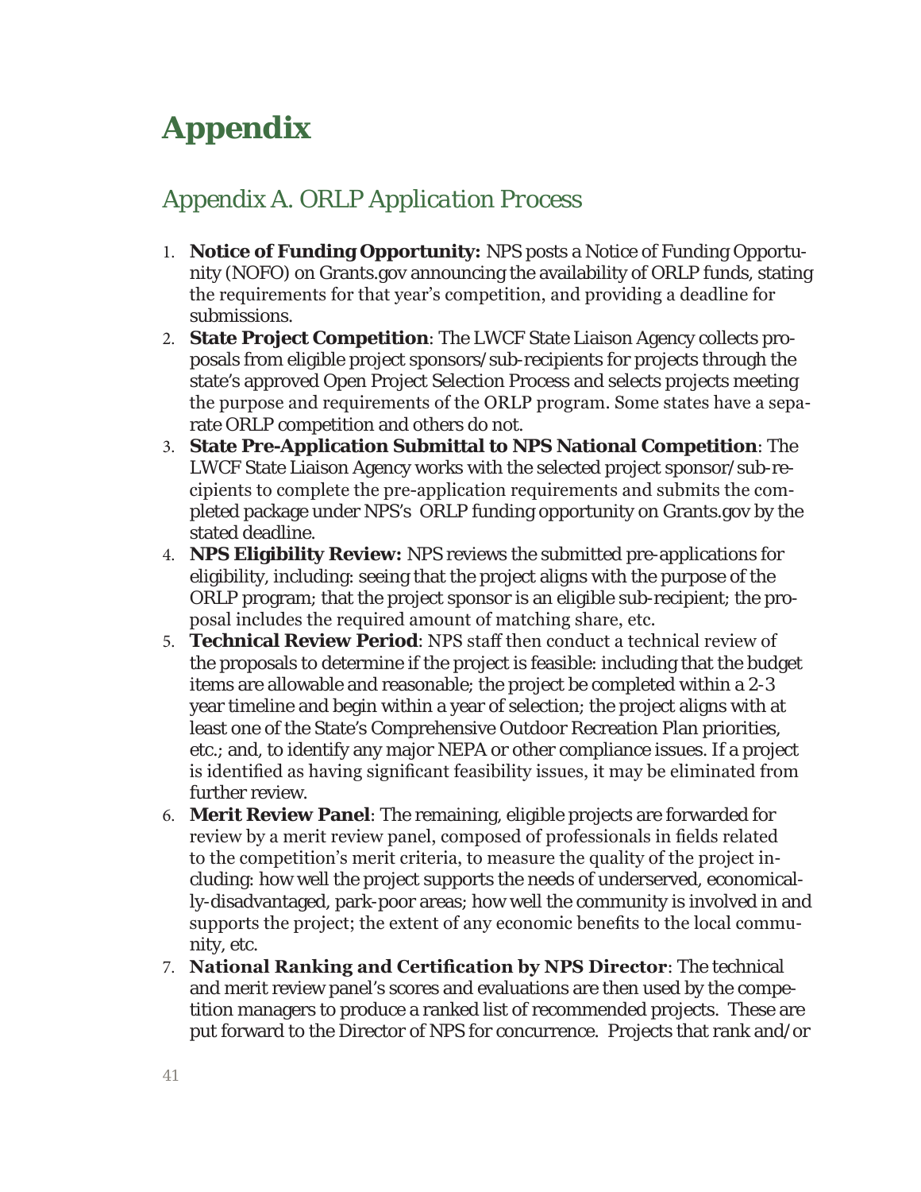# Appendix

## Appendix A. ORLP Application Process

1. **Notice of Funding Opportunity:** NPS posts a Notice of Funding Opportunity (NOFO) on Grants.gov announcing the availability of ORLP funds, stating the requirements for that year's competition, and providing a deadline for submissions.
2. **State Project Competition**: The LWCF State Liaison Agency collects proposals from eligible project sponsors/sub-recipients for projects through the state's approved Open Project Selection Process and selects projects meeting the purpose and requirements of the ORLP program. Some states have a separate ORLP competition and others do not.
3. **State Pre-Application Submittal to NPS National Competition**: The LWCF State Liaison Agency works with the selected project sponsor/sub-recipients to complete the pre-application requirements and submits the completed package under NPS's ORLP funding opportunity on Grants.gov by the stated deadline.
4. **NPS Eligibility Review:** NPS reviews the submitted pre-applications for eligibility, including: seeing that the project aligns with the purpose of the ORLP program; that the project sponsor is an eligible sub-recipient; the proposal includes the required amount of matching share, etc.
5. **Technical Review Period**: NPS staff then conduct a technical review of the proposals to determine if the project is feasible: including that the budget items are allowable and reasonable; the project be completed within a 2-3 year timeline and begin within a year of selection; the project aligns with at least one of the State's Comprehensive Outdoor Recreation Plan priorities, etc.; and, to identify any major NEPA or other compliance issues. If a project is identified as having significant feasibility issues, it may be eliminated from further review.
6. **Merit Review Panel**: The remaining, eligible projects are forwarded for review by a merit review panel, composed of professionals in fields related to the competition's merit criteria, to measure the quality of the project including: how well the project supports the needs of underserved, economically-disadvantaged, park-poor areas; how well the community is involved in and supports the project; the extent of any economic benefits to the local community, etc.
7. **National Ranking and Certification by NPS Director**: The technical and merit review panel's scores and evaluations are then used by the competition managers to produce a ranked list of recommended projects. These are put forward to the Director of NPS for concurrence. Projects that rank and/or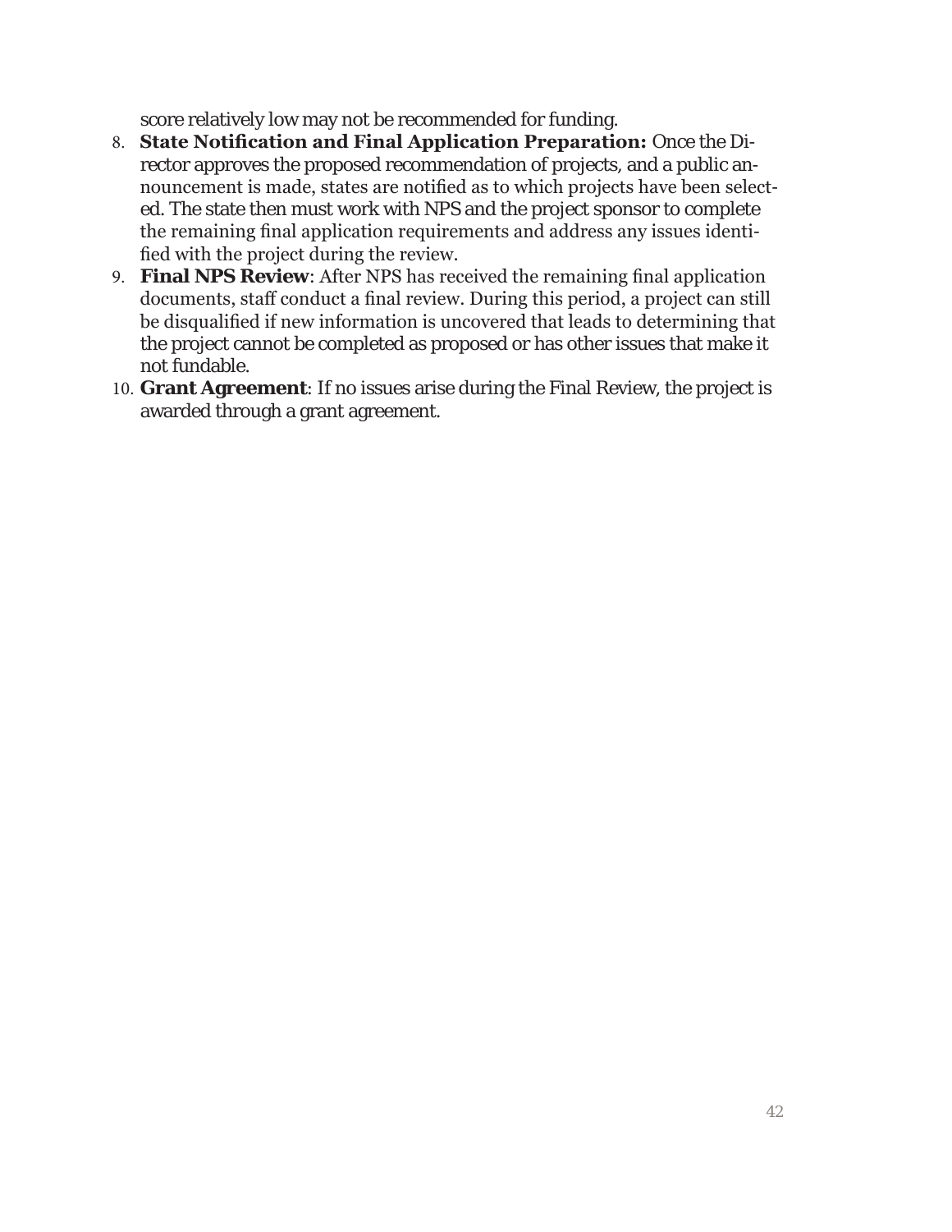score relatively low may not be recommended for funding.

8. **State Notification and Final Application Preparation:** Once the Director approves the proposed recommendation of projects, and a public announcement is made, states are notified as to which projects have been selected. The state then must work with NPS and the project sponsor to complete the remaining final application requirements and address any issues identified with the project during the review.
9. **Final NPS Review**: After NPS has received the remaining final application documents, staff conduct a final review. During this period, a project can still be disqualified if new information is uncovered that leads to determining that the project cannot be completed as proposed or has other issues that make it not fundable.
10. **Grant Agreement**: If no issues arise during the Final Review, the project is awarded through a grant agreement.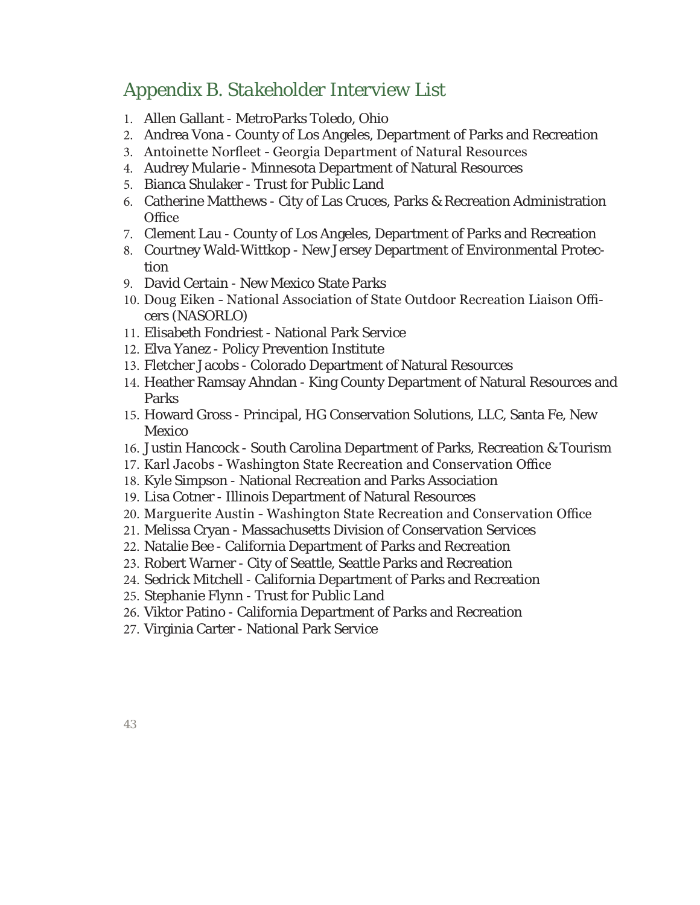## Appendix B. Stakeholder Interview List

1. Allen Gallant - MetroParks Toledo, Ohio
2. Andrea Vona - County of Los Angeles, Department of Parks and Recreation
3. Antoinette Norfleet - Georgia Department of Natural Resources
4. Audrey Mularie - Minnesota Department of Natural Resources
5. Bianca Shulaker - Trust for Public Land
6. Catherine Matthews - City of Las Cruces, Parks & Recreation Administration Office
7. Clement Lau - County of Los Angeles, Department of Parks and Recreation
8. Courtney Wald-Wittkop - New Jersey Department of Environmental Protection
9. David Certain - New Mexico State Parks
10. Doug Eiken - National Association of State Outdoor Recreation Liaison Officers (NASORLO)
11. Elisabeth Fondriest - National Park Service
12. Elva Yanez - Policy Prevention Institute
13. Fletcher Jacobs - Colorado Department of Natural Resources
14. Heather Ramsay Ahndan - King County Department of Natural Resources and Parks
15. Howard Gross - Principal, HG Conservation Solutions, LLC, Santa Fe, New Mexico
16. Justin Hancock - South Carolina Department of Parks, Recreation & Tourism
17. Karl Jacobs - Washington State Recreation and Conservation Office
18. Kyle Simpson - National Recreation and Parks Association
19. Lisa Cotner - Illinois Department of Natural Resources
20. Marguerite Austin - Washington State Recreation and Conservation Office
21. Melissa Cryan - Massachusetts Division of Conservation Services
22. Natalie Bee - California Department of Parks and Recreation
23. Robert Warner - City of Seattle, Seattle Parks and Recreation
24. Sedrick Mitchell - California Department of Parks and Recreation
25. Stephanie Flynn - Trust for Public Land
26. Viktor Patino - California Department of Parks and Recreation
27. Virginia Carter - National Park Service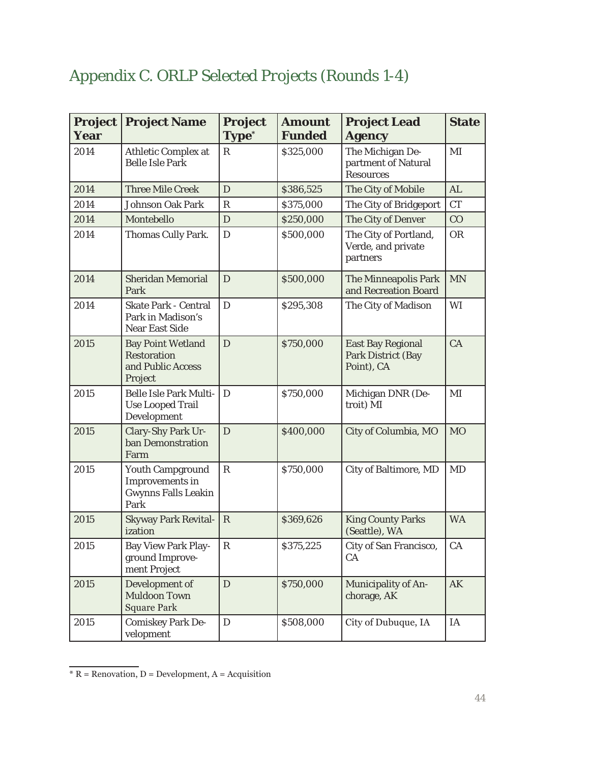# Appendix C. ORLP Selected Projects (Rounds 1-4)

| Project Year | Project Name | Project Type* | Amount Funded | Project Lead Agency | State |
|---|---|---|---|---|---|
| 2014 | Athletic Complex at Belle Isle Park | R | $325,000 | The Michigan Department of Natural Resources | MI |
| 2014 | Three Mile Creek | D | $386,525 | The City of Mobile | AL |
| 2014 | Johnson Oak Park | R | $375,000 | The City of Bridgeport | CT |
| 2014 | Montebello | D | $250,000 | The City of Denver | CO |
| 2014 | Thomas Cully Park. | D | $500,000 | The City of Portland, Verde, and private partners | OR |
| 2014 | Sheridan Memorial Park | D | $500,000 | The Minneapolis Park and Recreation Board | MN |
| 2014 | Skate Park - Central Park in Madison's Near East Side | D | $295,308 | The City of Madison | WI |
| 2015 | Bay Point Wetland Restoration and Public Access Project | D | $750,000 | East Bay Regional Park District (Bay Point), CA | CA |
| 2015 | Belle Isle Park Multi-Use Looped Trail Development | D | $750,000 | Michigan DNR (Detroit) MI | MI |
| 2015 | Clary-Shy Park Urban Demonstration Farm | D | $400,000 | City of Columbia, MO | MO |
| 2015 | Youth Campground Improvements in Gwynns Falls Leakin Park | R | $750,000 | City of Baltimore, MD | MD |
| 2015 | Skyway Park Revitalization | R | $369,626 | King County Parks (Seattle), WA | WA |
| 2015 | Bay View Park Playground Improvement Project | R | $375,225 | City of San Francisco, CA | CA |
| 2015 | Development of Muldoon Town Square Park | D | $750,000 | Municipality of Anchorage, AK | AK |
| 2015 | Comiskey Park Development | D | $508,000 | City of Dubuque, IA | IA |

* R = Renovation, D = Development, A = Acquisition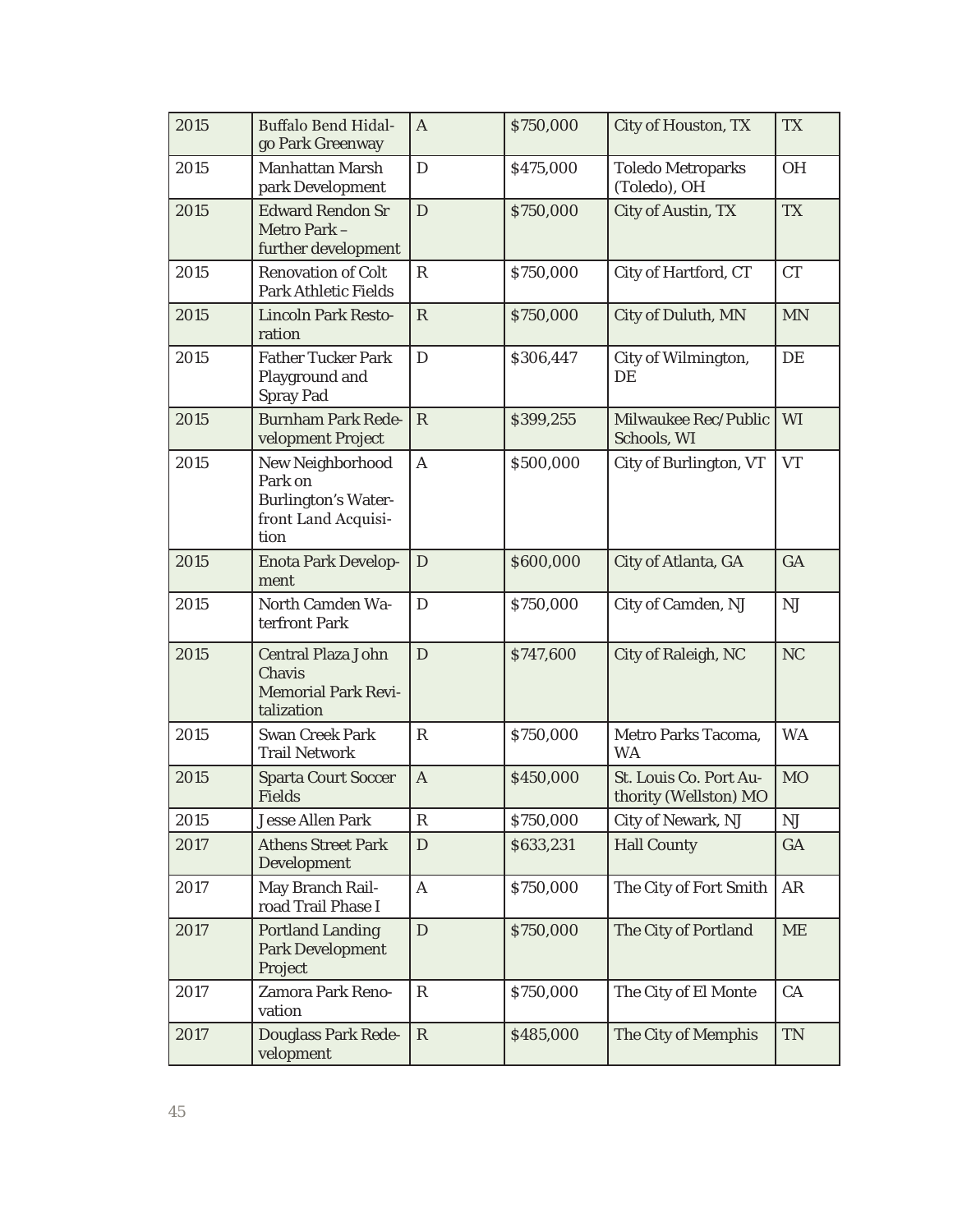| | | | | | |
|---|---|---|---|---|---|
| 2015 | Buffalo Bend Hidalgo Park Greenway | A | $750,000 | City of Houston, TX | TX |
| 2015 | Manhattan Marsh park Development | D | $475,000 | Toledo Metroparks (Toledo), OH | OH |
| 2015 | Edward Rendon Sr Metro Park – further development | D | $750,000 | City of Austin, TX | TX |
| 2015 | Renovation of Colt Park Athletic Fields | R | $750,000 | City of Hartford, CT | CT |
| 2015 | Lincoln Park Restoration | R | $750,000 | City of Duluth, MN | MN |
| 2015 | Father Tucker Park Playground and Spray Pad | D | $306,447 | City of Wilmington, DE | DE |
| 2015 | Burnham Park Redevelopment Project | R | $399,255 | Milwaukee Rec/Public Schools, WI | WI |
| 2015 | New Neighborhood Park on Burlington's Waterfront Land Acquisition | A | $500,000 | City of Burlington, VT | VT |
| 2015 | Enota Park Development | D | $600,000 | City of Atlanta, GA | GA |
| 2015 | North Camden Waterfront Park | D | $750,000 | City of Camden, NJ | NJ |
| 2015 | Central Plaza John Chavis Memorial Park Revitalization | D | $747,600 | City of Raleigh, NC | NC |
| 2015 | Swan Creek Park Trail Network | R | $750,000 | Metro Parks Tacoma, WA | WA |
| 2015 | Sparta Court Soccer Fields | A | $450,000 | St. Louis Co. Port Authority (Wellston) MO | MO |
| 2015 | Jesse Allen Park | R | $750,000 | City of Newark, NJ | NJ |
| 2017 | Athens Street Park Development | D | $633,231 | Hall County | GA |
| 2017 | May Branch Railroad Trail Phase I | A | $750,000 | The City of Fort Smith | AR |
| 2017 | Portland Landing Park Development Project | D | $750,000 | The City of Portland | ME |
| 2017 | Zamora Park Renovation | R | $750,000 | The City of El Monte | CA |
| 2017 | Douglass Park Redevelopment | R | $485,000 | The City of Memphis | TN |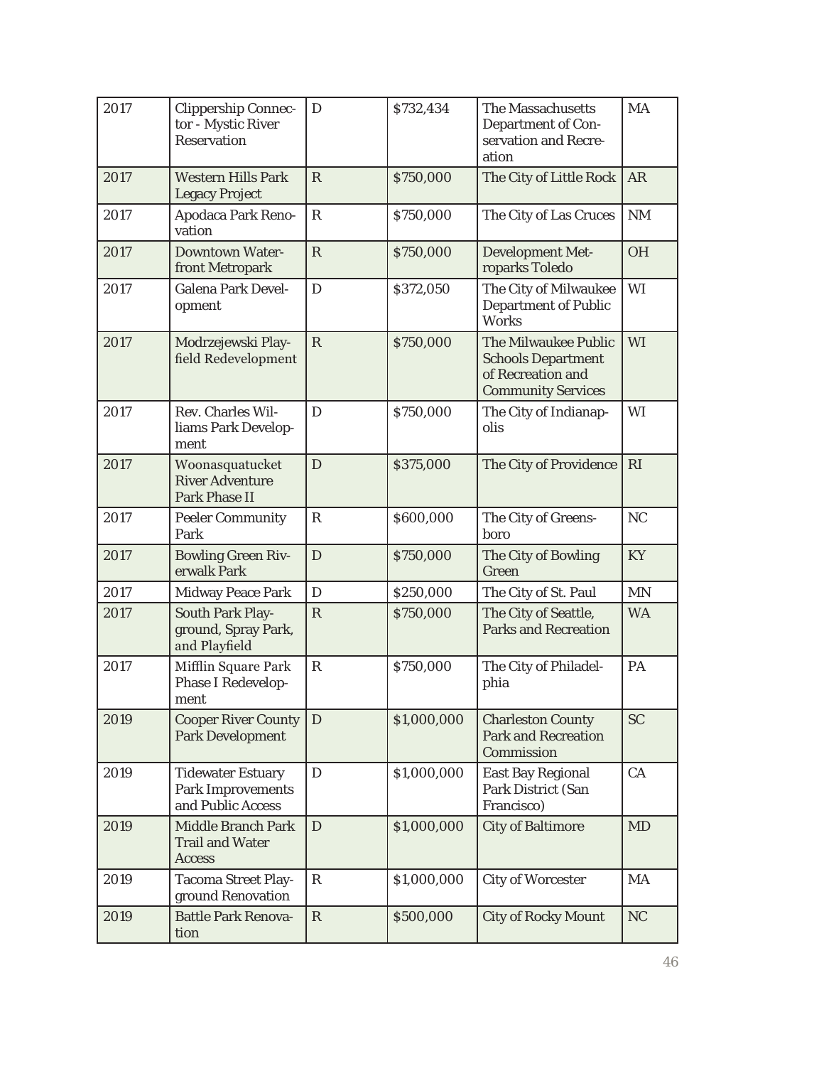| | | | | | |
|---|---|---|---|---|---|
| 2017 | Clippership Connector - Mystic River Reservation | D | $732,434 | The Massachusetts Department of Conservation and Recreation | MA |
| 2017 | Western Hills Park Legacy Project | R | $750,000 | The City of Little Rock | AR |
| 2017 | Apodaca Park Renovation | R | $750,000 | The City of Las Cruces | NM |
| 2017 | Downtown Waterfront Metropark | R | $750,000 | Development Metroparks Toledo | OH |
| 2017 | Galena Park Development | D | $372,050 | The City of Milwaukee Department of Public Works | WI |
| 2017 | Modrzejewski Playfield Redevelopment | R | $750,000 | The Milwaukee Public Schools Department of Recreation and Community Services | WI |
| 2017 | Rev. Charles Williams Park Development | D | $750,000 | The City of Indianapolis | WI |
| 2017 | Woonasquatucket River Adventure Park Phase II | D | $375,000 | The City of Providence | RI |
| 2017 | Peeler Community Park | R | $600,000 | The City of Greensboro | NC |
| 2017 | Bowling Green Riverwalk Park | D | $750,000 | The City of Bowling Green | KY |
| 2017 | Midway Peace Park | D | $250,000 | The City of St. Paul | MN |
| 2017 | South Park Playground, Spray Park, and Playfield | R | $750,000 | The City of Seattle, Parks and Recreation | WA |
| 2017 | Mifflin Square Park Phase I Redevelopment | R | $750,000 | The City of Philadelphia | PA |
| 2019 | Cooper River County Park Development | D | $1,000,000 | Charleston County Park and Recreation Commission | SC |
| 2019 | Tidewater Estuary Park Improvements and Public Access | D | $1,000,000 | East Bay Regional Park District (San Francisco) | CA |
| 2019 | Middle Branch Park Trail and Water Access | D | $1,000,000 | City of Baltimore | MD |
| 2019 | Tacoma Street Playground Renovation | R | $1,000,000 | City of Worcester | MA |
| 2019 | Battle Park Renovation | R | $500,000 | City of Rocky Mount | NC |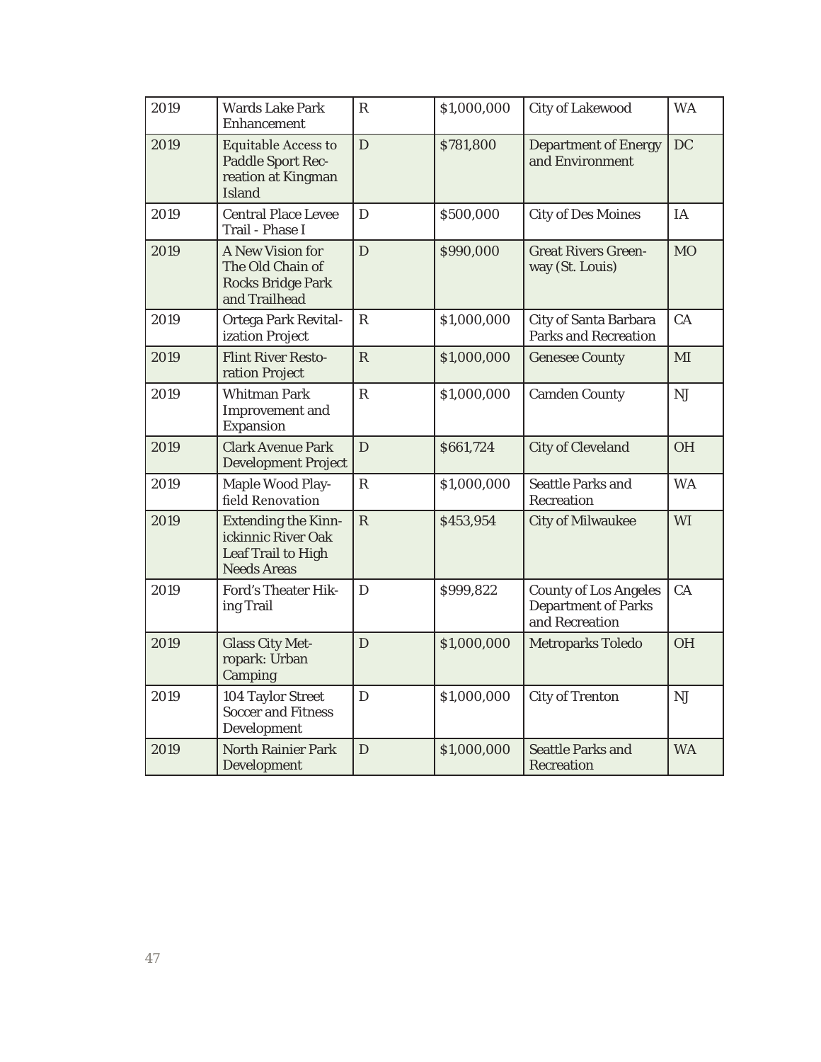| | | | | | |
|---|---|---|---|---|---|
| 2019 | Wards Lake Park Enhancement | R | $1,000,000 | City of Lakewood | WA |
| 2019 | Equitable Access to Paddle Sport Recreation at Kingman Island | D | $781,800 | Department of Energy and Environment | DC |
| 2019 | Central Place Levee Trail - Phase I | D | $500,000 | City of Des Moines | IA |
| 2019 | A New Vision for The Old Chain of Rocks Bridge Park and Trailhead | D | $990,000 | Great Rivers Greenway (St. Louis) | MO |
| 2019 | Ortega Park Revitalization Project | R | $1,000,000 | City of Santa Barbara Parks and Recreation | CA |
| 2019 | Flint River Restoration Project | R | $1,000,000 | Genesee County | MI |
| 2019 | Whitman Park Improvement and Expansion | R | $1,000,000 | Camden County | NJ |
| 2019 | Clark Avenue Park Development Project | D | $661,724 | City of Cleveland | OH |
| 2019 | Maple Wood Playfield Renovation | R | $1,000,000 | Seattle Parks and Recreation | WA |
| 2019 | Extending the Kinnickinnic River Oak Leaf Trail to High Needs Areas | R | $453,954 | City of Milwaukee | WI |
| 2019 | Ford's Theater Hiking Trail | D | $999,822 | County of Los Angeles Department of Parks and Recreation | CA |
| 2019 | Glass City Metropark: Urban Camping | D | $1,000,000 | Metroparks Toledo | OH |
| 2019 | 104 Taylor Street Soccer and Fitness Development | D | $1,000,000 | City of Trenton | NJ |
| 2019 | North Rainier Park Development | D | $1,000,000 | Seattle Parks and Recreation | WA |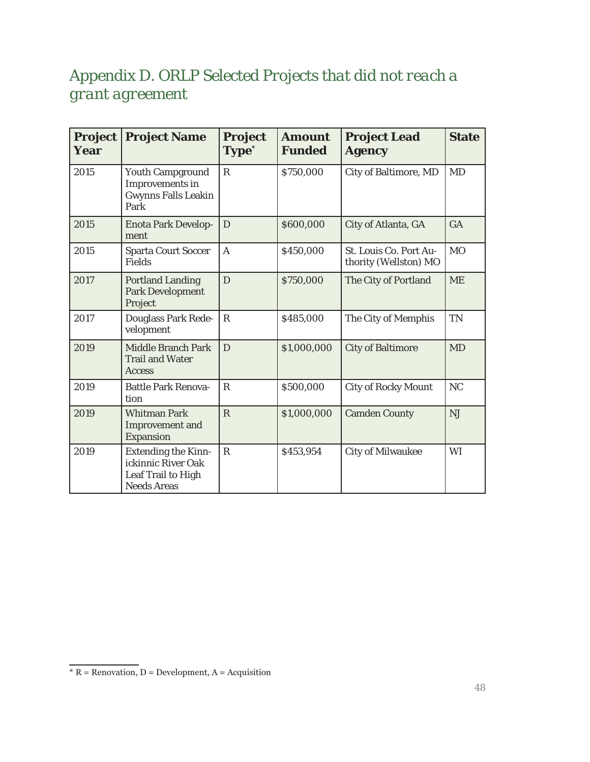## Appendix D. ORLP Selected Projects that did not reach a grant agreement

| Project Year | Project Name | Project Type* | Amount Funded | Project Lead Agency | State |
|---|---|---|---|---|---|
| 2015 | Youth Campground Improvements in Gwynns Falls Leakin Park | R | $750,000 | City of Baltimore, MD | MD |
| 2015 | Enota Park Development | D | $600,000 | City of Atlanta, GA | GA |
| 2015 | Sparta Court Soccer Fields | A | $450,000 | St. Louis Co. Port Authority (Wellston) MO | MO |
| 2017 | Portland Landing Park Development Project | D | $750,000 | The City of Portland | ME |
| 2017 | Douglass Park Redevelopment | R | $485,000 | The City of Memphis | TN |
| 2019 | Middle Branch Park Trail and Water Access | D | $1,000,000 | City of Baltimore | MD |
| 2019 | Battle Park Renovation | R | $500,000 | City of Rocky Mount | NC |
| 2019 | Whitman Park Improvement and Expansion | R | $1,000,000 | Camden County | NJ |
| 2019 | Extending the Kinnickinnic River Oak Leaf Trail to High Needs Areas | R | $453,954 | City of Milwaukee | WI |

* R = Renovation, D = Development, A = Acquisition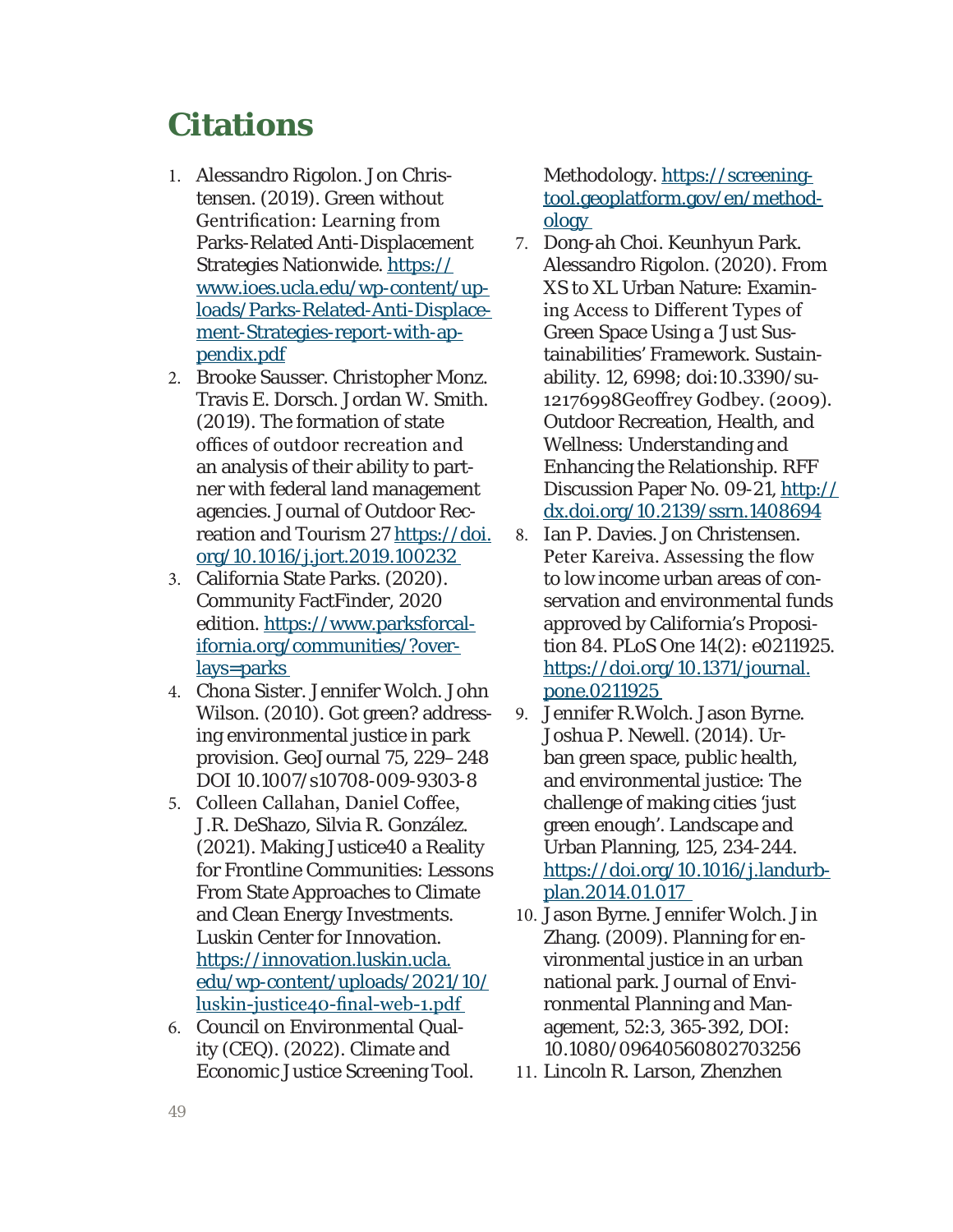# Citations

1. Alessandro Rigolon. Jon Christensen. (2019). Green without Gentrification: Learning from Parks-Related Anti-Displacement Strategies Nationwide. https://www.ioes.ucla.edu/wp-content/uploads/Parks-Related-Anti-Displacement-Strategies-report-with-appendix.pdf
2. Brooke Sausser. Christopher Monz. Travis E. Dorsch. Jordan W. Smith. (2019). The formation of state offices of outdoor recreation and an analysis of their ability to partner with federal land management agencies. Journal of Outdoor Recreation and Tourism 27 https://doi.org/10.1016/j.jort.2019.100232
3. California State Parks. (2020). Community FactFinder, 2020 edition. https://www.parksforcalifornia.org/communities/?overlays=parks
4. Chona Sister. Jennifer Wolch. John Wilson. (2010). Got green? addressing environmental justice in park provision. GeoJournal 75, 229–248 DOI 10.1007/s10708-009-9303-8
5. Colleen Callahan, Daniel Coffee, J.R. DeShazo, Silvia R. González. (2021). Making Justice40 a Reality for Frontline Communities: Lessons From State Approaches to Climate and Clean Energy Investments. Luskin Center for Innovation. https://innovation.luskin.ucla.edu/wp-content/uploads/2021/10/luskin-justice40-final-web-1.pdf
6. Council on Environmental Quality (CEQ). (2022). Climate and Economic Justice Screening Tool. Methodology. https://screeningtool.geoplatform.gov/en/methodology
7. Dong-ah Choi. Keunhyun Park. Alessandro Rigolon. (2020). From XS to XL Urban Nature: Examining Access to Different Types of Green Space Using a 'Just Sustainabilities' Framework. Sustainability. 12, 6998; doi:10.3390/su12176998Geoffrey Godbey. (2009). Outdoor Recreation, Health, and Wellness: Understanding and Enhancing the Relationship. RFF Discussion Paper No. 09-21, http://dx.doi.org/10.2139/ssrn.1408694
8. Ian P. Davies. Jon Christensen. Peter Kareiva. Assessing the flow to low income urban areas of conservation and environmental funds approved by California's Proposition 84. PLoS One 14(2): e0211925. https://doi.org/10.1371/journal.pone.0211925
9. Jennifer R.Wolch. Jason Byrne. Joshua P. Newell. (2014). Urban green space, public health, and environmental justice: The challenge of making cities 'just green enough'. Landscape and Urban Planning, 125, 234-244. https://doi.org/10.1016/j.landurbplan.2014.01.017
10. Jason Byrne. Jennifer Wolch. Jin Zhang. (2009). Planning for environmental justice in an urban national park. Journal of Environmental Planning and Management, 52:3, 365-392, DOI: 10.1080/09640560802703256
11. Lincoln R. Larson, Zhenzhen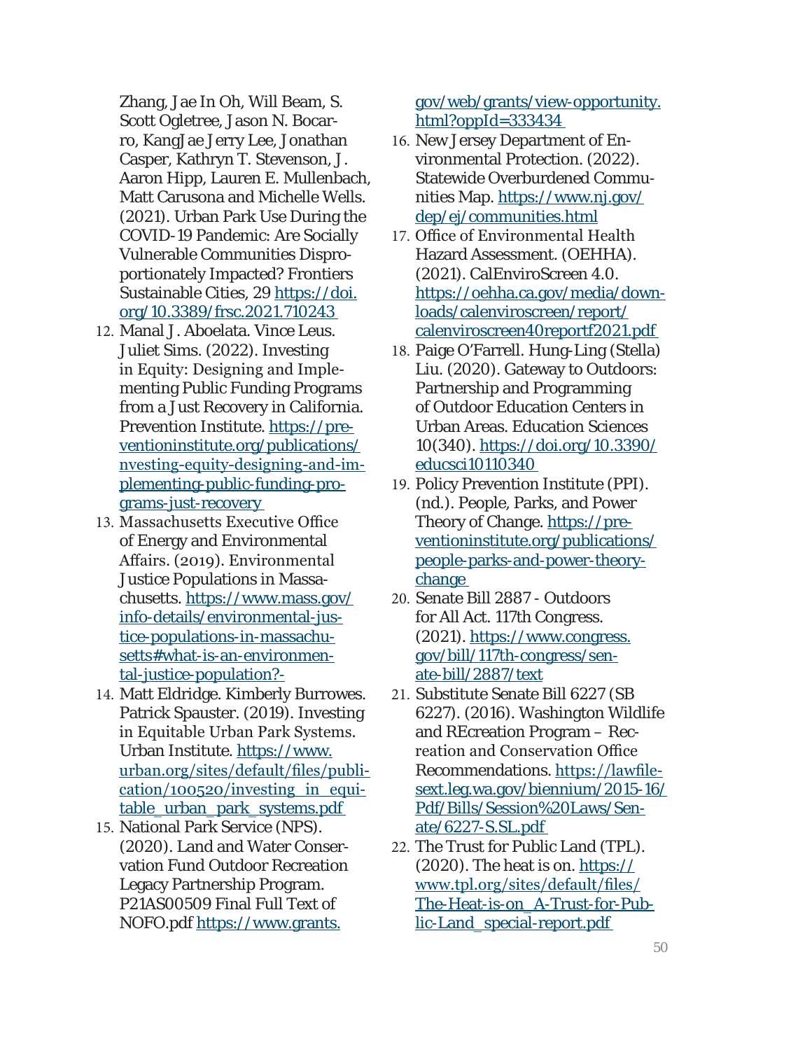Zhang, Jae In Oh, Will Beam, S. Scott Ogletree, Jason N. Bocarro, KangJae Jerry Lee, Jonathan Casper, Kathryn T. Stevenson, J. Aaron Hipp, Lauren E. Mullenbach, Matt Carusona and Michelle Wells. (2021). Urban Park Use During the COVID-19 Pandemic: Are Socially Vulnerable Communities Disproportionately Impacted? Frontiers Sustainable Cities, 29 https://doi.org/10.3389/frsc.2021.710243

12. Manal J. Aboelata. Vince Leus. Juliet Sims. (2022). Investing in Equity: Designing and Implementing Public Funding Programs from a Just Recovery in California. Prevention Institute. https://preventioninstitute.org/publications/nvesting-equity-designing-and-implementing-public-funding-programs-just-recovery
13. Massachusetts Executive Office of Energy and Environmental Affairs. (2019). Environmental Justice Populations in Massachusetts. https://www.mass.gov/info-details/environmental-justice-populations-in-massachusetts#what-is-an-environmental-justice-population?-
14. Matt Eldridge. Kimberly Burrowes. Patrick Spauster. (2019). Investing in Equitable Urban Park Systems. Urban Institute. https://www.urban.org/sites/default/files/publication/100520/investing_in_equitable_urban_park_systems.pdf
15. National Park Service (NPS). (2020). Land and Water Conservation Fund Outdoor Recreation Legacy Partnership Program. P21AS00509 Final Full Text of NOFO.pdf https://www.grants.gov/web/grants/view-opportunity.html?oppId=333434
16. New Jersey Department of Environmental Protection. (2022). Statewide Overburdened Communities Map. https://www.nj.gov/dep/ej/communities.html
17. Office of Environmental Health Hazard Assessment. (OEHHA). (2021). CalEnviroScreen 4.0. https://oehha.ca.gov/media/downloads/calenviroscreen/report/calenviroscreen40reportf2021.pdf
18. Paige O'Farrell. Hung-Ling (Stella) Liu. (2020). Gateway to Outdoors: Partnership and Programming of Outdoor Education Centers in Urban Areas. Education Sciences 10(340). https://doi.org/10.3390/educsci10110340
19. Policy Prevention Institute (PPI). (nd.). People, Parks, and Power Theory of Change. https://preventioninstitute.org/publications/people-parks-and-power-theory-change
20. Senate Bill 2887 - Outdoors for All Act. 117th Congress. (2021). https://www.congress.gov/bill/117th-congress/senate-bill/2887/text
21. Substitute Senate Bill 6227 (SB 6227). (2016). Washington Wildlife and REcreation Program – Recreation and Conservation Office Recommendations. https://lawfilesext.leg.wa.gov/biennium/2015-16/Pdf/Bills/Session%20Laws/Senate/6227-S.SL.pdf
22. The Trust for Public Land (TPL). (2020). The heat is on. https://www.tpl.org/sites/default/files/The-Heat-is-on_A-Trust-for-Public-Land_special-report.pdf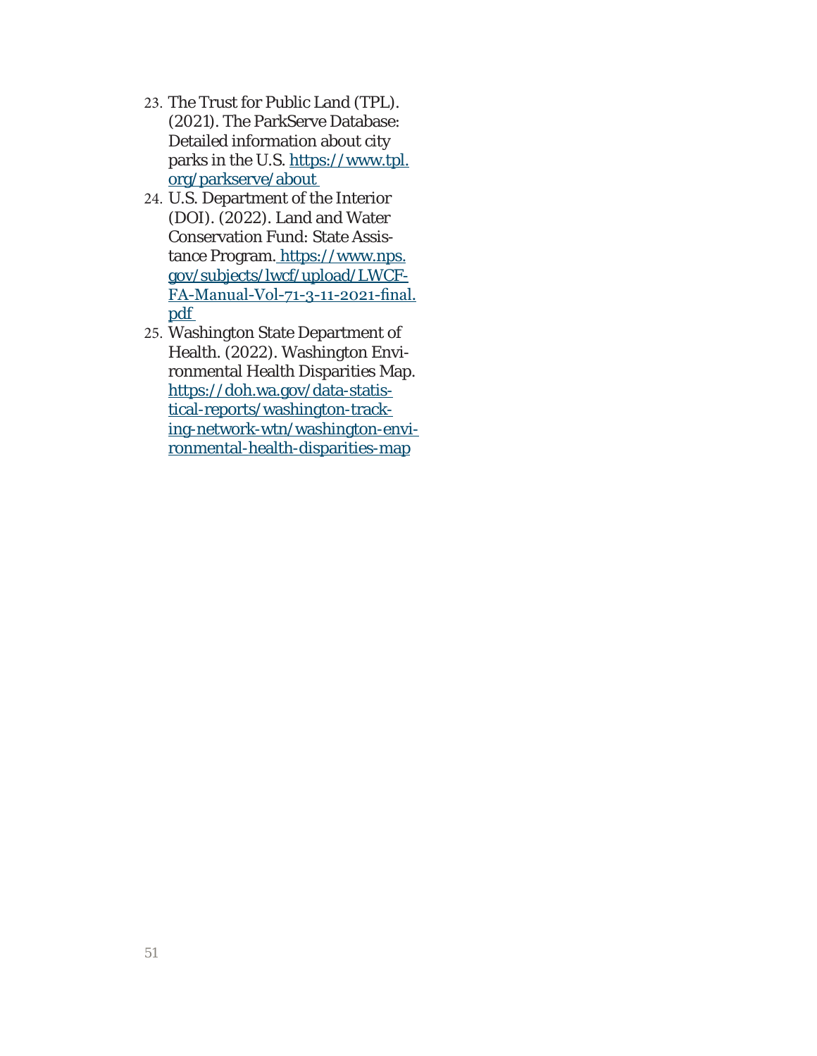23. The Trust for Public Land (TPL). (2021). The ParkServe Database: Detailed information about city parks in the U.S. https://www.tpl.org/parkserve/about
24. U.S. Department of the Interior (DOI). (2022). Land and Water Conservation Fund: State Assistance Program. https://www.nps.gov/subjects/lwcf/upload/LWCF-FA-Manual-Vol-71-3-11-2021-final.pdf
25. Washington State Department of Health. (2022). Washington Environmental Health Disparities Map. https://doh.wa.gov/data-statistical-reports/washington-tracking-network-wtn/washington-environmental-health-disparities-map